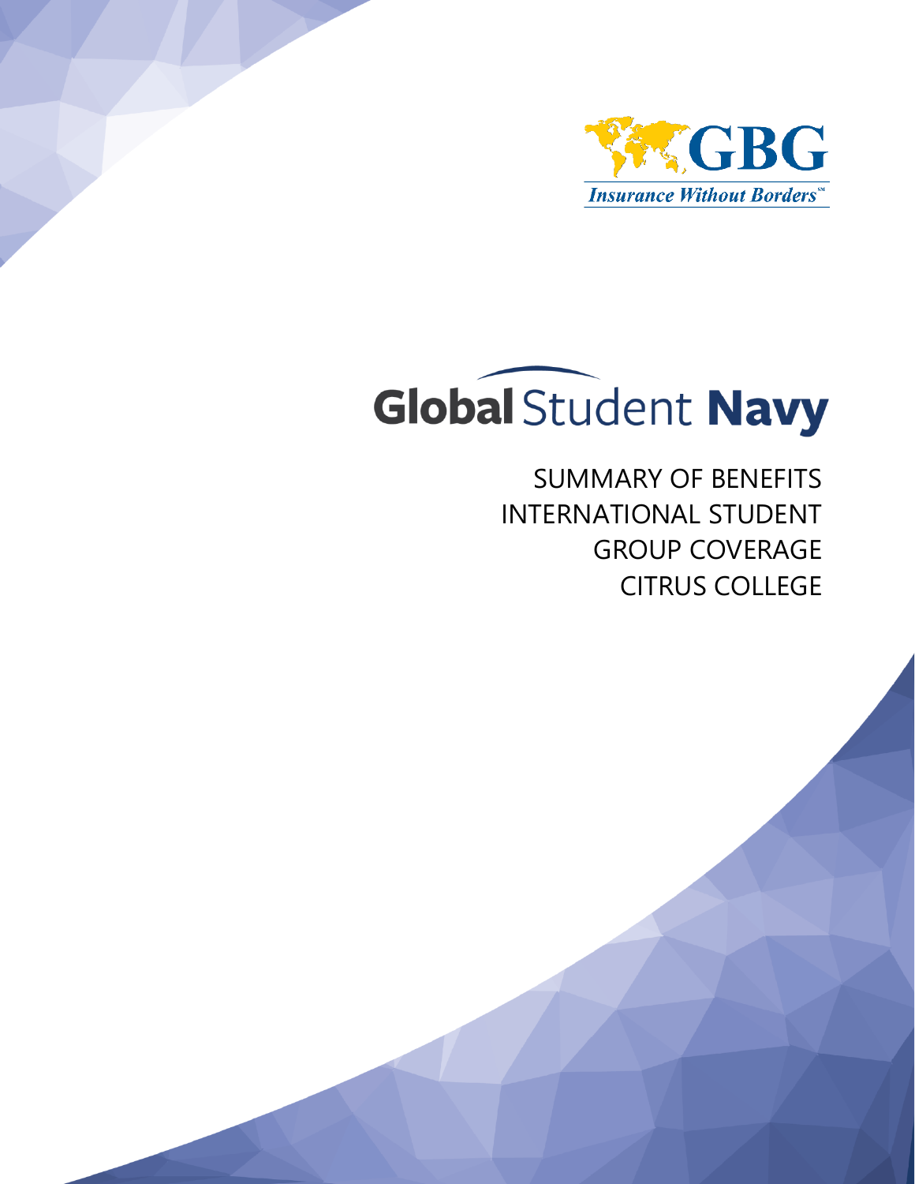GBG

*Insurance Without Borders*℠

# Global Student Navy

SUMMARY OF BENEFITS
INTERNATIONAL STUDENT
GROUP COVERAGE
CITRUS COLLEGE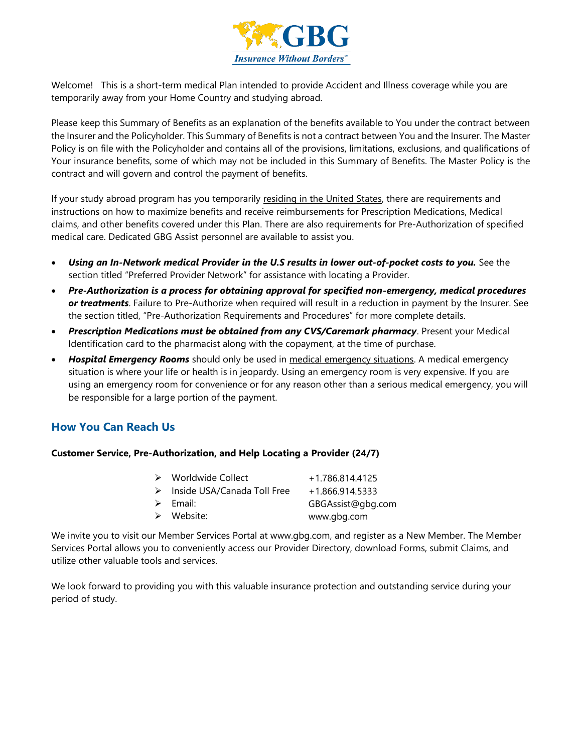Welcome! This is a short-term medical Plan intended to provide Accident and Illness coverage while you are temporarily away from your Home Country and studying abroad.

Please keep this Summary of Benefits as an explanation of the benefits available to You under the contract between the Insurer and the Policyholder. This Summary of Benefits is not a contract between You and the Insurer. The Master Policy is on file with the Policyholder and contains all of the provisions, limitations, exclusions, and qualifications of Your insurance benefits, some of which may not be included in this Summary of Benefits. The Master Policy is the contract and will govern and control the payment of benefits.

If your study abroad program has you temporarily residing in the United States, there are requirements and instructions on how to maximize benefits and receive reimbursements for Prescription Medications, Medical claims, and other benefits covered under this Plan. There are also requirements for Pre-Authorization of specified medical care. Dedicated GBG Assist personnel are available to assist you.

- ***Using an In-Network medical Provider in the U.S results in lower out-of-pocket costs to you.*** See the section titled "Preferred Provider Network" for assistance with locating a Provider.
- ***Pre-Authorization is a process for obtaining approval for specified non-emergency, medical procedures or treatments***. Failure to Pre-Authorize when required will result in a reduction in payment by the Insurer. See the section titled, "Pre-Authorization Requirements and Procedures" for more complete details.
- ***Prescription Medications must be obtained from any CVS/Caremark pharmacy***. Present your Medical Identification card to the pharmacist along with the copayment, at the time of purchase.
- ***Hospital Emergency Rooms*** should only be used in medical emergency situations. A medical emergency situation is where your life or health is in jeopardy. Using an emergency room is very expensive. If you are using an emergency room for convenience or for any reason other than a serious medical emergency, you will be responsible for a large portion of the payment.

## How You Can Reach Us

**Customer Service, Pre-Authorization, and Help Locating a Provider (24/7)**

- Worldwide Collect +1.786.814.4125
- Inside USA/Canada Toll Free +1.866.914.5333
- Email: GBGAssist@gbg.com
- Website: www.gbg.com

We invite you to visit our Member Services Portal at www.gbg.com, and register as a New Member. The Member Services Portal allows you to conveniently access our Provider Directory, download Forms, submit Claims, and utilize other valuable tools and services.

We look forward to providing you with this valuable insurance protection and outstanding service during your period of study.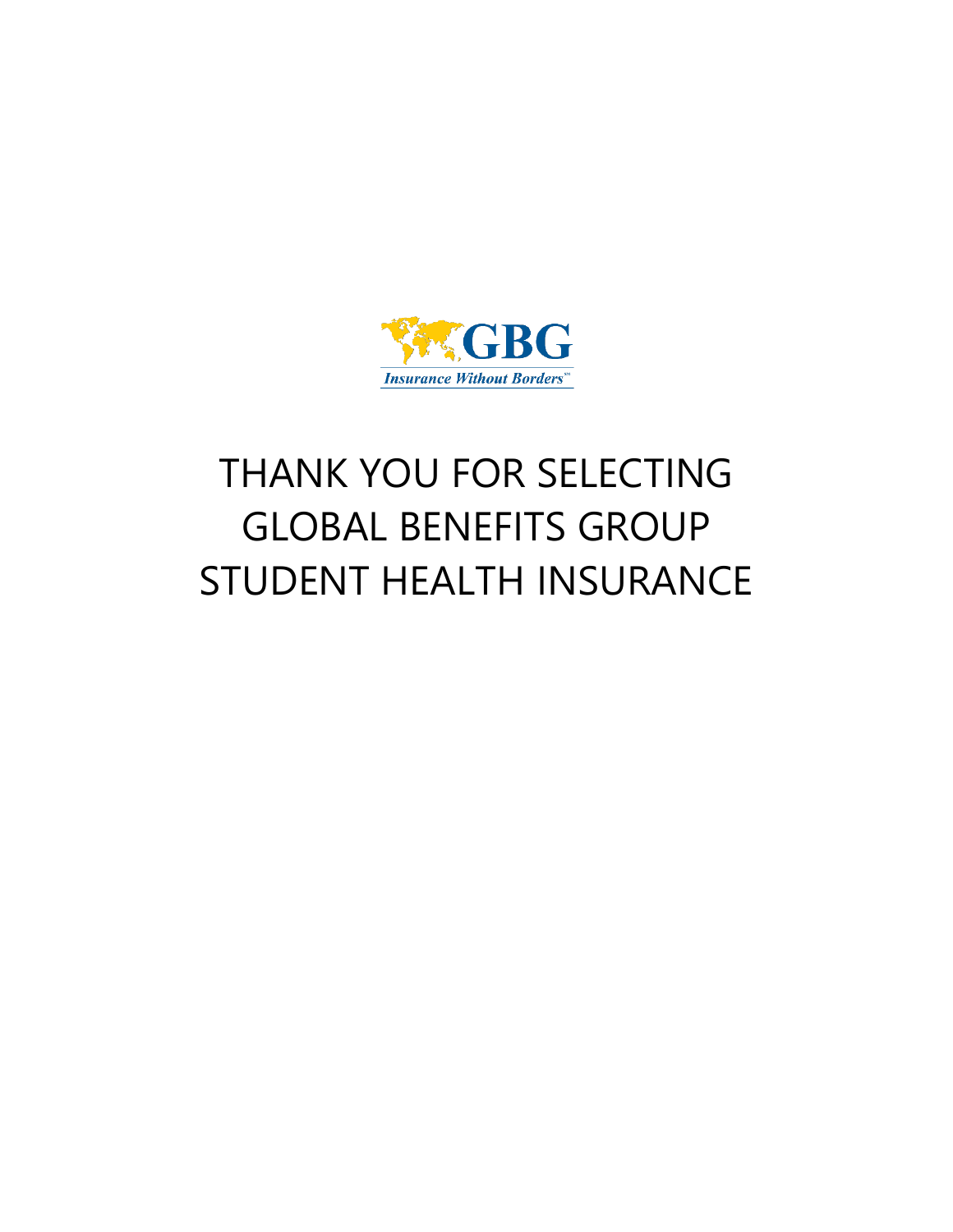GBG

*Insurance Without Borders*℠

# THANK YOU FOR SELECTING GLOBAL BENEFITS GROUP STUDENT HEALTH INSURANCE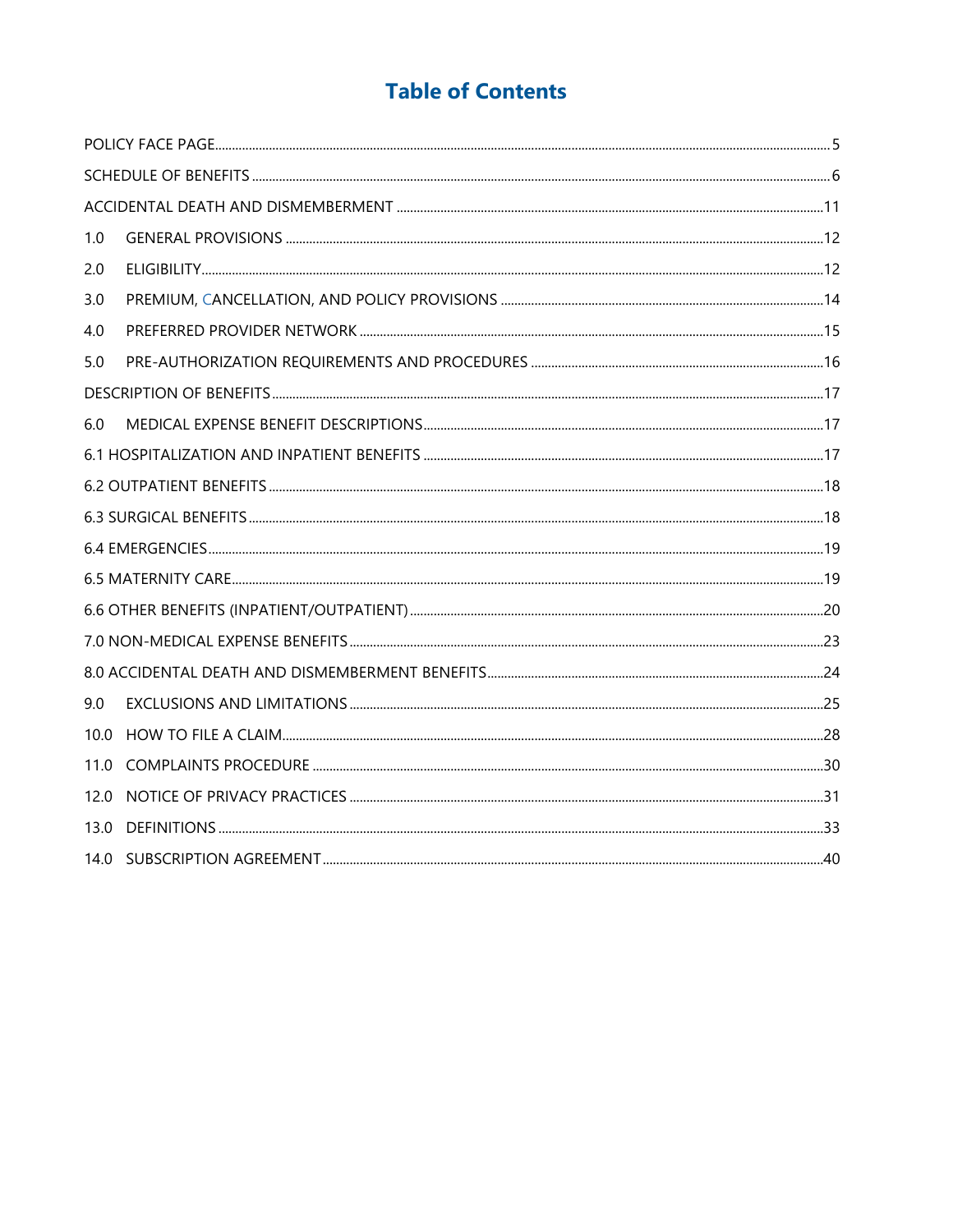# Table of Contents

POLICY FACE PAGE .................................................. 5

SCHEDULE OF BENEFITS .................................................. 6

ACCIDENTAL DEATH AND DISMEMBERMENT .................................................. 11

1.0 GENERAL PROVISIONS .................................................. 12

2.0 ELIGIBILITY .................................................. 12

3.0 PREMIUM, CANCELLATION, AND POLICY PROVISIONS .................................................. 14

4.0 PREFERRED PROVIDER NETWORK .................................................. 15

5.0 PRE-AUTHORIZATION REQUIREMENTS AND PROCEDURES .................................................. 16

DESCRIPTION OF BENEFITS .................................................. 17

6.0 MEDICAL EXPENSE BENEFIT DESCRIPTIONS .................................................. 17

6.1 HOSPITALIZATION AND INPATIENT BENEFITS .................................................. 17

6.2 OUTPATIENT BENEFITS .................................................. 18

6.3 SURGICAL BENEFITS .................................................. 18

6.4 EMERGENCIES .................................................. 19

6.5 MATERNITY CARE .................................................. 19

6.6 OTHER BENEFITS (INPATIENT/OUTPATIENT) .................................................. 20

7.0 NON-MEDICAL EXPENSE BENEFITS .................................................. 23

8.0 ACCIDENTAL DEATH AND DISMEMBERMENT BENEFITS .................................................. 24

9.0 EXCLUSIONS AND LIMITATIONS .................................................. 25

10.0 HOW TO FILE A CLAIM .................................................. 28

11.0 COMPLAINTS PROCEDURE .................................................. 30

12.0 NOTICE OF PRIVACY PRACTICES .................................................. 31

13.0 DEFINITIONS .................................................. 33

14.0 SUBSCRIPTION AGREEMENT .................................................. 40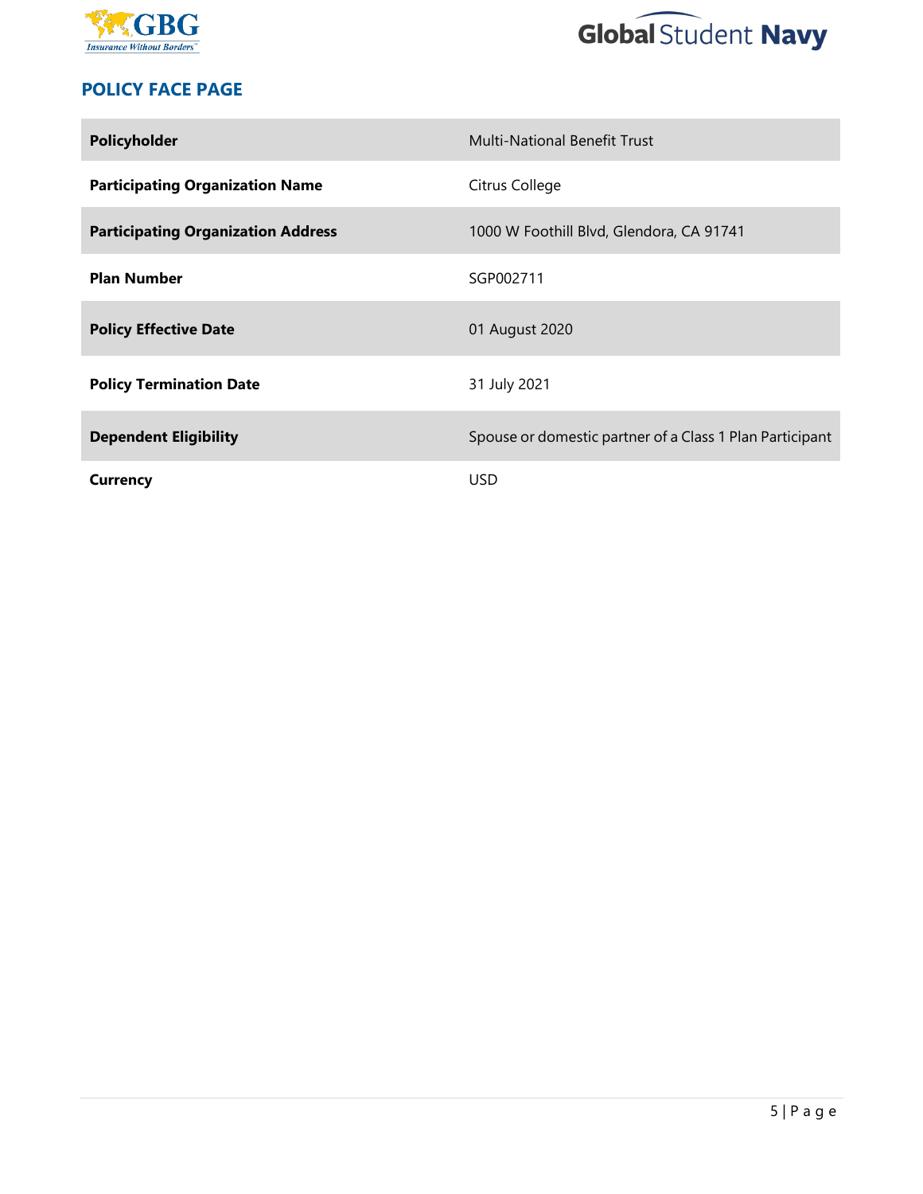## POLICY FACE PAGE

| | |
|---|---|
| **Policyholder** | Multi-National Benefit Trust |
| **Participating Organization Name** | Citrus College |
| **Participating Organization Address** | 1000 W Foothill Blvd, Glendora, CA 91741 |
| **Plan Number** | SGP002711 |
| **Policy Effective Date** | 01 August 2020 |
| **Policy Termination Date** | 31 July 2021 |
| **Dependent Eligibility** | Spouse or domestic partner of a Class 1 Plan Participant |
| **Currency** | USD |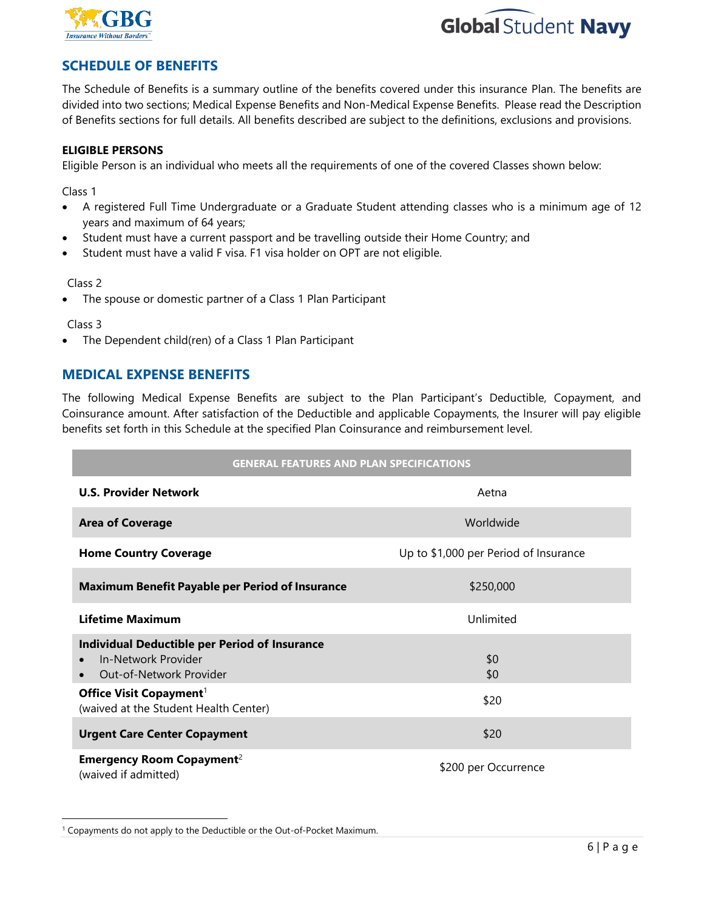## SCHEDULE OF BENEFITS

The Schedule of Benefits is a summary outline of the benefits covered under this insurance Plan. The benefits are divided into two sections; Medical Expense Benefits and Non-Medical Expense Benefits. Please read the Description of Benefits sections for full details. All benefits described are subject to the definitions, exclusions and provisions.

**ELIGIBLE PERSONS**

Eligible Person is an individual who meets all the requirements of one of the covered Classes shown below:

Class 1

- A registered Full Time Undergraduate or a Graduate Student attending classes who is a minimum age of 12 years and maximum of 64 years;
- Student must have a current passport and be travelling outside their Home Country; and
- Student must have a valid F visa. F1 visa holder on OPT are not eligible.

Class 2

- The spouse or domestic partner of a Class 1 Plan Participant

Class 3

- The Dependent child(ren) of a Class 1 Plan Participant

## MEDICAL EXPENSE BENEFITS

The following Medical Expense Benefits are subject to the Plan Participant's Deductible, Copayment, and Coinsurance amount. After satisfaction of the Deductible and applicable Copayments, the Insurer will pay eligible benefits set forth in this Schedule at the specified Plan Coinsurance and reimbursement level.

| GENERAL FEATURES AND PLAN SPECIFICATIONS | |
|---|---|
| **U.S. Provider Network** | Aetna |
| **Area of Coverage** | Worldwide |
| **Home Country Coverage** | Up to $1,000 per Period of Insurance |
| **Maximum Benefit Payable per Period of Insurance** | $250,000 |
| **Lifetime Maximum** | Unlimited |
| **Individual Deductible per Period of Insurance**<br>• In-Network Provider<br>• Out-of-Network Provider | <br>$0<br>$0 |
| **Office Visit Copayment**[1]<br>(waived at the Student Health Center) | $20 |
| **Urgent Care Center Copayment** | $20 |
| **Emergency Room Copayment**[2]<br>(waived if admitted) | $200 per Occurrence |

[1] Copayments do not apply to the Deductible or the Out-of-Pocket Maximum.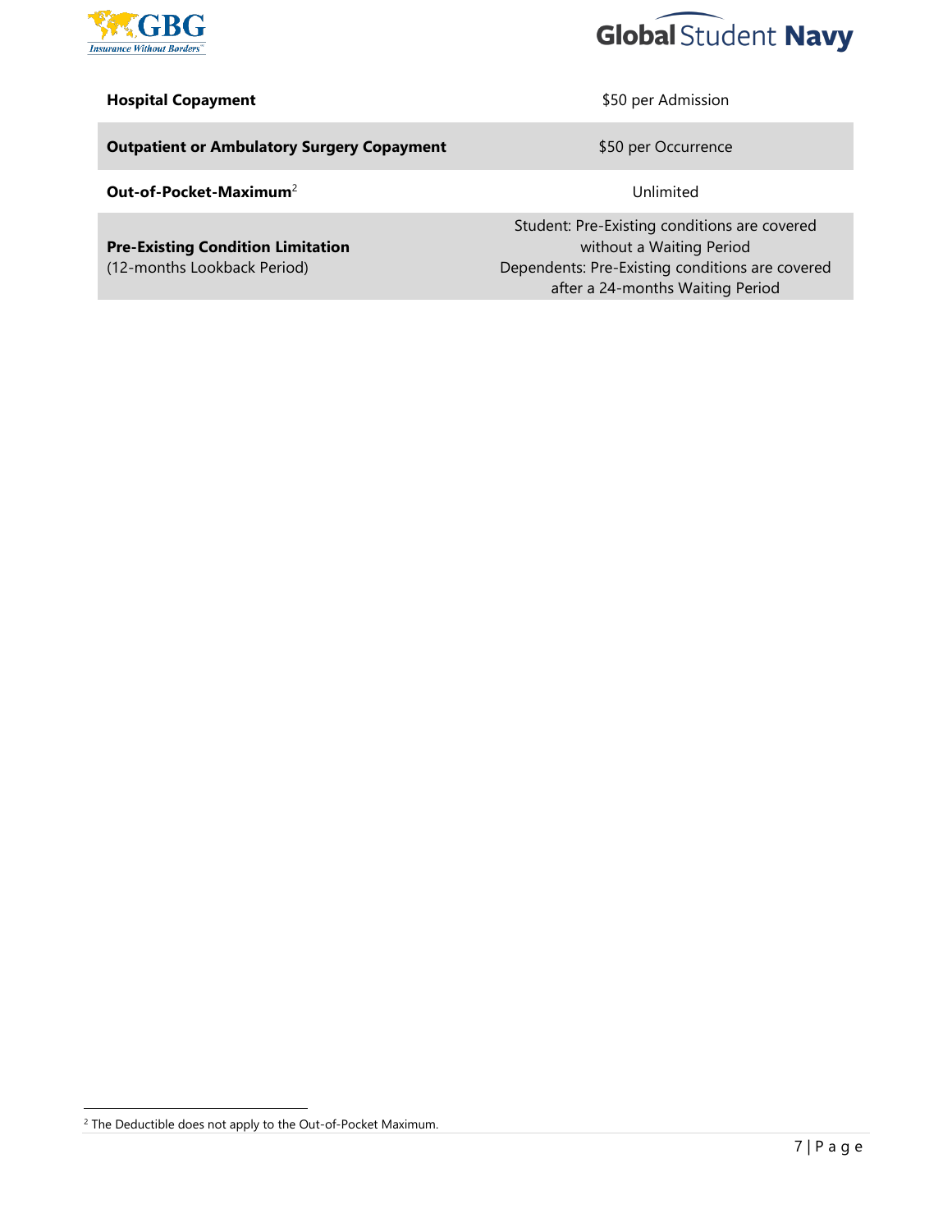| | |
|---|---|
| **Hospital Copayment** | $50 per Admission |
| **Outpatient or Ambulatory Surgery Copayment** | $50 per Occurrence |
| **Out-of-Pocket-Maximum**[2] | Unlimited |
| **Pre-Existing Condition Limitation** (12-months Lookback Period) | Student: Pre-Existing conditions are covered without a Waiting Period Dependents: Pre-Existing conditions are covered after a 24-months Waiting Period |

[2] The Deductible does not apply to the Out-of-Pocket Maximum.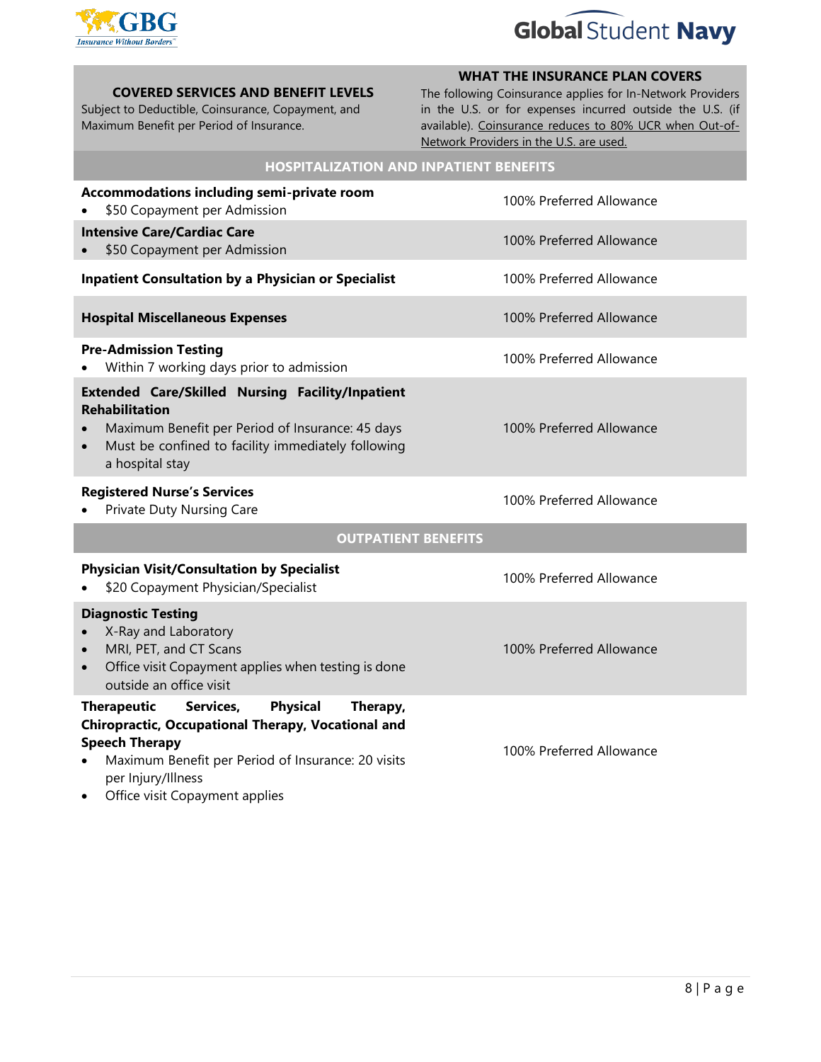| **COVERED SERVICES AND BENEFIT LEVELS**<br>Subject to Deductible, Coinsurance, Copayment, and Maximum Benefit per Period of Insurance. | **WHAT THE INSURANCE PLAN COVERS**<br>The following Coinsurance applies for In-Network Providers in the U.S. or for expenses incurred outside the U.S. (if available). Coinsurance reduces to 80% UCR when Out-of-Network Providers in the U.S. are used. |
|---|---|
| **HOSPITALIZATION AND INPATIENT BENEFITS** | |
| **Accommodations including semi-private room**<br>• $50 Copayment per Admission | 100% Preferred Allowance |
| **Intensive Care/Cardiac Care**<br>• $50 Copayment per Admission | 100% Preferred Allowance |
| **Inpatient Consultation by a Physician or Specialist** | 100% Preferred Allowance |
| **Hospital Miscellaneous Expenses** | 100% Preferred Allowance |
| **Pre-Admission Testing**<br>• Within 7 working days prior to admission | 100% Preferred Allowance |
| **Extended Care/Skilled Nursing Facility/Inpatient Rehabilitation**<br>• Maximum Benefit per Period of Insurance: 45 days<br>• Must be confined to facility immediately following a hospital stay | 100% Preferred Allowance |
| **Registered Nurse's Services**<br>• Private Duty Nursing Care | 100% Preferred Allowance |
| **OUTPATIENT BENEFITS** | |
| **Physician Visit/Consultation by Specialist**<br>• $20 Copayment Physician/Specialist | 100% Preferred Allowance |
| **Diagnostic Testing**<br>• X-Ray and Laboratory<br>• MRI, PET, and CT Scans<br>• Office visit Copayment applies when testing is done outside an office visit | 100% Preferred Allowance |
| **Therapeutic Services, Physical Therapy, Chiropractic, Occupational Therapy, Vocational and Speech Therapy**<br>• Maximum Benefit per Period of Insurance: 20 visits per Injury/Illness<br>• Office visit Copayment applies | 100% Preferred Allowance |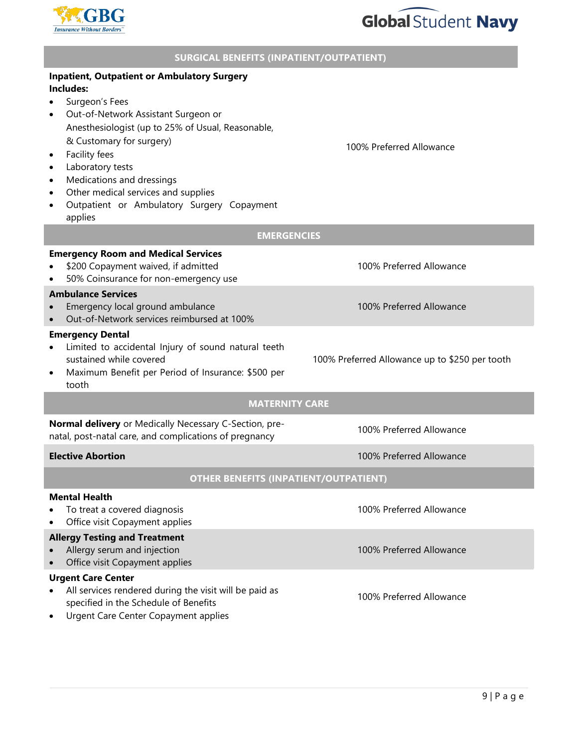| SURGICAL BENEFITS (INPATIENT/OUTPATIENT) | |
|---|---|
| **Inpatient, Outpatient or Ambulatory Surgery Includes:**<br>• Surgeon's Fees<br>• Out-of-Network Assistant Surgeon or Anesthesiologist (up to 25% of Usual, Reasonable, & Customary for surgery)<br>• Facility fees<br>• Laboratory tests<br>• Medications and dressings<br>• Other medical services and supplies<br>• Outpatient or Ambulatory Surgery Copayment applies | 100% Preferred Allowance |
| **EMERGENCIES** | |
| **Emergency Room and Medical Services**<br>• $200 Copayment waived, if admitted<br>• 50% Coinsurance for non-emergency use | 100% Preferred Allowance |
| **Ambulance Services**<br>• Emergency local ground ambulance<br>• Out-of-Network services reimbursed at 100% | 100% Preferred Allowance |
| **Emergency Dental**<br>• Limited to accidental Injury of sound natural teeth sustained while covered<br>• Maximum Benefit per Period of Insurance: $500 per tooth | 100% Preferred Allowance up to $250 per tooth |
| **MATERNITY CARE** | |
| **Normal delivery** or Medically Necessary C-Section, pre-natal, post-natal care, and complications of pregnancy | 100% Preferred Allowance |
| **Elective Abortion** | 100% Preferred Allowance |
| **OTHER BENEFITS (INPATIENT/OUTPATIENT)** | |
| **Mental Health**<br>• To treat a covered diagnosis<br>• Office visit Copayment applies | 100% Preferred Allowance |
| **Allergy Testing and Treatment**<br>• Allergy serum and injection<br>• Office visit Copayment applies | 100% Preferred Allowance |
| **Urgent Care Center**<br>• All services rendered during the visit will be paid as specified in the Schedule of Benefits<br>• Urgent Care Center Copayment applies | 100% Preferred Allowance |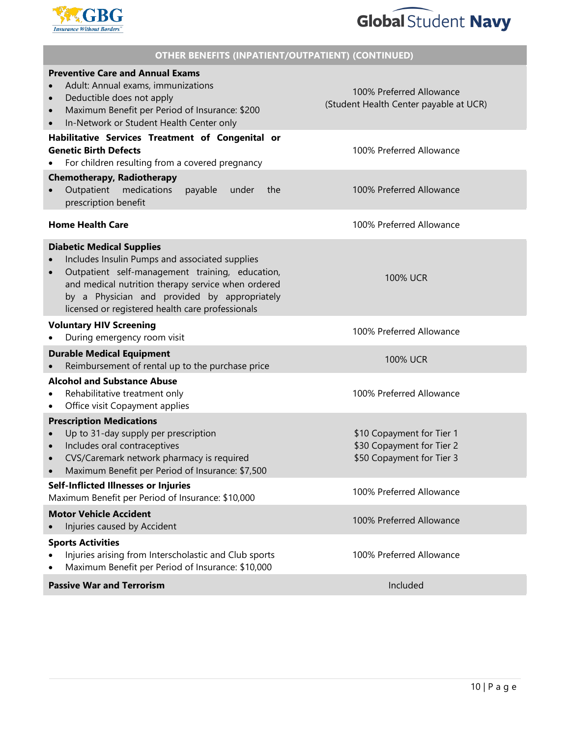| OTHER BENEFITS (INPATIENT/OUTPATIENT) (CONTINUED) | |
|---|---|
| **Preventive Care and Annual Exams**<br>• Adult: Annual exams, immunizations<br>• Deductible does not apply<br>• Maximum Benefit per Period of Insurance: $200<br>• In-Network or Student Health Center only | 100% Preferred Allowance<br>(Student Health Center payable at UCR) |
| **Habilitative Services Treatment of Congenital or Genetic Birth Defects**<br>• For children resulting from a covered pregnancy | 100% Preferred Allowance |
| **Chemotherapy, Radiotherapy**<br>• Outpatient medications payable under the prescription benefit | 100% Preferred Allowance |
| **Home Health Care** | 100% Preferred Allowance |
| **Diabetic Medical Supplies**<br>• Includes Insulin Pumps and associated supplies<br>• Outpatient self-management training, education, and medical nutrition therapy service when ordered by a Physician and provided by appropriately licensed or registered health care professionals | 100% UCR |
| **Voluntary HIV Screening**<br>• During emergency room visit | 100% Preferred Allowance |
| **Durable Medical Equipment**<br>• Reimbursement of rental up to the purchase price | 100% UCR |
| **Alcohol and Substance Abuse**<br>• Rehabilitative treatment only<br>• Office visit Copayment applies | 100% Preferred Allowance |
| **Prescription Medications**<br>• Up to 31-day supply per prescription<br>• Includes oral contraceptives<br>• CVS/Caremark network pharmacy is required<br>• Maximum Benefit per Period of Insurance: $7,500 | $10 Copayment for Tier 1<br>$30 Copayment for Tier 2<br>$50 Copayment for Tier 3 |
| **Self-Inflicted Illnesses or Injuries**<br>Maximum Benefit per Period of Insurance: $10,000 | 100% Preferred Allowance |
| **Motor Vehicle Accident**<br>• Injuries caused by Accident | 100% Preferred Allowance |
| **Sports Activities**<br>• Injuries arising from Interscholastic and Club sports<br>• Maximum Benefit per Period of Insurance: $10,000 | 100% Preferred Allowance |
| **Passive War and Terrorism** | Included |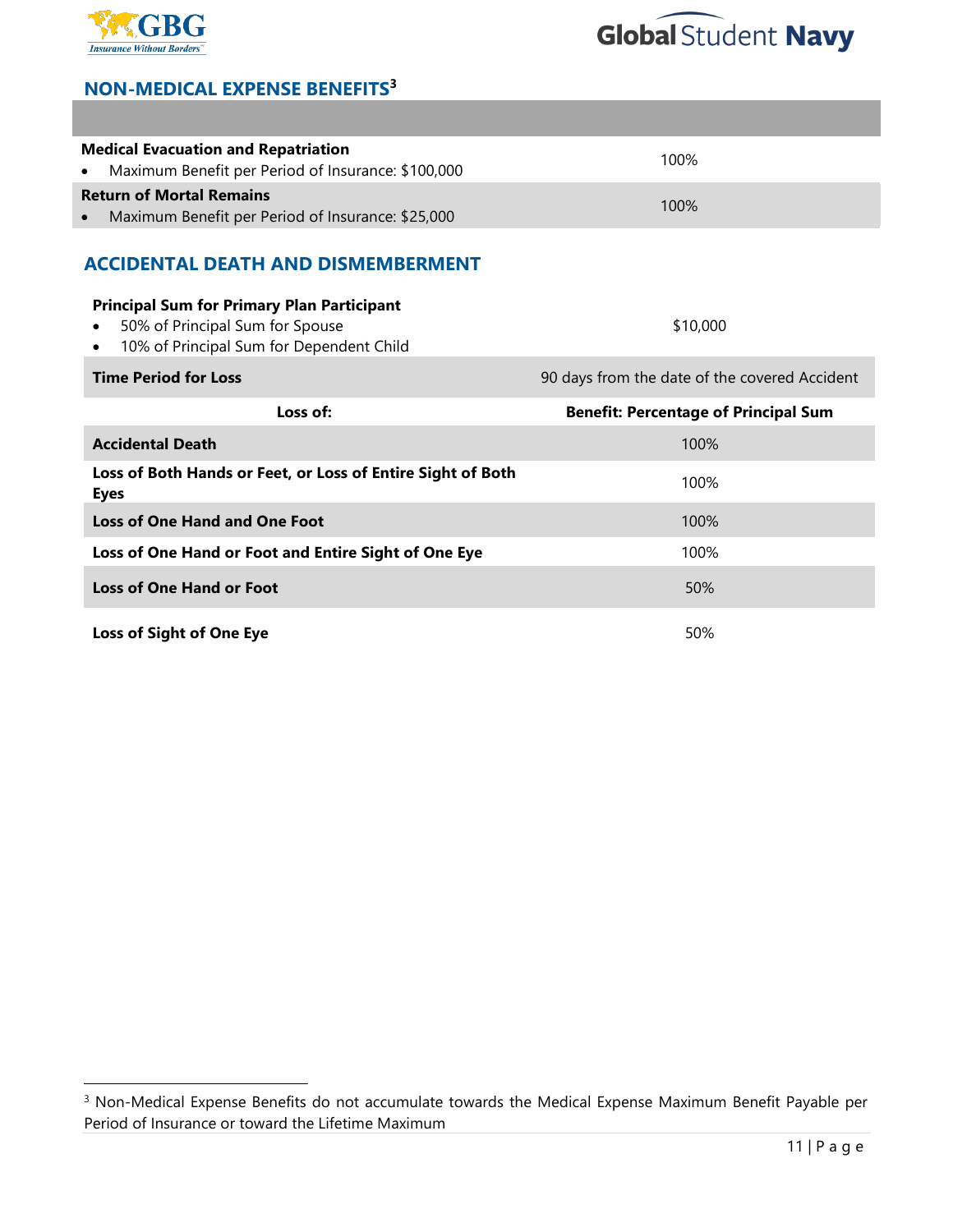## NON-MEDICAL EXPENSE BENEFITS[3]

| | |
|---|---|
| **Medical Evacuation and Repatriation**<br>• Maximum Benefit per Period of Insurance: $100,000 | 100% |
| **Return of Mortal Remains**<br>• Maximum Benefit per Period of Insurance: $25,000 | 100% |

## ACCIDENTAL DEATH AND DISMEMBERMENT

| | |
|---|---|
| **Principal Sum for Primary Plan Participant**<br>• 50% of Principal Sum for Spouse<br>• 10% of Principal Sum for Dependent Child | $10,000 |
| **Time Period for Loss** | 90 days from the date of the covered Accident |
| **Loss of:** | **Benefit: Percentage of Principal Sum** |
| **Accidental Death** | 100% |
| **Loss of Both Hands or Feet, or Loss of Entire Sight of Both Eyes** | 100% |
| **Loss of One Hand and One Foot** | 100% |
| **Loss of One Hand or Foot and Entire Sight of One Eye** | 100% |
| **Loss of One Hand or Foot** | 50% |
| **Loss of Sight of One Eye** | 50% |

[3] Non-Medical Expense Benefits do not accumulate towards the Medical Expense Maximum Benefit Payable per Period of Insurance or toward the Lifetime Maximum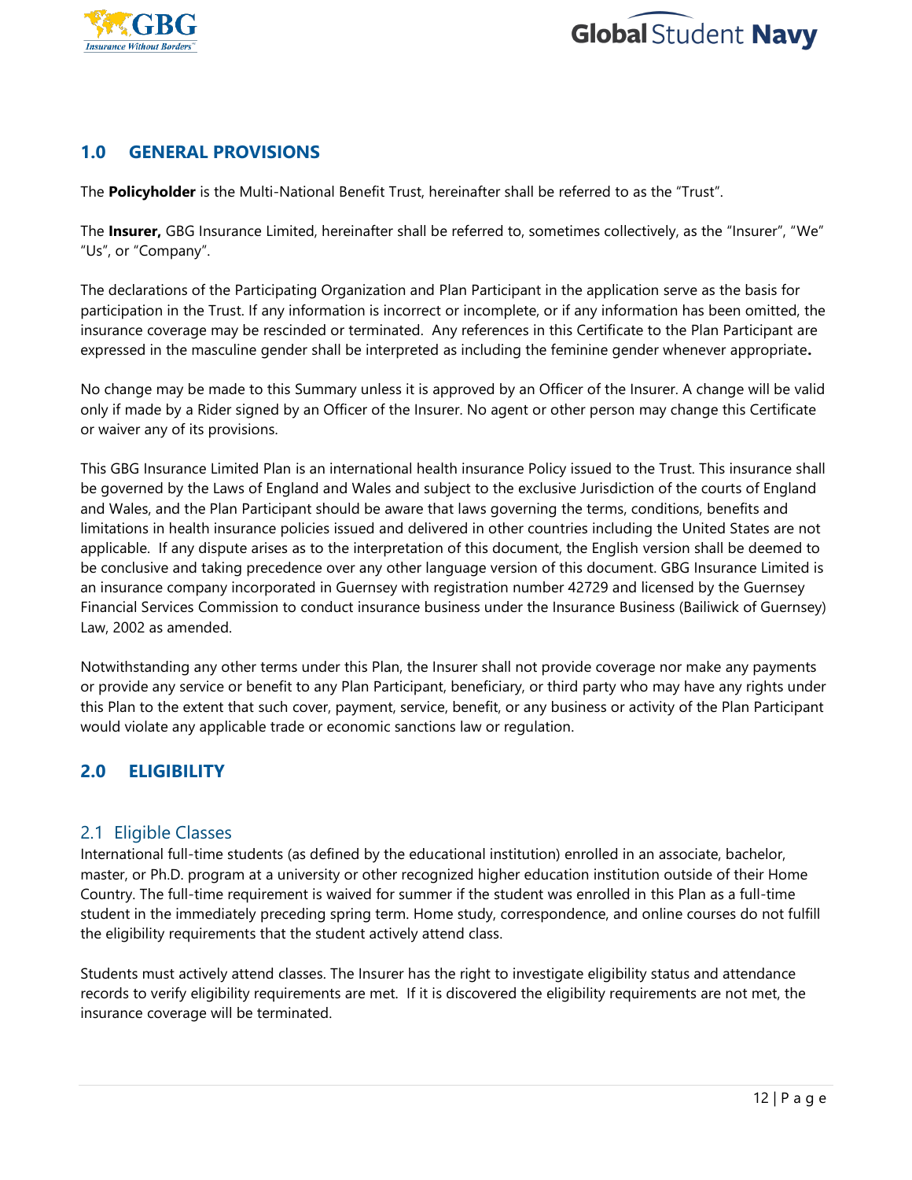## 1.0 GENERAL PROVISIONS

The **Policyholder** is the Multi-National Benefit Trust, hereinafter shall be referred to as the "Trust".

The **Insurer,** GBG Insurance Limited, hereinafter shall be referred to, sometimes collectively, as the "Insurer", "We" "Us", or "Company".

The declarations of the Participating Organization and Plan Participant in the application serve as the basis for participation in the Trust. If any information is incorrect or incomplete, or if any information has been omitted, the insurance coverage may be rescinded or terminated. Any references in this Certificate to the Plan Participant are expressed in the masculine gender shall be interpreted as including the feminine gender whenever appropriate**.**

No change may be made to this Summary unless it is approved by an Officer of the Insurer. A change will be valid only if made by a Rider signed by an Officer of the Insurer. No agent or other person may change this Certificate or waiver any of its provisions.

This GBG Insurance Limited Plan is an international health insurance Policy issued to the Trust. This insurance shall be governed by the Laws of England and Wales and subject to the exclusive Jurisdiction of the courts of England and Wales, and the Plan Participant should be aware that laws governing the terms, conditions, benefits and limitations in health insurance policies issued and delivered in other countries including the United States are not applicable. If any dispute arises as to the interpretation of this document, the English version shall be deemed to be conclusive and taking precedence over any other language version of this document. GBG Insurance Limited is an insurance company incorporated in Guernsey with registration number 42729 and licensed by the Guernsey Financial Services Commission to conduct insurance business under the Insurance Business (Bailiwick of Guernsey) Law, 2002 as amended.

Notwithstanding any other terms under this Plan, the Insurer shall not provide coverage nor make any payments or provide any service or benefit to any Plan Participant, beneficiary, or third party who may have any rights under this Plan to the extent that such cover, payment, service, benefit, or any business or activity of the Plan Participant would violate any applicable trade or economic sanctions law or regulation.

## 2.0 ELIGIBILITY

### 2.1 Eligible Classes

International full-time students (as defined by the educational institution) enrolled in an associate, bachelor, master, or Ph.D. program at a university or other recognized higher education institution outside of their Home Country. The full-time requirement is waived for summer if the student was enrolled in this Plan as a full-time student in the immediately preceding spring term. Home study, correspondence, and online courses do not fulfill the eligibility requirements that the student actively attend class.

Students must actively attend classes. The Insurer has the right to investigate eligibility status and attendance records to verify eligibility requirements are met. If it is discovered the eligibility requirements are not met, the insurance coverage will be terminated.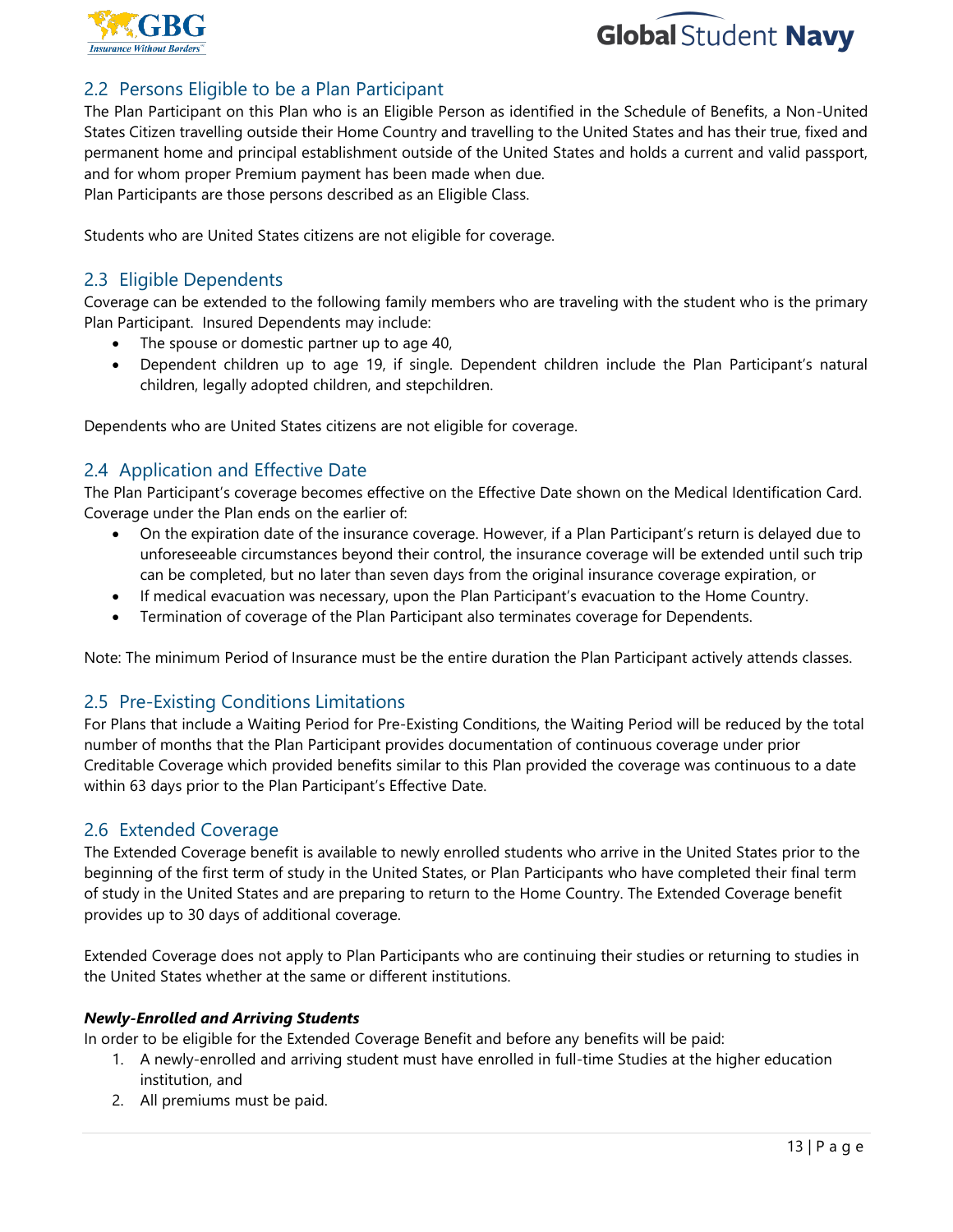## 2.2 Persons Eligible to be a Plan Participant

The Plan Participant on this Plan who is an Eligible Person as identified in the Schedule of Benefits, a Non-United States Citizen travelling outside their Home Country and travelling to the United States and has their true, fixed and permanent home and principal establishment outside of the United States and holds a current and valid passport, and for whom proper Premium payment has been made when due.

Plan Participants are those persons described as an Eligible Class.

Students who are United States citizens are not eligible for coverage.

## 2.3 Eligible Dependents

Coverage can be extended to the following family members who are traveling with the student who is the primary Plan Participant. Insured Dependents may include:

- The spouse or domestic partner up to age 40,
- Dependent children up to age 19, if single. Dependent children include the Plan Participant's natural children, legally adopted children, and stepchildren.

Dependents who are United States citizens are not eligible for coverage.

## 2.4 Application and Effective Date

The Plan Participant's coverage becomes effective on the Effective Date shown on the Medical Identification Card. Coverage under the Plan ends on the earlier of:

- On the expiration date of the insurance coverage. However, if a Plan Participant's return is delayed due to unforeseeable circumstances beyond their control, the insurance coverage will be extended until such trip can be completed, but no later than seven days from the original insurance coverage expiration, or
- If medical evacuation was necessary, upon the Plan Participant's evacuation to the Home Country.
- Termination of coverage of the Plan Participant also terminates coverage for Dependents.

Note: The minimum Period of Insurance must be the entire duration the Plan Participant actively attends classes.

## 2.5 Pre-Existing Conditions Limitations

For Plans that include a Waiting Period for Pre-Existing Conditions, the Waiting Period will be reduced by the total number of months that the Plan Participant provides documentation of continuous coverage under prior Creditable Coverage which provided benefits similar to this Plan provided the coverage was continuous to a date within 63 days prior to the Plan Participant's Effective Date.

## 2.6 Extended Coverage

The Extended Coverage benefit is available to newly enrolled students who arrive in the United States prior to the beginning of the first term of study in the United States, or Plan Participants who have completed their final term of study in the United States and are preparing to return to the Home Country. The Extended Coverage benefit provides up to 30 days of additional coverage.

Extended Coverage does not apply to Plan Participants who are continuing their studies or returning to studies in the United States whether at the same or different institutions.

***Newly-Enrolled and Arriving Students***

In order to be eligible for the Extended Coverage Benefit and before any benefits will be paid:

1. A newly-enrolled and arriving student must have enrolled in full-time Studies at the higher education institution, and
2. All premiums must be paid.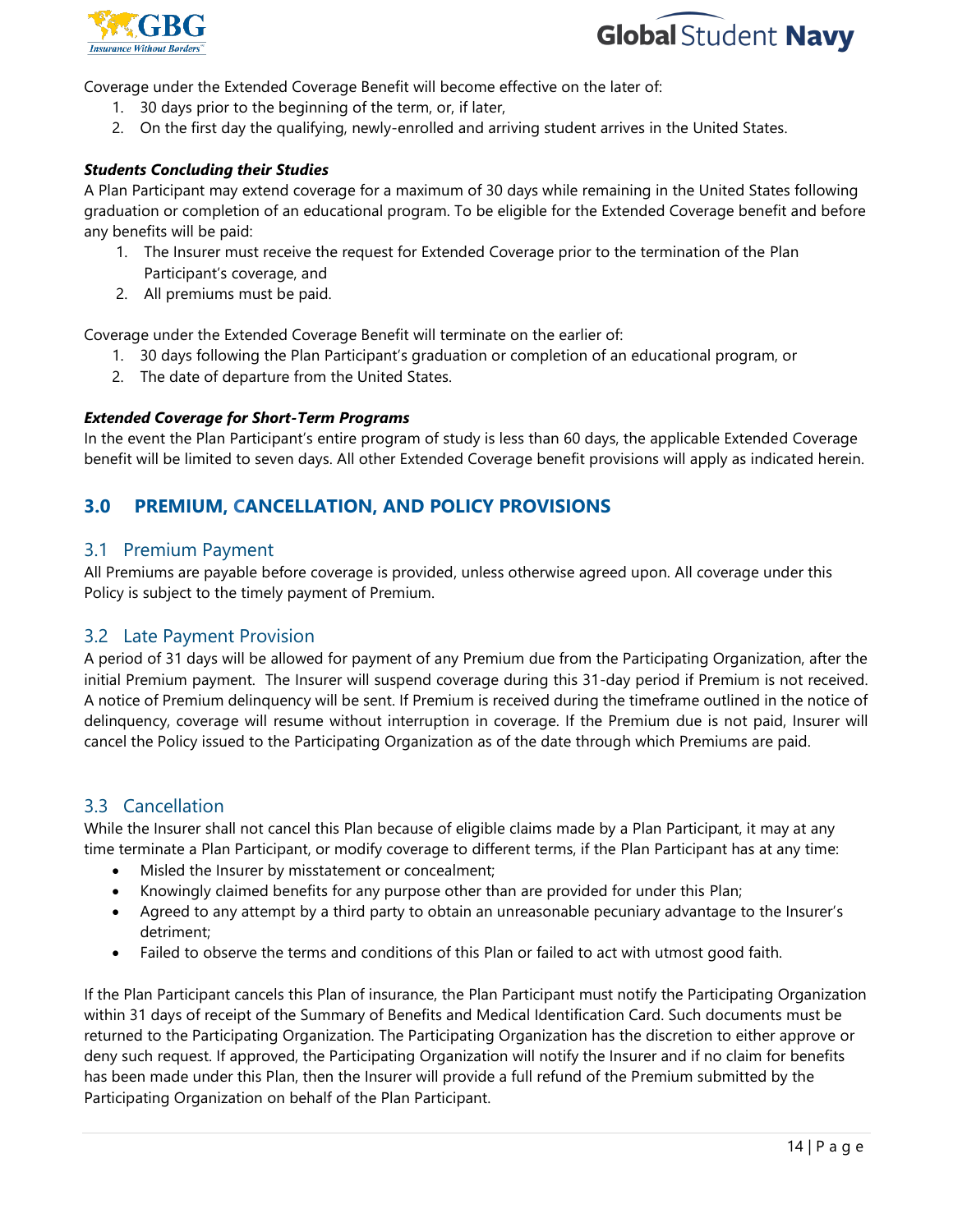Coverage under the Extended Coverage Benefit will become effective on the later of:

1. 30 days prior to the beginning of the term, or, if later,
2. On the first day the qualifying, newly-enrolled and arriving student arrives in the United States.

***Students Concluding their Studies***

A Plan Participant may extend coverage for a maximum of 30 days while remaining in the United States following graduation or completion of an educational program. To be eligible for the Extended Coverage benefit and before any benefits will be paid:

1. The Insurer must receive the request for Extended Coverage prior to the termination of the Plan Participant's coverage, and
2. All premiums must be paid.

Coverage under the Extended Coverage Benefit will terminate on the earlier of:

1. 30 days following the Plan Participant's graduation or completion of an educational program, or
2. The date of departure from the United States.

***Extended Coverage for Short-Term Programs***

In the event the Plan Participant's entire program of study is less than 60 days, the applicable Extended Coverage benefit will be limited to seven days. All other Extended Coverage benefit provisions will apply as indicated herein.

## 3.0 PREMIUM, CANCELLATION, AND POLICY PROVISIONS

### 3.1 Premium Payment

All Premiums are payable before coverage is provided, unless otherwise agreed upon. All coverage under this Policy is subject to the timely payment of Premium.

### 3.2 Late Payment Provision

A period of 31 days will be allowed for payment of any Premium due from the Participating Organization, after the initial Premium payment. The Insurer will suspend coverage during this 31-day period if Premium is not received. A notice of Premium delinquency will be sent. If Premium is received during the timeframe outlined in the notice of delinquency, coverage will resume without interruption in coverage. If the Premium due is not paid, Insurer will cancel the Policy issued to the Participating Organization as of the date through which Premiums are paid.

### 3.3 Cancellation

While the Insurer shall not cancel this Plan because of eligible claims made by a Plan Participant, it may at any time terminate a Plan Participant, or modify coverage to different terms, if the Plan Participant has at any time:

- Misled the Insurer by misstatement or concealment;
- Knowingly claimed benefits for any purpose other than are provided for under this Plan;
- Agreed to any attempt by a third party to obtain an unreasonable pecuniary advantage to the Insurer's detriment;
- Failed to observe the terms and conditions of this Plan or failed to act with utmost good faith.

If the Plan Participant cancels this Plan of insurance, the Plan Participant must notify the Participating Organization within 31 days of receipt of the Summary of Benefits and Medical Identification Card. Such documents must be returned to the Participating Organization. The Participating Organization has the discretion to either approve or deny such request. If approved, the Participating Organization will notify the Insurer and if no claim for benefits has been made under this Plan, then the Insurer will provide a full refund of the Premium submitted by the Participating Organization on behalf of the Plan Participant.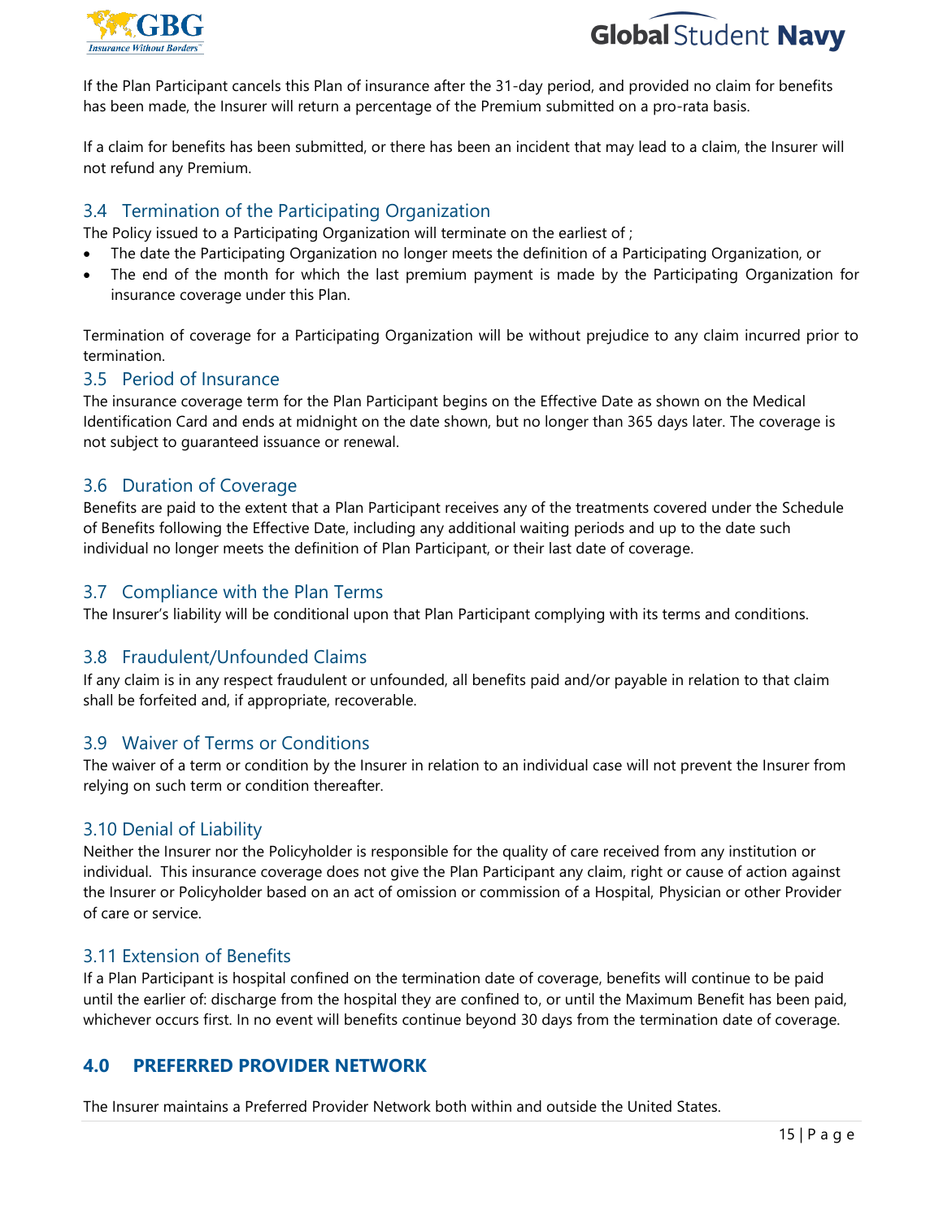If the Plan Participant cancels this Plan of insurance after the 31-day period, and provided no claim for benefits has been made, the Insurer will return a percentage of the Premium submitted on a pro-rata basis.

If a claim for benefits has been submitted, or there has been an incident that may lead to a claim, the Insurer will not refund any Premium.

### 3.4 Termination of the Participating Organization

The Policy issued to a Participating Organization will terminate on the earliest of ;

- The date the Participating Organization no longer meets the definition of a Participating Organization, or
- The end of the month for which the last premium payment is made by the Participating Organization for insurance coverage under this Plan.

Termination of coverage for a Participating Organization will be without prejudice to any claim incurred prior to termination.

### 3.5 Period of Insurance

The insurance coverage term for the Plan Participant begins on the Effective Date as shown on the Medical Identification Card and ends at midnight on the date shown, but no longer than 365 days later. The coverage is not subject to guaranteed issuance or renewal.

### 3.6 Duration of Coverage

Benefits are paid to the extent that a Plan Participant receives any of the treatments covered under the Schedule of Benefits following the Effective Date, including any additional waiting periods and up to the date such individual no longer meets the definition of Plan Participant, or their last date of coverage.

### 3.7 Compliance with the Plan Terms

The Insurer's liability will be conditional upon that Plan Participant complying with its terms and conditions.

### 3.8 Fraudulent/Unfounded Claims

If any claim is in any respect fraudulent or unfounded, all benefits paid and/or payable in relation to that claim shall be forfeited and, if appropriate, recoverable.

### 3.9 Waiver of Terms or Conditions

The waiver of a term or condition by the Insurer in relation to an individual case will not prevent the Insurer from relying on such term or condition thereafter.

### 3.10 Denial of Liability

Neither the Insurer nor the Policyholder is responsible for the quality of care received from any institution or individual. This insurance coverage does not give the Plan Participant any claim, right or cause of action against the Insurer or Policyholder based on an act of omission or commission of a Hospital, Physician or other Provider of care or service.

### 3.11 Extension of Benefits

If a Plan Participant is hospital confined on the termination date of coverage, benefits will continue to be paid until the earlier of: discharge from the hospital they are confined to, or until the Maximum Benefit has been paid, whichever occurs first. In no event will benefits continue beyond 30 days from the termination date of coverage.

## 4.0 PREFERRED PROVIDER NETWORK

The Insurer maintains a Preferred Provider Network both within and outside the United States.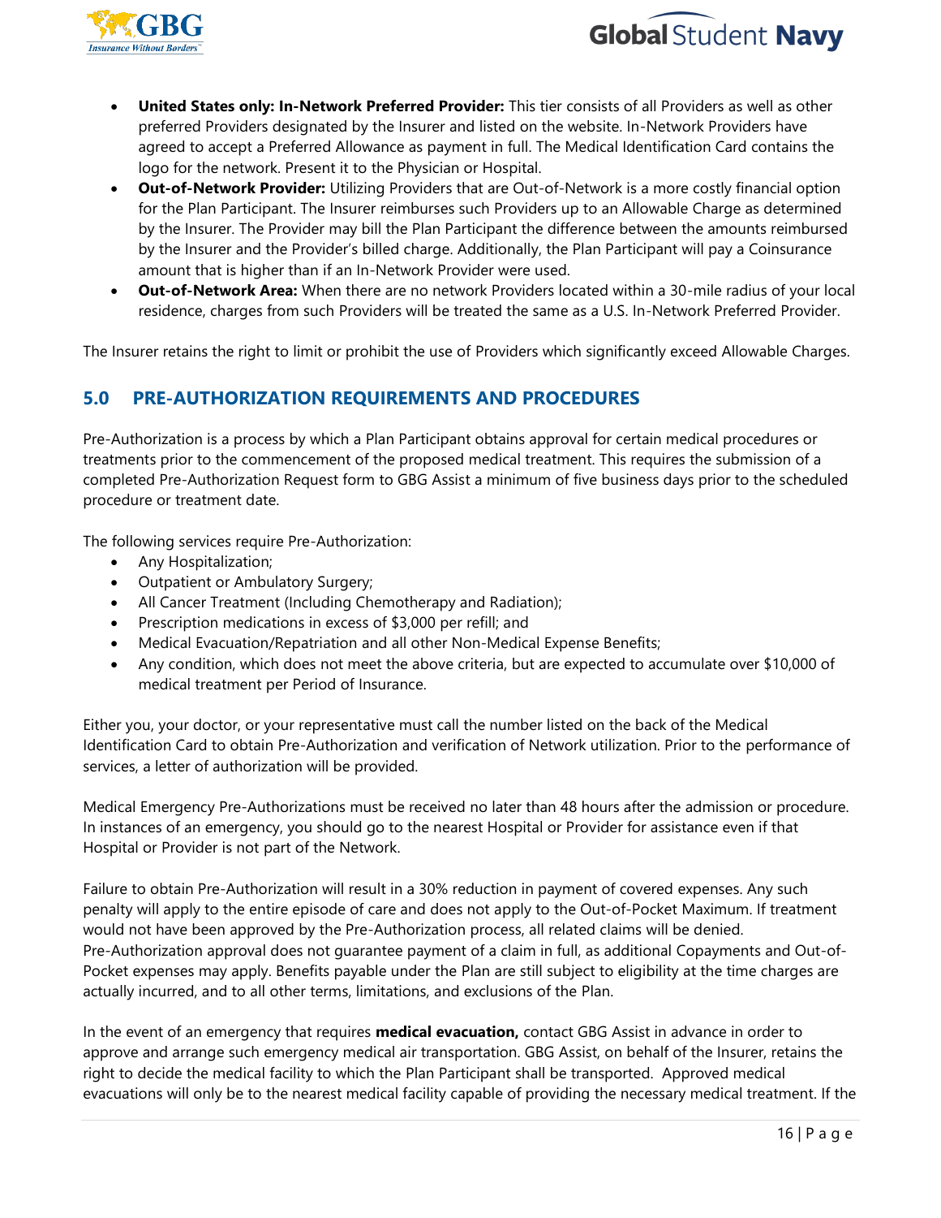- **United States only: In-Network Preferred Provider:** This tier consists of all Providers as well as other preferred Providers designated by the Insurer and listed on the website. In-Network Providers have agreed to accept a Preferred Allowance as payment in full. The Medical Identification Card contains the logo for the network. Present it to the Physician or Hospital.
- **Out-of-Network Provider:** Utilizing Providers that are Out-of-Network is a more costly financial option for the Plan Participant. The Insurer reimburses such Providers up to an Allowable Charge as determined by the Insurer. The Provider may bill the Plan Participant the difference between the amounts reimbursed by the Insurer and the Provider's billed charge. Additionally, the Plan Participant will pay a Coinsurance amount that is higher than if an In-Network Provider were used.
- **Out-of-Network Area:** When there are no network Providers located within a 30-mile radius of your local residence, charges from such Providers will be treated the same as a U.S. In-Network Preferred Provider.

The Insurer retains the right to limit or prohibit the use of Providers which significantly exceed Allowable Charges.

## 5.0 PRE-AUTHORIZATION REQUIREMENTS AND PROCEDURES

Pre-Authorization is a process by which a Plan Participant obtains approval for certain medical procedures or treatments prior to the commencement of the proposed medical treatment. This requires the submission of a completed Pre-Authorization Request form to GBG Assist a minimum of five business days prior to the scheduled procedure or treatment date.

The following services require Pre-Authorization:

- Any Hospitalization;
- Outpatient or Ambulatory Surgery;
- All Cancer Treatment (Including Chemotherapy and Radiation);
- Prescription medications in excess of $3,000 per refill; and
- Medical Evacuation/Repatriation and all other Non-Medical Expense Benefits;
- Any condition, which does not meet the above criteria, but are expected to accumulate over $10,000 of medical treatment per Period of Insurance.

Either you, your doctor, or your representative must call the number listed on the back of the Medical Identification Card to obtain Pre-Authorization and verification of Network utilization. Prior to the performance of services, a letter of authorization will be provided.

Medical Emergency Pre-Authorizations must be received no later than 48 hours after the admission or procedure. In instances of an emergency, you should go to the nearest Hospital or Provider for assistance even if that Hospital or Provider is not part of the Network.

Failure to obtain Pre-Authorization will result in a 30% reduction in payment of covered expenses. Any such penalty will apply to the entire episode of care and does not apply to the Out-of-Pocket Maximum. If treatment would not have been approved by the Pre-Authorization process, all related claims will be denied. Pre-Authorization approval does not guarantee payment of a claim in full, as additional Copayments and Out-of-Pocket expenses may apply. Benefits payable under the Plan are still subject to eligibility at the time charges are actually incurred, and to all other terms, limitations, and exclusions of the Plan.

In the event of an emergency that requires **medical evacuation,** contact GBG Assist in advance in order to approve and arrange such emergency medical air transportation. GBG Assist, on behalf of the Insurer, retains the right to decide the medical facility to which the Plan Participant shall be transported. Approved medical evacuations will only be to the nearest medical facility capable of providing the necessary medical treatment. If the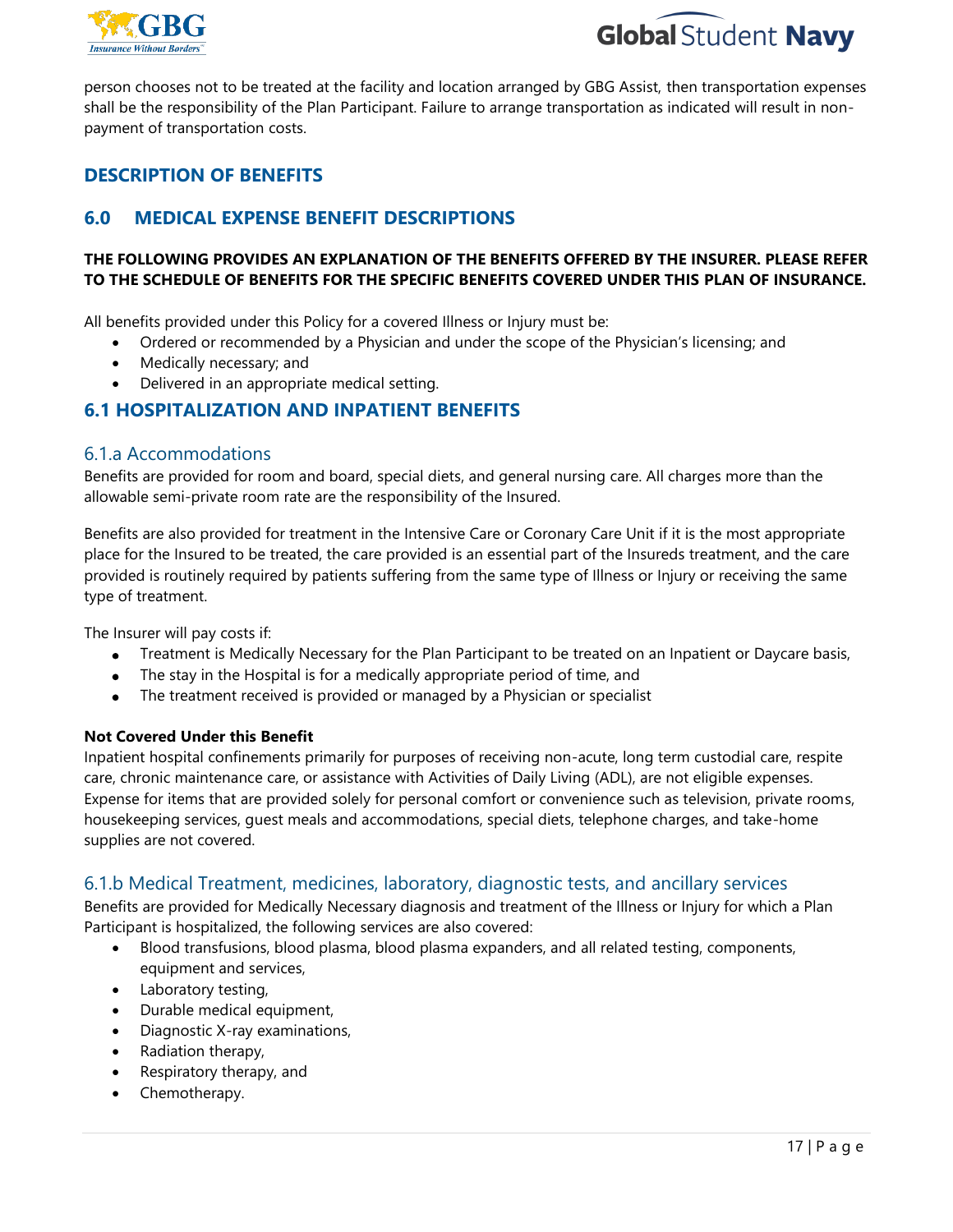person chooses not to be treated at the facility and location arranged by GBG Assist, then transportation expenses shall be the responsibility of the Plan Participant. Failure to arrange transportation as indicated will result in non-payment of transportation costs.

## DESCRIPTION OF BENEFITS

## 6.0 MEDICAL EXPENSE BENEFIT DESCRIPTIONS

**THE FOLLOWING PROVIDES AN EXPLANATION OF THE BENEFITS OFFERED BY THE INSURER. PLEASE REFER TO THE SCHEDULE OF BENEFITS FOR THE SPECIFIC BENEFITS COVERED UNDER THIS PLAN OF INSURANCE.**

All benefits provided under this Policy for a covered Illness or Injury must be:

- Ordered or recommended by a Physician and under the scope of the Physician's licensing; and
- Medically necessary; and
- Delivered in an appropriate medical setting.

## 6.1 HOSPITALIZATION AND INPATIENT BENEFITS

### 6.1.a Accommodations

Benefits are provided for room and board, special diets, and general nursing care. All charges more than the allowable semi-private room rate are the responsibility of the Insured.

Benefits are also provided for treatment in the Intensive Care or Coronary Care Unit if it is the most appropriate place for the Insured to be treated, the care provided is an essential part of the Insureds treatment, and the care provided is routinely required by patients suffering from the same type of Illness or Injury or receiving the same type of treatment.

The Insurer will pay costs if:

- Treatment is Medically Necessary for the Plan Participant to be treated on an Inpatient or Daycare basis,
- The stay in the Hospital is for a medically appropriate period of time, and
- The treatment received is provided or managed by a Physician or specialist

**Not Covered Under this Benefit**

Inpatient hospital confinements primarily for purposes of receiving non-acute, long term custodial care, respite care, chronic maintenance care, or assistance with Activities of Daily Living (ADL), are not eligible expenses. Expense for items that are provided solely for personal comfort or convenience such as television, private rooms, housekeeping services, guest meals and accommodations, special diets, telephone charges, and take-home supplies are not covered.

### 6.1.b Medical Treatment, medicines, laboratory, diagnostic tests, and ancillary services

Benefits are provided for Medically Necessary diagnosis and treatment of the Illness or Injury for which a Plan Participant is hospitalized, the following services are also covered:

- Blood transfusions, blood plasma, blood plasma expanders, and all related testing, components, equipment and services,
- Laboratory testing,
- Durable medical equipment,
- Diagnostic X-ray examinations,
- Radiation therapy,
- Respiratory therapy, and
- Chemotherapy.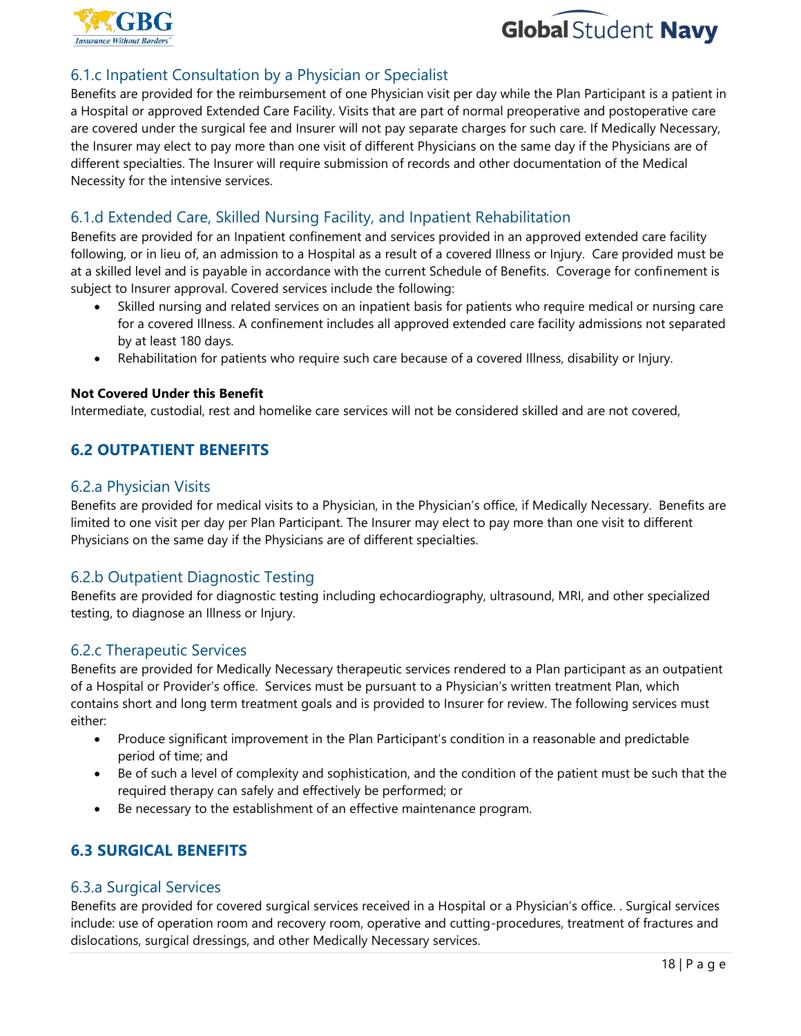### 6.1.c Inpatient Consultation by a Physician or Specialist

Benefits are provided for the reimbursement of one Physician visit per day while the Plan Participant is a patient in a Hospital or approved Extended Care Facility. Visits that are part of normal preoperative and postoperative care are covered under the surgical fee and Insurer will not pay separate charges for such care. If Medically Necessary, the Insurer may elect to pay more than one visit of different Physicians on the same day if the Physicians are of different specialties. The Insurer will require submission of records and other documentation of the Medical Necessity for the intensive services.

### 6.1.d Extended Care, Skilled Nursing Facility, and Inpatient Rehabilitation

Benefits are provided for an Inpatient confinement and services provided in an approved extended care facility following, or in lieu of, an admission to a Hospital as a result of a covered Illness or Injury. Care provided must be at a skilled level and is payable in accordance with the current Schedule of Benefits. Coverage for confinement is subject to Insurer approval. Covered services include the following:

- Skilled nursing and related services on an inpatient basis for patients who require medical or nursing care for a covered Illness. A confinement includes all approved extended care facility admissions not separated by at least 180 days.
- Rehabilitation for patients who require such care because of a covered Illness, disability or Injury.

**Not Covered Under this Benefit**

Intermediate, custodial, rest and homelike care services will not be considered skilled and are not covered,

## 6.2 OUTPATIENT BENEFITS

### 6.2.a Physician Visits

Benefits are provided for medical visits to a Physician, in the Physician's office, if Medically Necessary. Benefits are limited to one visit per day per Plan Participant. The Insurer may elect to pay more than one visit to different Physicians on the same day if the Physicians are of different specialties.

### 6.2.b Outpatient Diagnostic Testing

Benefits are provided for diagnostic testing including echocardiography, ultrasound, MRI, and other specialized testing, to diagnose an Illness or Injury.

### 6.2.c Therapeutic Services

Benefits are provided for Medically Necessary therapeutic services rendered to a Plan participant as an outpatient of a Hospital or Provider's office. Services must be pursuant to a Physician's written treatment Plan, which contains short and long term treatment goals and is provided to Insurer for review. The following services must either:

- Produce significant improvement in the Plan Participant's condition in a reasonable and predictable period of time; and
- Be of such a level of complexity and sophistication, and the condition of the patient must be such that the required therapy can safely and effectively be performed; or
- Be necessary to the establishment of an effective maintenance program.

## 6.3 SURGICAL BENEFITS

### 6.3.a Surgical Services

Benefits are provided for covered surgical services received in a Hospital or a Physician's office. . Surgical services include: use of operation room and recovery room, operative and cutting-procedures, treatment of fractures and dislocations, surgical dressings, and other Medically Necessary services.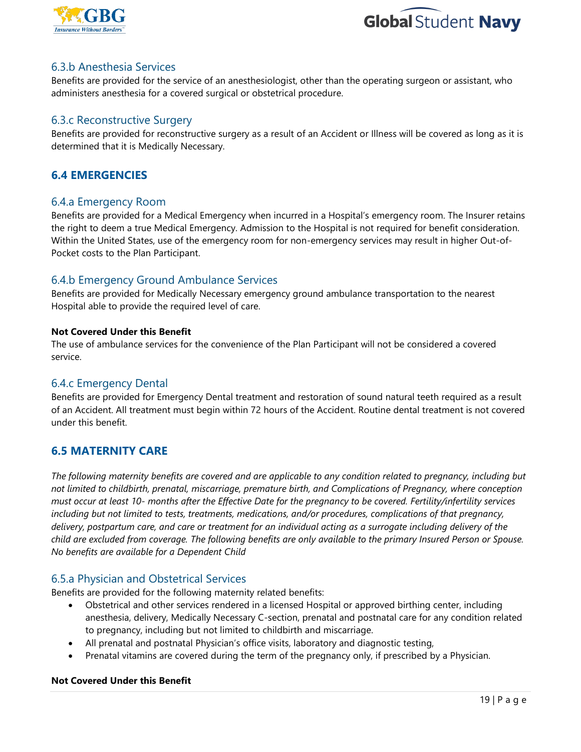### 6.3.b Anesthesia Services

Benefits are provided for the service of an anesthesiologist, other than the operating surgeon or assistant, who administers anesthesia for a covered surgical or obstetrical procedure.

### 6.3.c Reconstructive Surgery

Benefits are provided for reconstructive surgery as a result of an Accident or Illness will be covered as long as it is determined that it is Medically Necessary.

## 6.4 EMERGENCIES

### 6.4.a Emergency Room

Benefits are provided for a Medical Emergency when incurred in a Hospital's emergency room. The Insurer retains the right to deem a true Medical Emergency. Admission to the Hospital is not required for benefit consideration. Within the United States, use of the emergency room for non-emergency services may result in higher Out-of-Pocket costs to the Plan Participant.

### 6.4.b Emergency Ground Ambulance Services

Benefits are provided for Medically Necessary emergency ground ambulance transportation to the nearest Hospital able to provide the required level of care.

**Not Covered Under this Benefit**

The use of ambulance services for the convenience of the Plan Participant will not be considered a covered service.

### 6.4.c Emergency Dental

Benefits are provided for Emergency Dental treatment and restoration of sound natural teeth required as a result of an Accident. All treatment must begin within 72 hours of the Accident. Routine dental treatment is not covered under this benefit.

## 6.5 MATERNITY CARE

*The following maternity benefits are covered and are applicable to any condition related to pregnancy, including but not limited to childbirth, prenatal, miscarriage, premature birth, and Complications of Pregnancy, where conception must occur at least 10- months after the Effective Date for the pregnancy to be covered. Fertility/infertility services including but not limited to tests, treatments, medications, and/or procedures, complications of that pregnancy, delivery, postpartum care, and care or treatment for an individual acting as a surrogate including delivery of the child are excluded from coverage. The following benefits are only available to the primary Insured Person or Spouse. No benefits are available for a Dependent Child*

### 6.5.a Physician and Obstetrical Services

Benefits are provided for the following maternity related benefits:

- Obstetrical and other services rendered in a licensed Hospital or approved birthing center, including anesthesia, delivery, Medically Necessary C-section, prenatal and postnatal care for any condition related to pregnancy, including but not limited to childbirth and miscarriage.
- All prenatal and postnatal Physician's office visits, laboratory and diagnostic testing,
- Prenatal vitamins are covered during the term of the pregnancy only, if prescribed by a Physician.

**Not Covered Under this Benefit**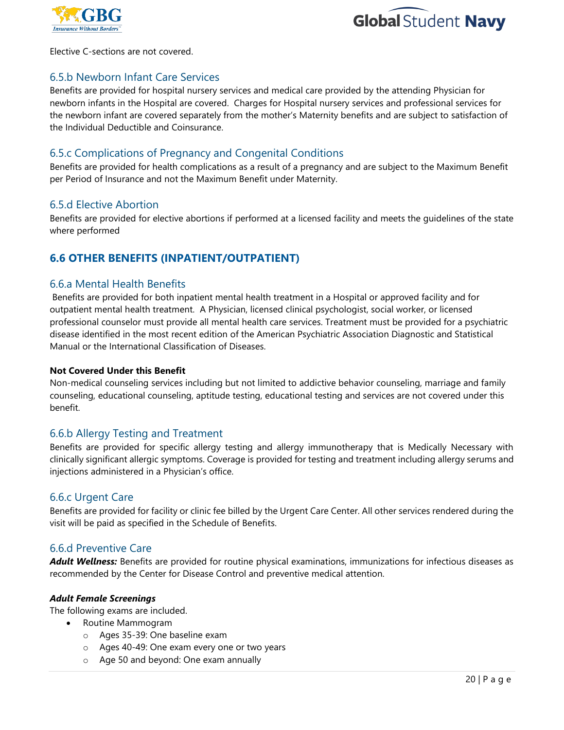Elective C-sections are not covered.

### 6.5.b Newborn Infant Care Services

Benefits are provided for hospital nursery services and medical care provided by the attending Physician for newborn infants in the Hospital are covered. Charges for Hospital nursery services and professional services for the newborn infant are covered separately from the mother's Maternity benefits and are subject to satisfaction of the Individual Deductible and Coinsurance.

### 6.5.c Complications of Pregnancy and Congenital Conditions

Benefits are provided for health complications as a result of a pregnancy and are subject to the Maximum Benefit per Period of Insurance and not the Maximum Benefit under Maternity.

### 6.5.d Elective Abortion

Benefits are provided for elective abortions if performed at a licensed facility and meets the guidelines of the state where performed

## 6.6 OTHER BENEFITS (INPATIENT/OUTPATIENT)

### 6.6.a Mental Health Benefits

Benefits are provided for both inpatient mental health treatment in a Hospital or approved facility and for outpatient mental health treatment. A Physician, licensed clinical psychologist, social worker, or licensed professional counselor must provide all mental health care services. Treatment must be provided for a psychiatric disease identified in the most recent edition of the American Psychiatric Association Diagnostic and Statistical Manual or the International Classification of Diseases.

**Not Covered Under this Benefit**

Non-medical counseling services including but not limited to addictive behavior counseling, marriage and family counseling, educational counseling, aptitude testing, educational testing and services are not covered under this benefit.

### 6.6.b Allergy Testing and Treatment

Benefits are provided for specific allergy testing and allergy immunotherapy that is Medically Necessary with clinically significant allergic symptoms. Coverage is provided for testing and treatment including allergy serums and injections administered in a Physician's office.

### 6.6.c Urgent Care

Benefits are provided for facility or clinic fee billed by the Urgent Care Center. All other services rendered during the visit will be paid as specified in the Schedule of Benefits.

### 6.6.d Preventive Care

***Adult Wellness:*** Benefits are provided for routine physical examinations, immunizations for infectious diseases as recommended by the Center for Disease Control and preventive medical attention.

***Adult Female Screenings***

The following exams are included.

- Routine Mammogram
  - Ages 35-39: One baseline exam
  - Ages 40-49: One exam every one or two years
  - Age 50 and beyond: One exam annually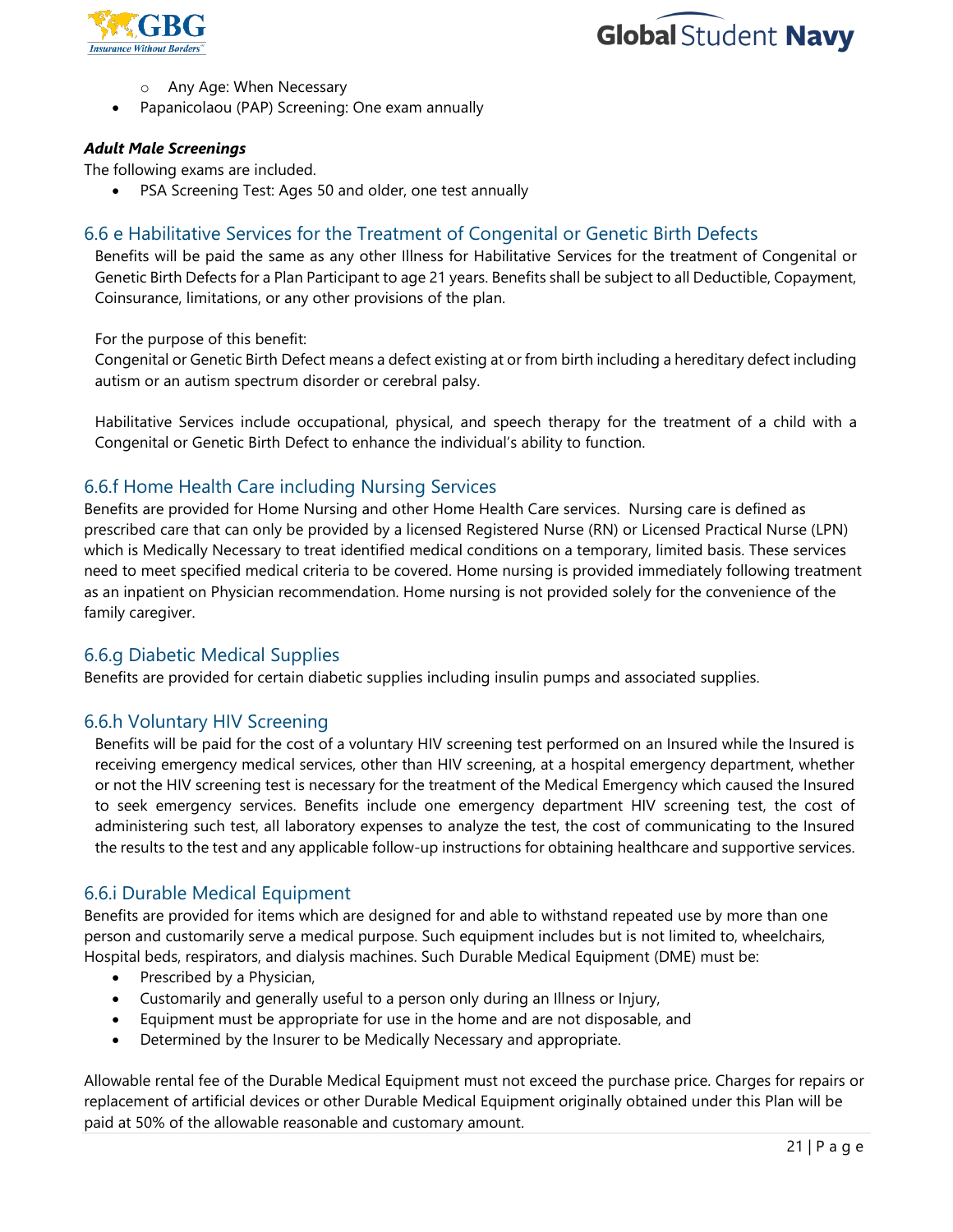- Any Age: When Necessary
- Papanicolaou (PAP) Screening: One exam annually

***Adult Male Screenings***

The following exams are included.

- PSA Screening Test: Ages 50 and older, one test annually

## 6.6 e Habilitative Services for the Treatment of Congenital or Genetic Birth Defects

Benefits will be paid the same as any other Illness for Habilitative Services for the treatment of Congenital or Genetic Birth Defects for a Plan Participant to age 21 years. Benefits shall be subject to all Deductible, Copayment, Coinsurance, limitations, or any other provisions of the plan.

For the purpose of this benefit:
Congenital or Genetic Birth Defect means a defect existing at or from birth including a hereditary defect including autism or an autism spectrum disorder or cerebral palsy.

Habilitative Services include occupational, physical, and speech therapy for the treatment of a child with a Congenital or Genetic Birth Defect to enhance the individual's ability to function.

## 6.6.f Home Health Care including Nursing Services

Benefits are provided for Home Nursing and other Home Health Care services. Nursing care is defined as prescribed care that can only be provided by a licensed Registered Nurse (RN) or Licensed Practical Nurse (LPN) which is Medically Necessary to treat identified medical conditions on a temporary, limited basis. These services need to meet specified medical criteria to be covered. Home nursing is provided immediately following treatment as an inpatient on Physician recommendation. Home nursing is not provided solely for the convenience of the family caregiver.

## 6.6.g Diabetic Medical Supplies

Benefits are provided for certain diabetic supplies including insulin pumps and associated supplies.

## 6.6.h Voluntary HIV Screening

Benefits will be paid for the cost of a voluntary HIV screening test performed on an Insured while the Insured is receiving emergency medical services, other than HIV screening, at a hospital emergency department, whether or not the HIV screening test is necessary for the treatment of the Medical Emergency which caused the Insured to seek emergency services. Benefits include one emergency department HIV screening test, the cost of administering such test, all laboratory expenses to analyze the test, the cost of communicating to the Insured the results to the test and any applicable follow-up instructions for obtaining healthcare and supportive services.

## 6.6.i Durable Medical Equipment

Benefits are provided for items which are designed for and able to withstand repeated use by more than one person and customarily serve a medical purpose. Such equipment includes but is not limited to, wheelchairs, Hospital beds, respirators, and dialysis machines. Such Durable Medical Equipment (DME) must be:

- Prescribed by a Physician,
- Customarily and generally useful to a person only during an Illness or Injury,
- Equipment must be appropriate for use in the home and are not disposable, and
- Determined by the Insurer to be Medically Necessary and appropriate.

Allowable rental fee of the Durable Medical Equipment must not exceed the purchase price. Charges for repairs or replacement of artificial devices or other Durable Medical Equipment originally obtained under this Plan will be paid at 50% of the allowable reasonable and customary amount.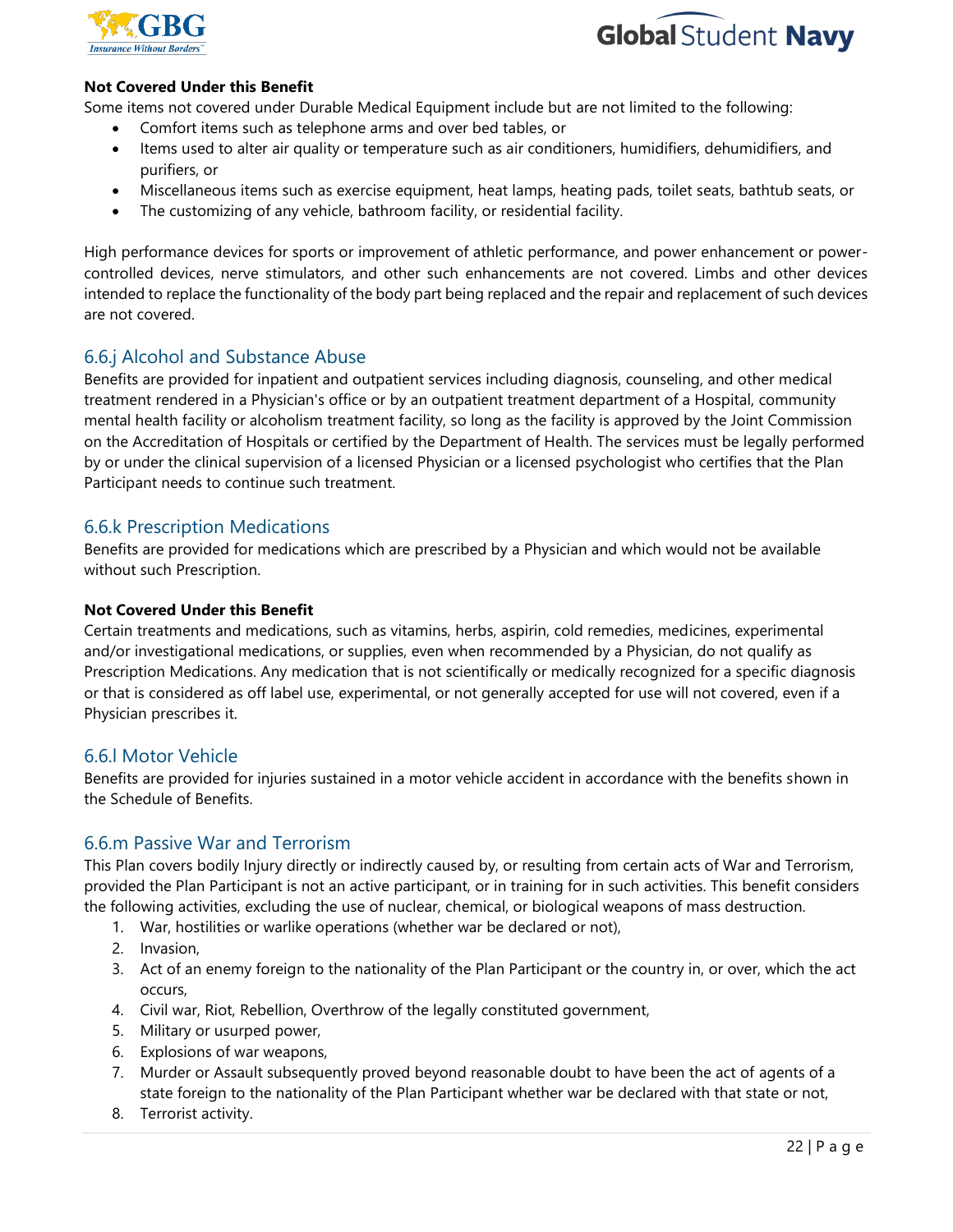**Not Covered Under this Benefit**

Some items not covered under Durable Medical Equipment include but are not limited to the following:

- Comfort items such as telephone arms and over bed tables, or
- Items used to alter air quality or temperature such as air conditioners, humidifiers, dehumidifiers, and purifiers, or
- Miscellaneous items such as exercise equipment, heat lamps, heating pads, toilet seats, bathtub seats, or
- The customizing of any vehicle, bathroom facility, or residential facility.

High performance devices for sports or improvement of athletic performance, and power enhancement or power-controlled devices, nerve stimulators, and other such enhancements are not covered. Limbs and other devices intended to replace the functionality of the body part being replaced and the repair and replacement of such devices are not covered.

## 6.6.j Alcohol and Substance Abuse

Benefits are provided for inpatient and outpatient services including diagnosis, counseling, and other medical treatment rendered in a Physician's office or by an outpatient treatment department of a Hospital, community mental health facility or alcoholism treatment facility, so long as the facility is approved by the Joint Commission on the Accreditation of Hospitals or certified by the Department of Health. The services must be legally performed by or under the clinical supervision of a licensed Physician or a licensed psychologist who certifies that the Plan Participant needs to continue such treatment.

## 6.6.k Prescription Medications

Benefits are provided for medications which are prescribed by a Physician and which would not be available without such Prescription.

**Not Covered Under this Benefit**

Certain treatments and medications, such as vitamins, herbs, aspirin, cold remedies, medicines, experimental and/or investigational medications, or supplies, even when recommended by a Physician, do not qualify as Prescription Medications. Any medication that is not scientifically or medically recognized for a specific diagnosis or that is considered as off label use, experimental, or not generally accepted for use will not covered, even if a Physician prescribes it.

## 6.6.l Motor Vehicle

Benefits are provided for injuries sustained in a motor vehicle accident in accordance with the benefits shown in the Schedule of Benefits.

## 6.6.m Passive War and Terrorism

This Plan covers bodily Injury directly or indirectly caused by, or resulting from certain acts of War and Terrorism, provided the Plan Participant is not an active participant, or in training for in such activities. This benefit considers the following activities, excluding the use of nuclear, chemical, or biological weapons of mass destruction.

1. War, hostilities or warlike operations (whether war be declared or not),
2. Invasion,
3. Act of an enemy foreign to the nationality of the Plan Participant or the country in, or over, which the act occurs,
4. Civil war, Riot, Rebellion, Overthrow of the legally constituted government,
5. Military or usurped power,
6. Explosions of war weapons,
7. Murder or Assault subsequently proved beyond reasonable doubt to have been the act of agents of a state foreign to the nationality of the Plan Participant whether war be declared with that state or not,
8. Terrorist activity.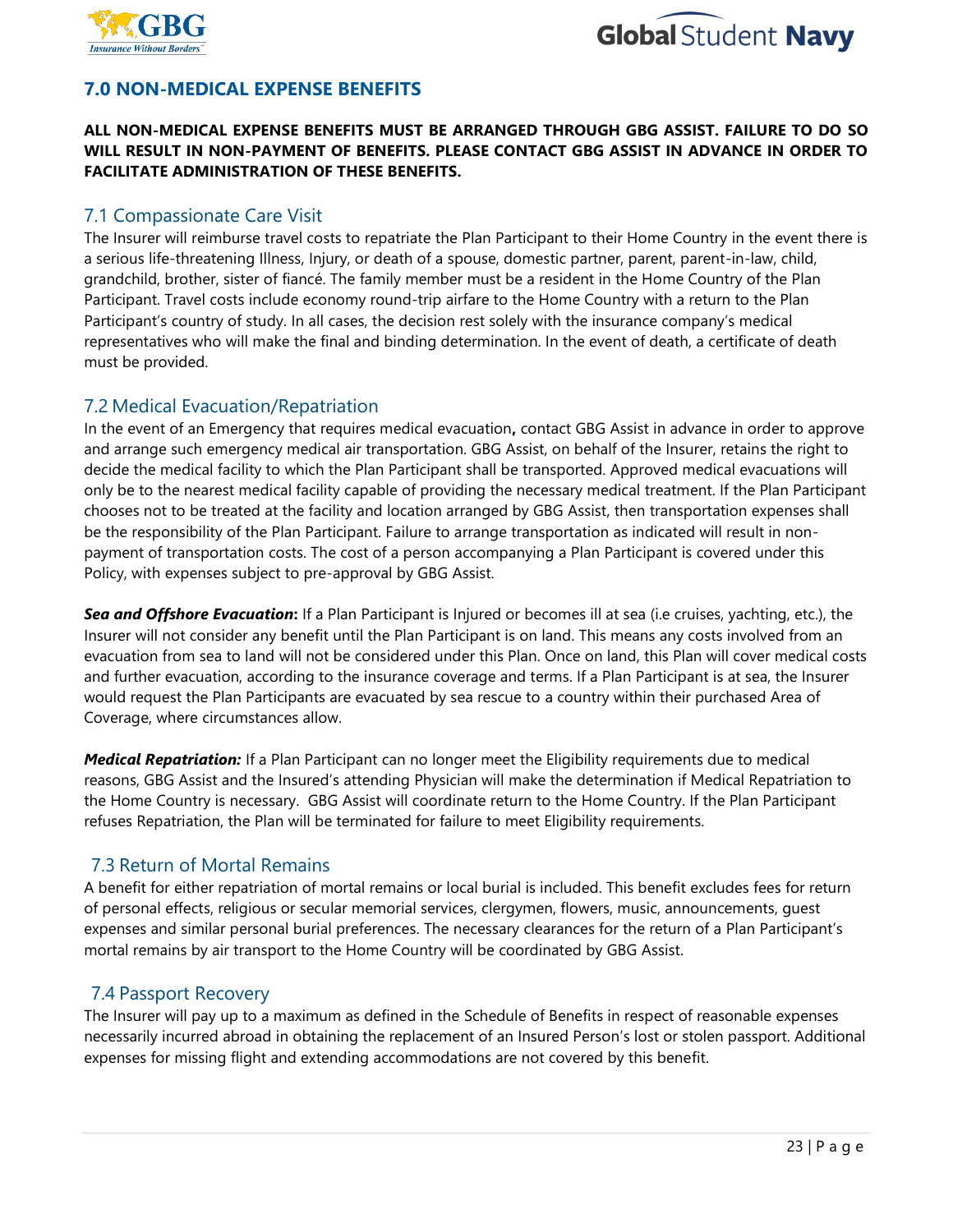## 7.0 NON-MEDICAL EXPENSE BENEFITS

**ALL NON-MEDICAL EXPENSE BENEFITS MUST BE ARRANGED THROUGH GBG ASSIST. FAILURE TO DO SO WILL RESULT IN NON-PAYMENT OF BENEFITS. PLEASE CONTACT GBG ASSIST IN ADVANCE IN ORDER TO FACILITATE ADMINISTRATION OF THESE BENEFITS.**

### 7.1 Compassionate Care Visit

The Insurer will reimburse travel costs to repatriate the Plan Participant to their Home Country in the event there is a serious life-threatening Illness, Injury, or death of a spouse, domestic partner, parent, parent-in-law, child, grandchild, brother, sister of fiancé. The family member must be a resident in the Home Country of the Plan Participant. Travel costs include economy round-trip airfare to the Home Country with a return to the Plan Participant's country of study. In all cases, the decision rest solely with the insurance company's medical representatives who will make the final and binding determination. In the event of death, a certificate of death must be provided.

### 7.2 Medical Evacuation/Repatriation

In the event of an Emergency that requires medical evacuation**,** contact GBG Assist in advance in order to approve and arrange such emergency medical air transportation. GBG Assist, on behalf of the Insurer, retains the right to decide the medical facility to which the Plan Participant shall be transported. Approved medical evacuations will only be to the nearest medical facility capable of providing the necessary medical treatment. If the Plan Participant chooses not to be treated at the facility and location arranged by GBG Assist, then transportation expenses shall be the responsibility of the Plan Participant. Failure to arrange transportation as indicated will result in non-payment of transportation costs. The cost of a person accompanying a Plan Participant is covered under this Policy, with expenses subject to pre-approval by GBG Assist.

***Sea and Offshore Evacuation*:** If a Plan Participant is Injured or becomes ill at sea (i.e cruises, yachting, etc.), the Insurer will not consider any benefit until the Plan Participant is on land. This means any costs involved from an evacuation from sea to land will not be considered under this Plan. Once on land, this Plan will cover medical costs and further evacuation, according to the insurance coverage and terms. If a Plan Participant is at sea, the Insurer would request the Plan Participants are evacuated by sea rescue to a country within their purchased Area of Coverage, where circumstances allow.

***Medical Repatriation:*** If a Plan Participant can no longer meet the Eligibility requirements due to medical reasons, GBG Assist and the Insured's attending Physician will make the determination if Medical Repatriation to the Home Country is necessary. GBG Assist will coordinate return to the Home Country. If the Plan Participant refuses Repatriation, the Plan will be terminated for failure to meet Eligibility requirements.

### 7.3 Return of Mortal Remains

A benefit for either repatriation of mortal remains or local burial is included. This benefit excludes fees for return of personal effects, religious or secular memorial services, clergymen, flowers, music, announcements, guest expenses and similar personal burial preferences. The necessary clearances for the return of a Plan Participant's mortal remains by air transport to the Home Country will be coordinated by GBG Assist.

### 7.4 Passport Recovery

The Insurer will pay up to a maximum as defined in the Schedule of Benefits in respect of reasonable expenses necessarily incurred abroad in obtaining the replacement of an Insured Person's lost or stolen passport. Additional expenses for missing flight and extending accommodations are not covered by this benefit.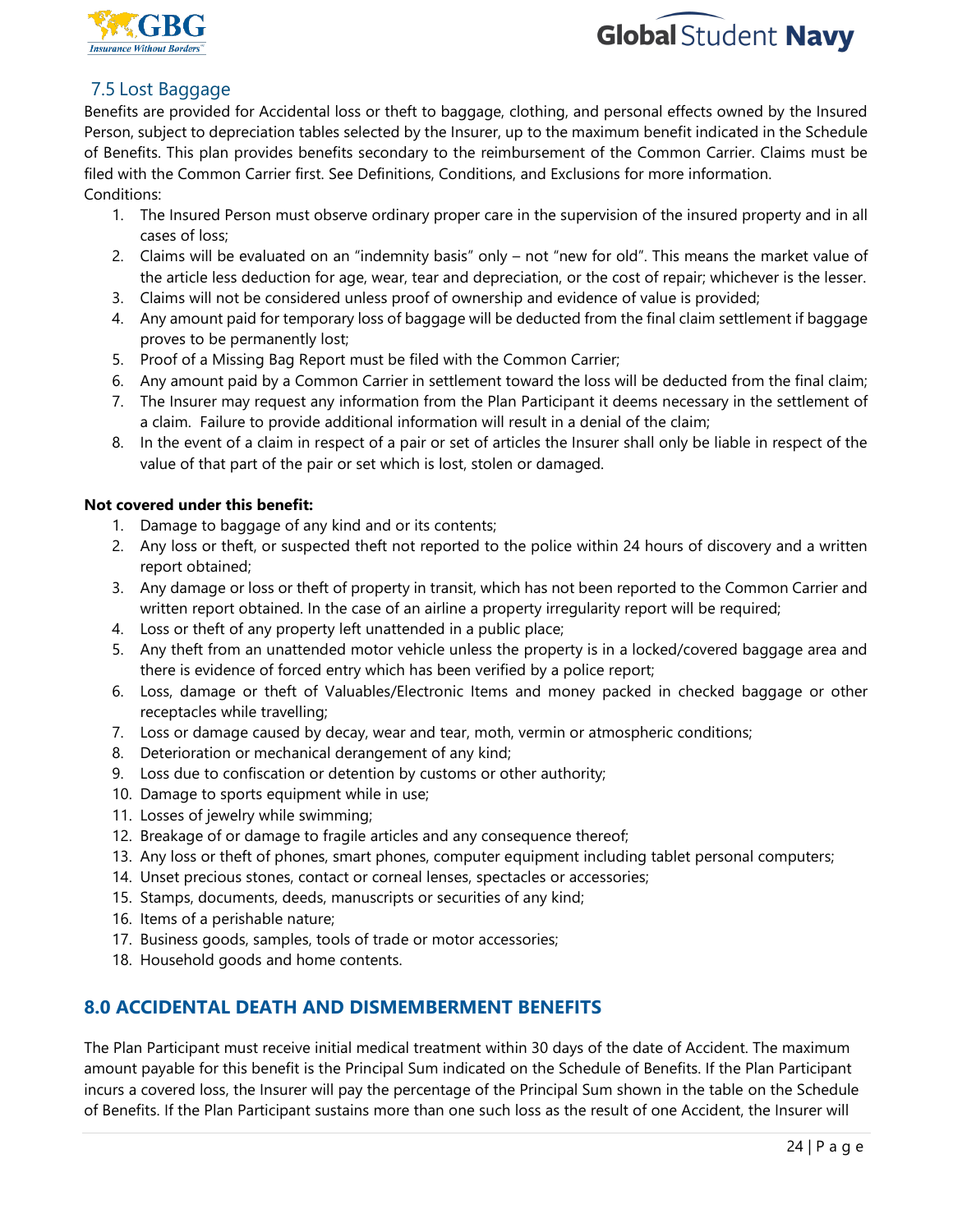## 7.5 Lost Baggage

Benefits are provided for Accidental loss or theft to baggage, clothing, and personal effects owned by the Insured Person, subject to depreciation tables selected by the Insurer, up to the maximum benefit indicated in the Schedule of Benefits. This plan provides benefits secondary to the reimbursement of the Common Carrier. Claims must be filed with the Common Carrier first. See Definitions, Conditions, and Exclusions for more information.

Conditions:

1. The Insured Person must observe ordinary proper care in the supervision of the insured property and in all cases of loss;
2. Claims will be evaluated on an "indemnity basis" only – not "new for old". This means the market value of the article less deduction for age, wear, tear and depreciation, or the cost of repair; whichever is the lesser.
3. Claims will not be considered unless proof of ownership and evidence of value is provided;
4. Any amount paid for temporary loss of baggage will be deducted from the final claim settlement if baggage proves to be permanently lost;
5. Proof of a Missing Bag Report must be filed with the Common Carrier;
6. Any amount paid by a Common Carrier in settlement toward the loss will be deducted from the final claim;
7. The Insurer may request any information from the Plan Participant it deems necessary in the settlement of a claim. Failure to provide additional information will result in a denial of the claim;
8. In the event of a claim in respect of a pair or set of articles the Insurer shall only be liable in respect of the value of that part of the pair or set which is lost, stolen or damaged.

**Not covered under this benefit:**

1. Damage to baggage of any kind and or its contents;
2. Any loss or theft, or suspected theft not reported to the police within 24 hours of discovery and a written report obtained;
3. Any damage or loss or theft of property in transit, which has not been reported to the Common Carrier and written report obtained. In the case of an airline a property irregularity report will be required;
4. Loss or theft of any property left unattended in a public place;
5. Any theft from an unattended motor vehicle unless the property is in a locked/covered baggage area and there is evidence of forced entry which has been verified by a police report;
6. Loss, damage or theft of Valuables/Electronic Items and money packed in checked baggage or other receptacles while travelling;
7. Loss or damage caused by decay, wear and tear, moth, vermin or atmospheric conditions;
8. Deterioration or mechanical derangement of any kind;
9. Loss due to confiscation or detention by customs or other authority;
10. Damage to sports equipment while in use;
11. Losses of jewelry while swimming;
12. Breakage of or damage to fragile articles and any consequence thereof;
13. Any loss or theft of phones, smart phones, computer equipment including tablet personal computers;
14. Unset precious stones, contact or corneal lenses, spectacles or accessories;
15. Stamps, documents, deeds, manuscripts or securities of any kind;
16. Items of a perishable nature;
17. Business goods, samples, tools of trade or motor accessories;
18. Household goods and home contents.

# 8.0 ACCIDENTAL DEATH AND DISMEMBERMENT BENEFITS

The Plan Participant must receive initial medical treatment within 30 days of the date of Accident. The maximum amount payable for this benefit is the Principal Sum indicated on the Schedule of Benefits. If the Plan Participant incurs a covered loss, the Insurer will pay the percentage of the Principal Sum shown in the table on the Schedule of Benefits. If the Plan Participant sustains more than one such loss as the result of one Accident, the Insurer will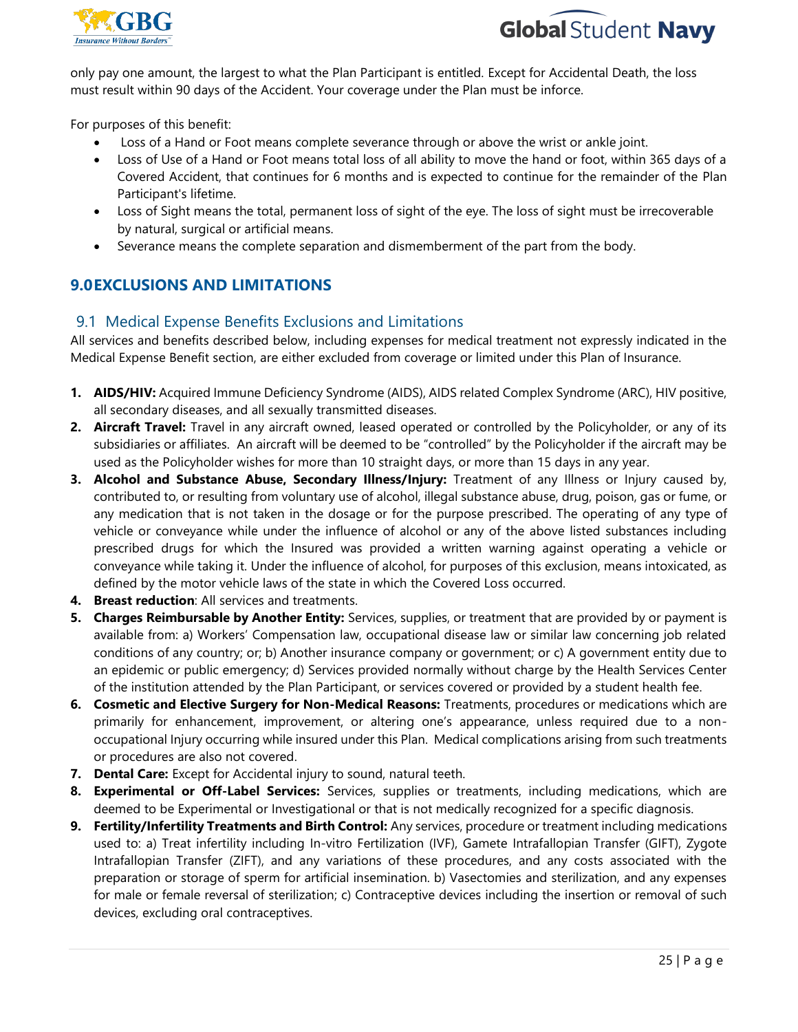only pay one amount, the largest to what the Plan Participant is entitled. Except for Accidental Death, the loss must result within 90 days of the Accident. Your coverage under the Plan must be inforce.

For purposes of this benefit:

- Loss of a Hand or Foot means complete severance through or above the wrist or ankle joint.
- Loss of Use of a Hand or Foot means total loss of all ability to move the hand or foot, within 365 days of a Covered Accident, that continues for 6 months and is expected to continue for the remainder of the Plan Participant's lifetime.
- Loss of Sight means the total, permanent loss of sight of the eye. The loss of sight must be irrecoverable by natural, surgical or artificial means.
- Severance means the complete separation and dismemberment of the part from the body.

## 9.0 EXCLUSIONS AND LIMITATIONS

### 9.1 Medical Expense Benefits Exclusions and Limitations

All services and benefits described below, including expenses for medical treatment not expressly indicated in the Medical Expense Benefit section, are either excluded from coverage or limited under this Plan of Insurance.

1. **AIDS/HIV:** Acquired Immune Deficiency Syndrome (AIDS), AIDS related Complex Syndrome (ARC), HIV positive, all secondary diseases, and all sexually transmitted diseases.
2. **Aircraft Travel:** Travel in any aircraft owned, leased operated or controlled by the Policyholder, or any of its subsidiaries or affiliates. An aircraft will be deemed to be "controlled" by the Policyholder if the aircraft may be used as the Policyholder wishes for more than 10 straight days, or more than 15 days in any year.
3. **Alcohol and Substance Abuse, Secondary Illness/Injury:** Treatment of any Illness or Injury caused by, contributed to, or resulting from voluntary use of alcohol, illegal substance abuse, drug, poison, gas or fume, or any medication that is not taken in the dosage or for the purpose prescribed. The operating of any type of vehicle or conveyance while under the influence of alcohol or any of the above listed substances including prescribed drugs for which the Insured was provided a written warning against operating a vehicle or conveyance while taking it. Under the influence of alcohol, for purposes of this exclusion, means intoxicated, as defined by the motor vehicle laws of the state in which the Covered Loss occurred.
4. **Breast reduction**: All services and treatments.
5. **Charges Reimbursable by Another Entity:** Services, supplies, or treatment that are provided by or payment is available from: a) Workers' Compensation law, occupational disease law or similar law concerning job related conditions of any country; or; b) Another insurance company or government; or c) A government entity due to an epidemic or public emergency; d) Services provided normally without charge by the Health Services Center of the institution attended by the Plan Participant, or services covered or provided by a student health fee.
6. **Cosmetic and Elective Surgery for Non-Medical Reasons:** Treatments, procedures or medications which are primarily for enhancement, improvement, or altering one's appearance, unless required due to a non-occupational Injury occurring while insured under this Plan. Medical complications arising from such treatments or procedures are also not covered.
7. **Dental Care:** Except for Accidental injury to sound, natural teeth.
8. **Experimental or Off-Label Services:** Services, supplies or treatments, including medications, which are deemed to be Experimental or Investigational or that is not medically recognized for a specific diagnosis.
9. **Fertility/Infertility Treatments and Birth Control:** Any services, procedure or treatment including medications used to: a) Treat infertility including In-vitro Fertilization (IVF), Gamete Intrafallopian Transfer (GIFT), Zygote Intrafallopian Transfer (ZIFT), and any variations of these procedures, and any costs associated with the preparation or storage of sperm for artificial insemination. b) Vasectomies and sterilization, and any expenses for male or female reversal of sterilization; c) Contraceptive devices including the insertion or removal of such devices, excluding oral contraceptives.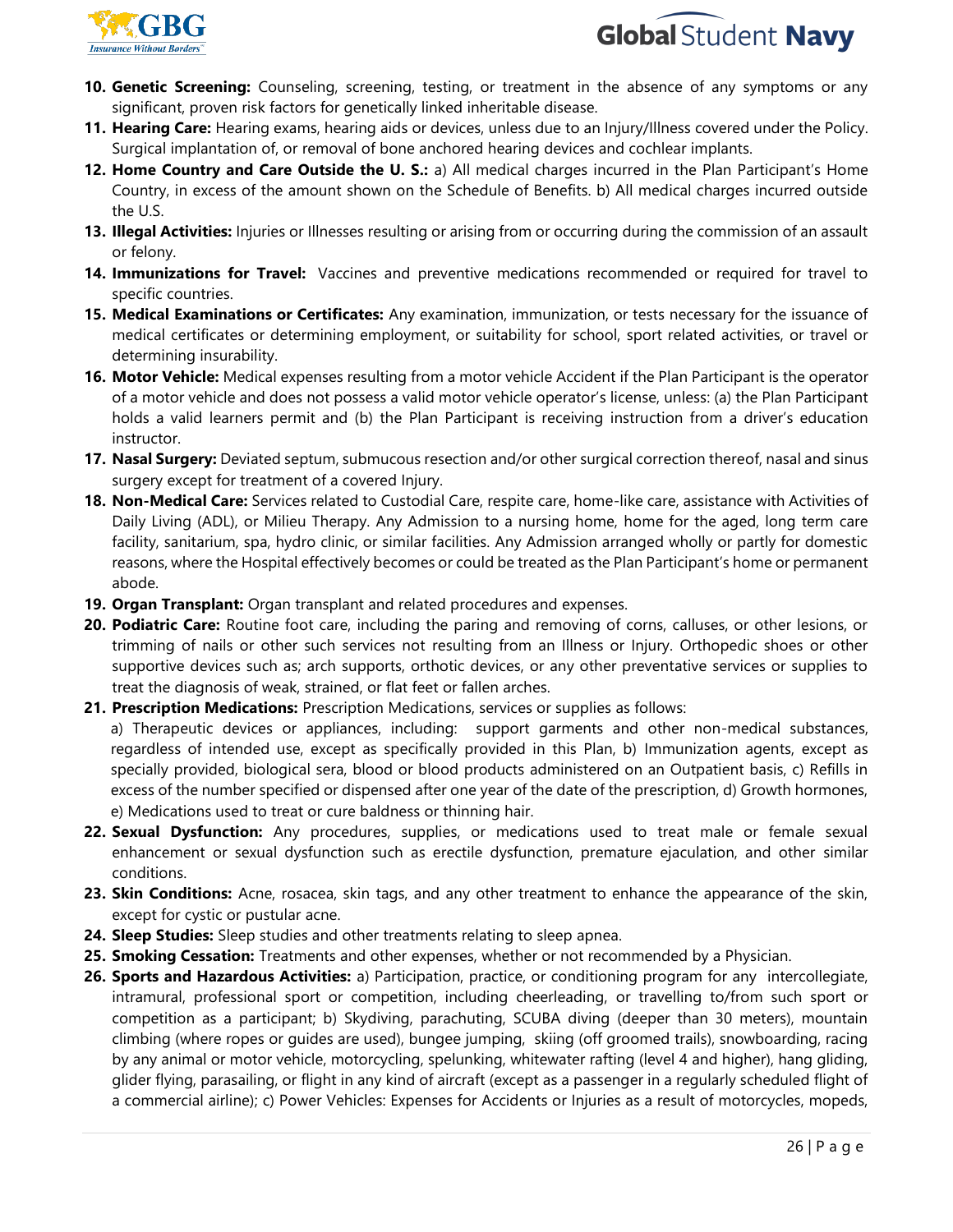10. **Genetic Screening:** Counseling, screening, testing, or treatment in the absence of any symptoms or any significant, proven risk factors for genetically linked inheritable disease.
11. **Hearing Care:** Hearing exams, hearing aids or devices, unless due to an Injury/Illness covered under the Policy. Surgical implantation of, or removal of bone anchored hearing devices and cochlear implants.
12. **Home Country and Care Outside the U. S.:** a) All medical charges incurred in the Plan Participant's Home Country, in excess of the amount shown on the Schedule of Benefits. b) All medical charges incurred outside the U.S.
13. **Illegal Activities:** Injuries or Illnesses resulting or arising from or occurring during the commission of an assault or felony.
14. **Immunizations for Travel:** Vaccines and preventive medications recommended or required for travel to specific countries.
15. **Medical Examinations or Certificates:** Any examination, immunization, or tests necessary for the issuance of medical certificates or determining employment, or suitability for school, sport related activities, or travel or determining insurability.
16. **Motor Vehicle:** Medical expenses resulting from a motor vehicle Accident if the Plan Participant is the operator of a motor vehicle and does not possess a valid motor vehicle operator's license, unless: (a) the Plan Participant holds a valid learners permit and (b) the Plan Participant is receiving instruction from a driver's education instructor.
17. **Nasal Surgery:** Deviated septum, submucous resection and/or other surgical correction thereof, nasal and sinus surgery except for treatment of a covered Injury.
18. **Non-Medical Care:** Services related to Custodial Care, respite care, home-like care, assistance with Activities of Daily Living (ADL), or Milieu Therapy. Any Admission to a nursing home, home for the aged, long term care facility, sanitarium, spa, hydro clinic, or similar facilities. Any Admission arranged wholly or partly for domestic reasons, where the Hospital effectively becomes or could be treated as the Plan Participant's home or permanent abode.
19. **Organ Transplant:** Organ transplant and related procedures and expenses.
20. **Podiatric Care:** Routine foot care, including the paring and removing of corns, calluses, or other lesions, or trimming of nails or other such services not resulting from an Illness or Injury. Orthopedic shoes or other supportive devices such as; arch supports, orthotic devices, or any other preventative services or supplies to treat the diagnosis of weak, strained, or flat feet or fallen arches.
21. **Prescription Medications:** Prescription Medications, services or supplies as follows:
    a) Therapeutic devices or appliances, including: support garments and other non-medical substances, regardless of intended use, except as specifically provided in this Plan, b) Immunization agents, except as specially provided, biological sera, blood or blood products administered on an Outpatient basis, c) Refills in excess of the number specified or dispensed after one year of the date of the prescription, d) Growth hormones, e) Medications used to treat or cure baldness or thinning hair.
22. **Sexual Dysfunction:** Any procedures, supplies, or medications used to treat male or female sexual enhancement or sexual dysfunction such as erectile dysfunction, premature ejaculation, and other similar conditions.
23. **Skin Conditions:** Acne, rosacea, skin tags, and any other treatment to enhance the appearance of the skin, except for cystic or pustular acne.
24. **Sleep Studies:** Sleep studies and other treatments relating to sleep apnea.
25. **Smoking Cessation:** Treatments and other expenses, whether or not recommended by a Physician.
26. **Sports and Hazardous Activities:** a) Participation, practice, or conditioning program for any intercollegiate, intramural, professional sport or competition, including cheerleading, or travelling to/from such sport or competition as a participant; b) Skydiving, parachuting, SCUBA diving (deeper than 30 meters), mountain climbing (where ropes or guides are used), bungee jumping, skiing (off groomed trails), snowboarding, racing by any animal or motor vehicle, motorcycling, spelunking, whitewater rafting (level 4 and higher), hang gliding, glider flying, parasailing, or flight in any kind of aircraft (except as a passenger in a regularly scheduled flight of a commercial airline); c) Power Vehicles: Expenses for Accidents or Injuries as a result of motorcycles, mopeds,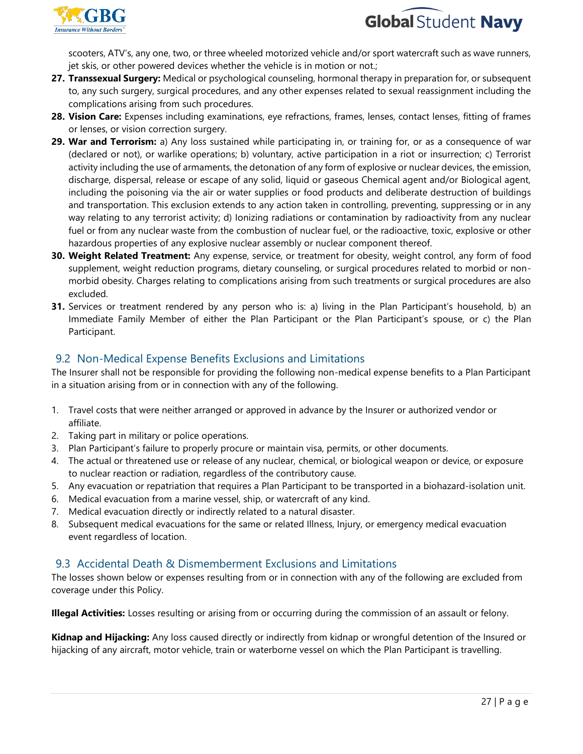scooters, ATV's, any one, two, or three wheeled motorized vehicle and/or sport watercraft such as wave runners, jet skis, or other powered devices whether the vehicle is in motion or not.;

27. **Transsexual Surgery:** Medical or psychological counseling, hormonal therapy in preparation for, or subsequent to, any such surgery, surgical procedures, and any other expenses related to sexual reassignment including the complications arising from such procedures.
28. **Vision Care:** Expenses including examinations, eye refractions, frames, lenses, contact lenses, fitting of frames or lenses, or vision correction surgery.
29. **War and Terrorism:** a) Any loss sustained while participating in, or training for, or as a consequence of war (declared or not), or warlike operations; b) voluntary, active participation in a riot or insurrection; c) Terrorist activity including the use of armaments, the detonation of any form of explosive or nuclear devices, the emission, discharge, dispersal, release or escape of any solid, liquid or gaseous Chemical agent and/or Biological agent, including the poisoning via the air or water supplies or food products and deliberate destruction of buildings and transportation. This exclusion extends to any action taken in controlling, preventing, suppressing or in any way relating to any terrorist activity; d) Ionizing radiations or contamination by radioactivity from any nuclear fuel or from any nuclear waste from the combustion of nuclear fuel, or the radioactive, toxic, explosive or other hazardous properties of any explosive nuclear assembly or nuclear component thereof.
30. **Weight Related Treatment:** Any expense, service, or treatment for obesity, weight control, any form of food supplement, weight reduction programs, dietary counseling, or surgical procedures related to morbid or non-morbid obesity. Charges relating to complications arising from such treatments or surgical procedures are also excluded.
31. Services or treatment rendered by any person who is: a) living in the Plan Participant's household, b) an Immediate Family Member of either the Plan Participant or the Plan Participant's spouse, or c) the Plan Participant.

## 9.2 Non-Medical Expense Benefits Exclusions and Limitations

The Insurer shall not be responsible for providing the following non-medical expense benefits to a Plan Participant in a situation arising from or in connection with any of the following.

1. Travel costs that were neither arranged or approved in advance by the Insurer or authorized vendor or affiliate.
2. Taking part in military or police operations.
3. Plan Participant's failure to properly procure or maintain visa, permits, or other documents.
4. The actual or threatened use or release of any nuclear, chemical, or biological weapon or device, or exposure to nuclear reaction or radiation, regardless of the contributory cause.
5. Any evacuation or repatriation that requires a Plan Participant to be transported in a biohazard-isolation unit.
6. Medical evacuation from a marine vessel, ship, or watercraft of any kind.
7. Medical evacuation directly or indirectly related to a natural disaster.
8. Subsequent medical evacuations for the same or related Illness, Injury, or emergency medical evacuation event regardless of location.

## 9.3 Accidental Death & Dismemberment Exclusions and Limitations

The losses shown below or expenses resulting from or in connection with any of the following are excluded from coverage under this Policy.

**Illegal Activities:** Losses resulting or arising from or occurring during the commission of an assault or felony.

**Kidnap and Hijacking:** Any loss caused directly or indirectly from kidnap or wrongful detention of the Insured or hijacking of any aircraft, motor vehicle, train or waterborne vessel on which the Plan Participant is travelling.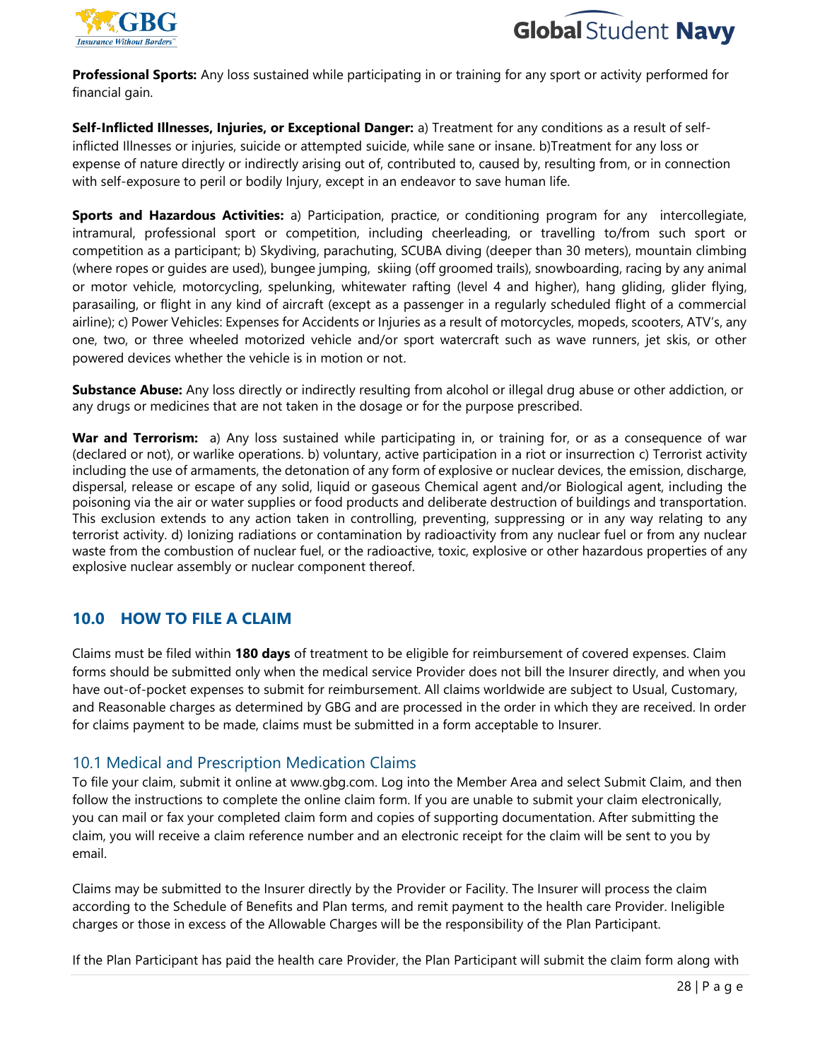**Professional Sports:** Any loss sustained while participating in or training for any sport or activity performed for financial gain.

**Self-Inflicted Illnesses, Injuries, or Exceptional Danger:** a) Treatment for any conditions as a result of self-inflicted Illnesses or injuries, suicide or attempted suicide, while sane or insane. b)Treatment for any loss or expense of nature directly or indirectly arising out of, contributed to, caused by, resulting from, or in connection with self-exposure to peril or bodily Injury, except in an endeavor to save human life.

**Sports and Hazardous Activities:** a) Participation, practice, or conditioning program for any intercollegiate, intramural, professional sport or competition, including cheerleading, or travelling to/from such sport or competition as a participant; b) Skydiving, parachuting, SCUBA diving (deeper than 30 meters), mountain climbing (where ropes or guides are used), bungee jumping, skiing (off groomed trails), snowboarding, racing by any animal or motor vehicle, motorcycling, spelunking, whitewater rafting (level 4 and higher), hang gliding, glider flying, parasailing, or flight in any kind of aircraft (except as a passenger in a regularly scheduled flight of a commercial airline); c) Power Vehicles: Expenses for Accidents or Injuries as a result of motorcycles, mopeds, scooters, ATV's, any one, two, or three wheeled motorized vehicle and/or sport watercraft such as wave runners, jet skis, or other powered devices whether the vehicle is in motion or not.

**Substance Abuse:** Any loss directly or indirectly resulting from alcohol or illegal drug abuse or other addiction, or any drugs or medicines that are not taken in the dosage or for the purpose prescribed.

**War and Terrorism:** a) Any loss sustained while participating in, or training for, or as a consequence of war (declared or not), or warlike operations. b) voluntary, active participation in a riot or insurrection c) Terrorist activity including the use of armaments, the detonation of any form of explosive or nuclear devices, the emission, discharge, dispersal, release or escape of any solid, liquid or gaseous Chemical agent and/or Biological agent, including the poisoning via the air or water supplies or food products and deliberate destruction of buildings and transportation. This exclusion extends to any action taken in controlling, preventing, suppressing or in any way relating to any terrorist activity. d) Ionizing radiations or contamination by radioactivity from any nuclear fuel or from any nuclear waste from the combustion of nuclear fuel, or the radioactive, toxic, explosive or other hazardous properties of any explosive nuclear assembly or nuclear component thereof.

## 10.0 HOW TO FILE A CLAIM

Claims must be filed within **180 days** of treatment to be eligible for reimbursement of covered expenses. Claim forms should be submitted only when the medical service Provider does not bill the Insurer directly, and when you have out-of-pocket expenses to submit for reimbursement. All claims worldwide are subject to Usual, Customary, and Reasonable charges as determined by GBG and are processed in the order in which they are received. In order for claims payment to be made, claims must be submitted in a form acceptable to Insurer.

### 10.1 Medical and Prescription Medication Claims

To file your claim, submit it online at www.gbg.com. Log into the Member Area and select Submit Claim, and then follow the instructions to complete the online claim form. If you are unable to submit your claim electronically, you can mail or fax your completed claim form and copies of supporting documentation. After submitting the claim, you will receive a claim reference number and an electronic receipt for the claim will be sent to you by email.

Claims may be submitted to the Insurer directly by the Provider or Facility. The Insurer will process the claim according to the Schedule of Benefits and Plan terms, and remit payment to the health care Provider. Ineligible charges or those in excess of the Allowable Charges will be the responsibility of the Plan Participant.

If the Plan Participant has paid the health care Provider, the Plan Participant will submit the claim form along with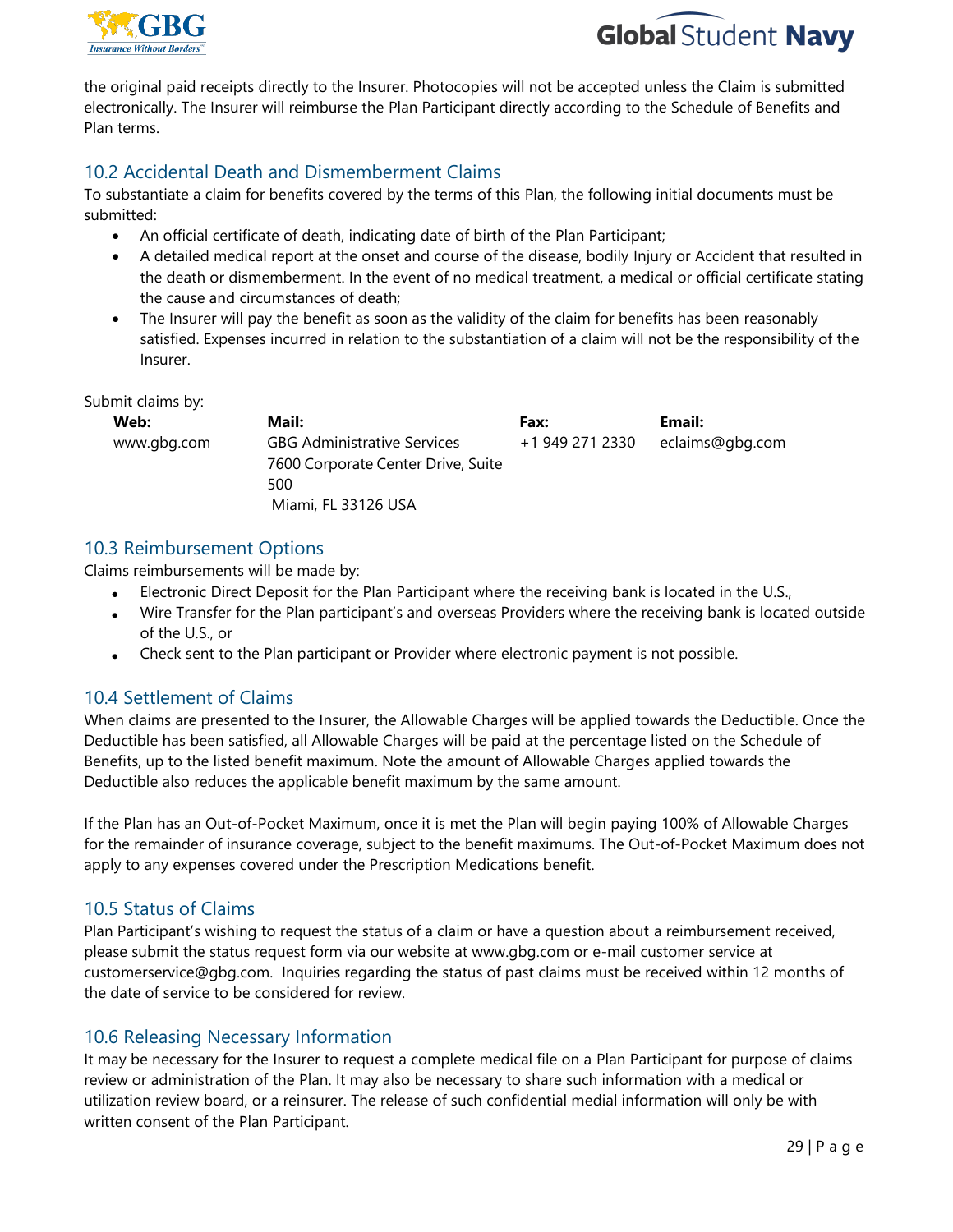the original paid receipts directly to the Insurer. Photocopies will not be accepted unless the Claim is submitted electronically. The Insurer will reimburse the Plan Participant directly according to the Schedule of Benefits and Plan terms.

## 10.2 Accidental Death and Dismemberment Claims

To substantiate a claim for benefits covered by the terms of this Plan, the following initial documents must be submitted:

- An official certificate of death, indicating date of birth of the Plan Participant;
- A detailed medical report at the onset and course of the disease, bodily Injury or Accident that resulted in the death or dismemberment. In the event of no medical treatment, a medical or official certificate stating the cause and circumstances of death;
- The Insurer will pay the benefit as soon as the validity of the claim for benefits has been reasonably satisfied. Expenses incurred in relation to the substantiation of a claim will not be the responsibility of the Insurer.

Submit claims by:

| **Web:** | **Mail:** | **Fax:** | **Email:** |
|---|---|---|---|
| www.gbg.com | GBG Administrative Services<br>7600 Corporate Center Drive, Suite 500<br>Miami, FL 33126 USA | +1 949 271 2330 | eclaims@gbg.com |

## 10.3 Reimbursement Options

Claims reimbursements will be made by:

- Electronic Direct Deposit for the Plan Participant where the receiving bank is located in the U.S.,
- Wire Transfer for the Plan participant's and overseas Providers where the receiving bank is located outside of the U.S., or
- Check sent to the Plan participant or Provider where electronic payment is not possible.

## 10.4 Settlement of Claims

When claims are presented to the Insurer, the Allowable Charges will be applied towards the Deductible. Once the Deductible has been satisfied, all Allowable Charges will be paid at the percentage listed on the Schedule of Benefits, up to the listed benefit maximum. Note the amount of Allowable Charges applied towards the Deductible also reduces the applicable benefit maximum by the same amount.

If the Plan has an Out-of-Pocket Maximum, once it is met the Plan will begin paying 100% of Allowable Charges for the remainder of insurance coverage, subject to the benefit maximums. The Out-of-Pocket Maximum does not apply to any expenses covered under the Prescription Medications benefit.

## 10.5 Status of Claims

Plan Participant's wishing to request the status of a claim or have a question about a reimbursement received, please submit the status request form via our website at www.gbg.com or e-mail customer service at customerservice@gbg.com. Inquiries regarding the status of past claims must be received within 12 months of the date of service to be considered for review.

## 10.6 Releasing Necessary Information

It may be necessary for the Insurer to request a complete medical file on a Plan Participant for purpose of claims review or administration of the Plan. It may also be necessary to share such information with a medical or utilization review board, or a reinsurer. The release of such confidential medial information will only be with written consent of the Plan Participant.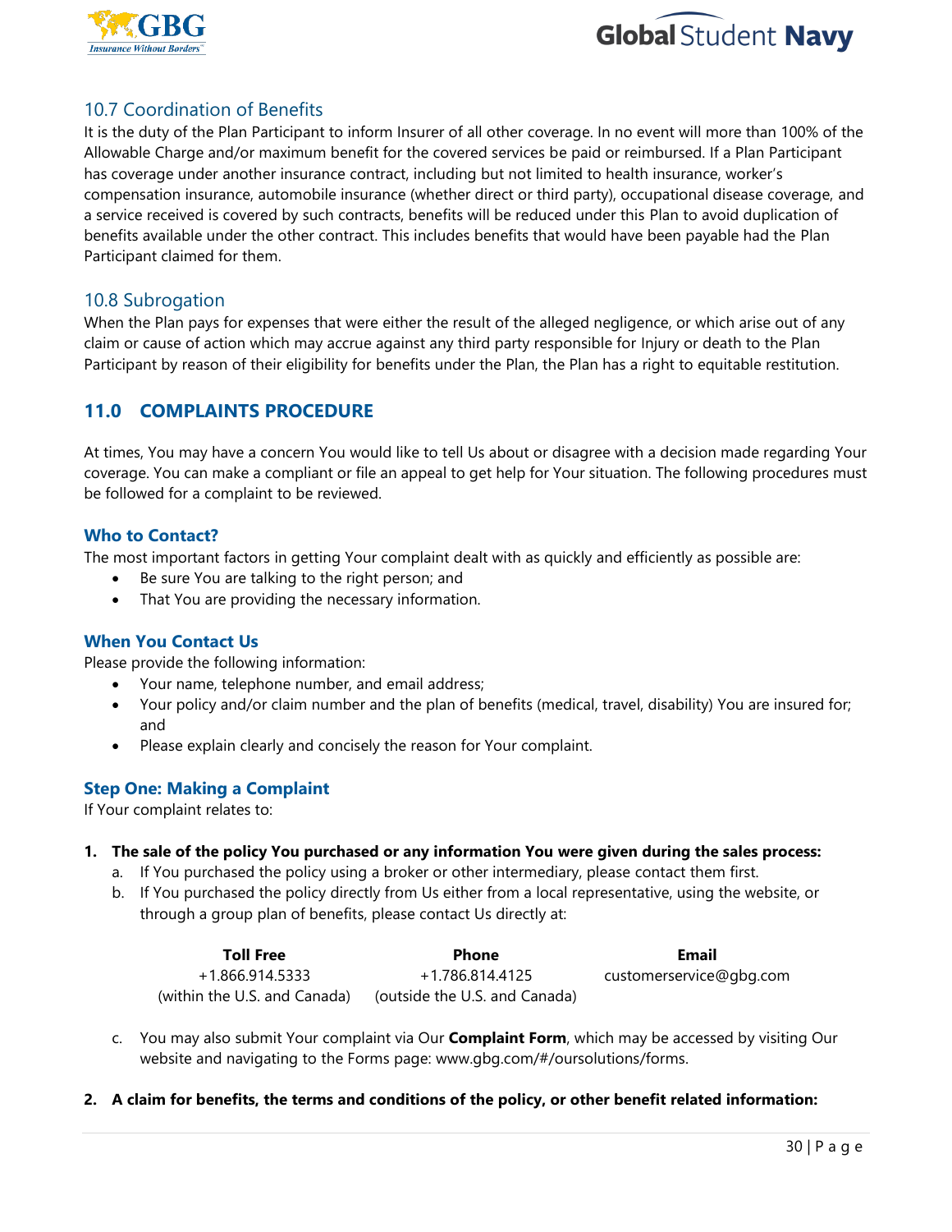## 10.7 Coordination of Benefits

It is the duty of the Plan Participant to inform Insurer of all other coverage. In no event will more than 100% of the Allowable Charge and/or maximum benefit for the covered services be paid or reimbursed. If a Plan Participant has coverage under another insurance contract, including but not limited to health insurance, worker's compensation insurance, automobile insurance (whether direct or third party), occupational disease coverage, and a service received is covered by such contracts, benefits will be reduced under this Plan to avoid duplication of benefits available under the other contract. This includes benefits that would have been payable had the Plan Participant claimed for them.

## 10.8 Subrogation

When the Plan pays for expenses that were either the result of the alleged negligence, or which arise out of any claim or cause of action which may accrue against any third party responsible for Injury or death to the Plan Participant by reason of their eligibility for benefits under the Plan, the Plan has a right to equitable restitution.

# 11.0 COMPLAINTS PROCEDURE

At times, You may have a concern You would like to tell Us about or disagree with a decision made regarding Your coverage. You can make a compliant or file an appeal to get help for Your situation. The following procedures must be followed for a complaint to be reviewed.

### Who to Contact?

The most important factors in getting Your complaint dealt with as quickly and efficiently as possible are:

- Be sure You are talking to the right person; and
- That You are providing the necessary information.

### When You Contact Us

Please provide the following information:

- Your name, telephone number, and email address;
- Your policy and/or claim number and the plan of benefits (medical, travel, disability) You are insured for; and
- Please explain clearly and concisely the reason for Your complaint.

### Step One: Making a Complaint

If Your complaint relates to:

1. **The sale of the policy You purchased or any information You were given during the sales process:**
   a. If You purchased the policy using a broker or other intermediary, please contact them first.
   b. If You purchased the policy directly from Us either from a local representative, using the website, or through a group plan of benefits, please contact Us directly at:

| Toll Free | Phone | Email |
|---|---|---|
| +1.866.914.5333 (within the U.S. and Canada) | +1.786.814.4125 (outside the U.S. and Canada) | customerservice@gbg.com |

   c. You may also submit Your complaint via Our **Complaint Form**, which may be accessed by visiting Our website and navigating to the Forms page: www.gbg.com/#/oursolutions/forms.

2. **A claim for benefits, the terms and conditions of the policy, or other benefit related information:**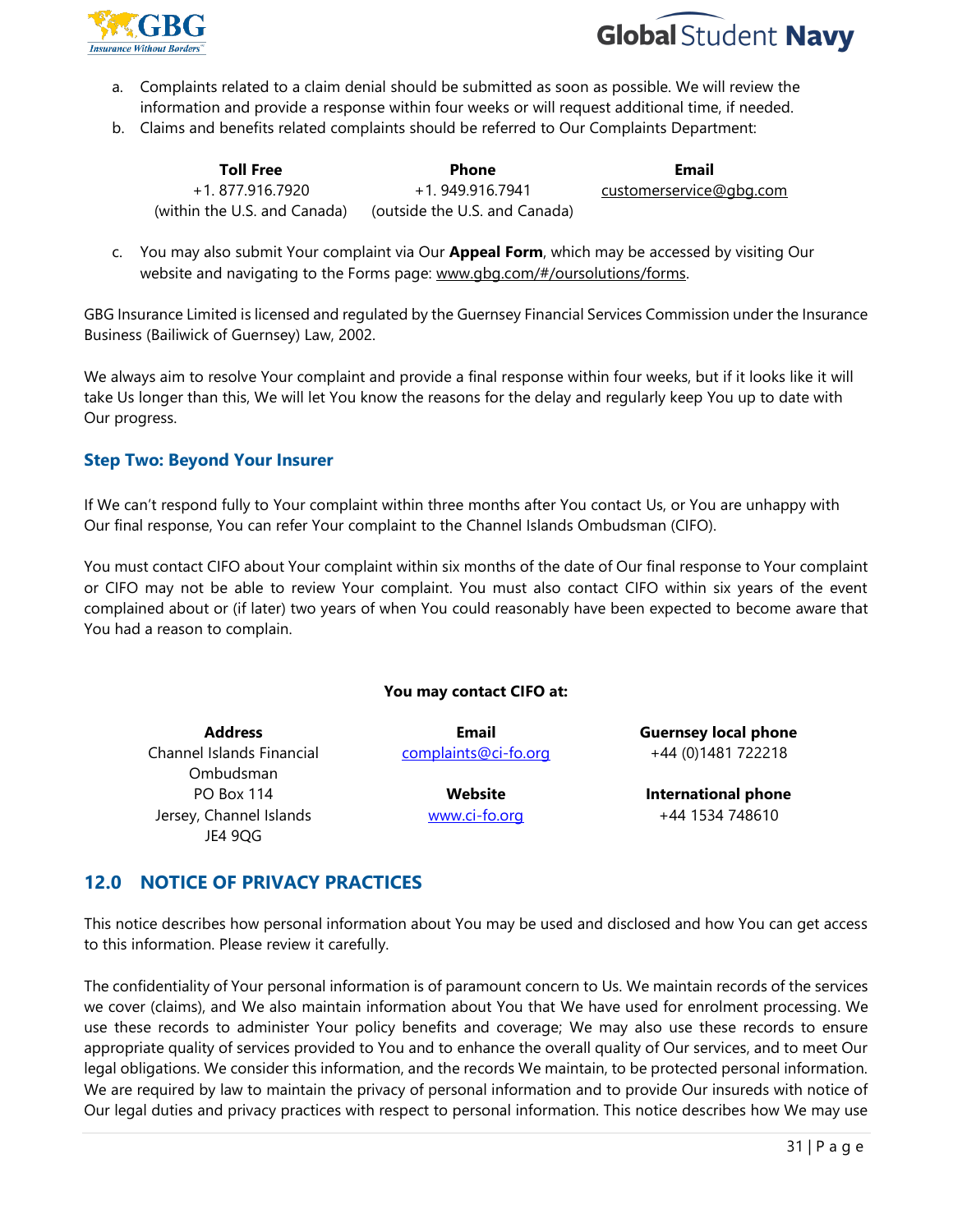a. Complaints related to a claim denial should be submitted as soon as possible. We will review the information and provide a response within four weeks or will request additional time, if needed.
b. Claims and benefits related complaints should be referred to Our Complaints Department:

| Toll Free | Phone | Email |
|---|---|---|
| +1. 877.916.7920 (within the U.S. and Canada) | +1. 949.916.7941 (outside the U.S. and Canada) | customerservice@gbg.com |

c. You may also submit Your complaint via Our **Appeal Form**, which may be accessed by visiting Our website and navigating to the Forms page: www.gbg.com/#/oursolutions/forms.

GBG Insurance Limited is licensed and regulated by the Guernsey Financial Services Commission under the Insurance Business (Bailiwick of Guernsey) Law, 2002.

We always aim to resolve Your complaint and provide a final response within four weeks, but if it looks like it will take Us longer than this, We will let You know the reasons for the delay and regularly keep You up to date with Our progress.

### Step Two: Beyond Your Insurer

If We can't respond fully to Your complaint within three months after You contact Us, or You are unhappy with Our final response, You can refer Your complaint to the Channel Islands Ombudsman (CIFO).

You must contact CIFO about Your complaint within six months of the date of Our final response to Your complaint or CIFO may not be able to review Your complaint. You must also contact CIFO within six years of the event complained about or (if later) two years of when You could reasonably have been expected to become aware that You had a reason to complain.

**You may contact CIFO at:**

| Address | Email | Guernsey local phone |
|---|---|---|
| Channel Islands Financial Ombudsman<br>PO Box 114<br>Jersey, Channel Islands<br>JE4 9QG | complaints@ci-fo.org | +44 (0)1481 722218 |
| | **Website** | **International phone** |
| | www.ci-fo.org | +44 1534 748610 |

## 12.0 NOTICE OF PRIVACY PRACTICES

This notice describes how personal information about You may be used and disclosed and how You can get access to this information. Please review it carefully.

The confidentiality of Your personal information is of paramount concern to Us. We maintain records of the services we cover (claims), and We also maintain information about You that We have used for enrolment processing. We use these records to administer Your policy benefits and coverage; We may also use these records to ensure appropriate quality of services provided to You and to enhance the overall quality of Our services, and to meet Our legal obligations. We consider this information, and the records We maintain, to be protected personal information. We are required by law to maintain the privacy of personal information and to provide Our insureds with notice of Our legal duties and privacy practices with respect to personal information. This notice describes how We may use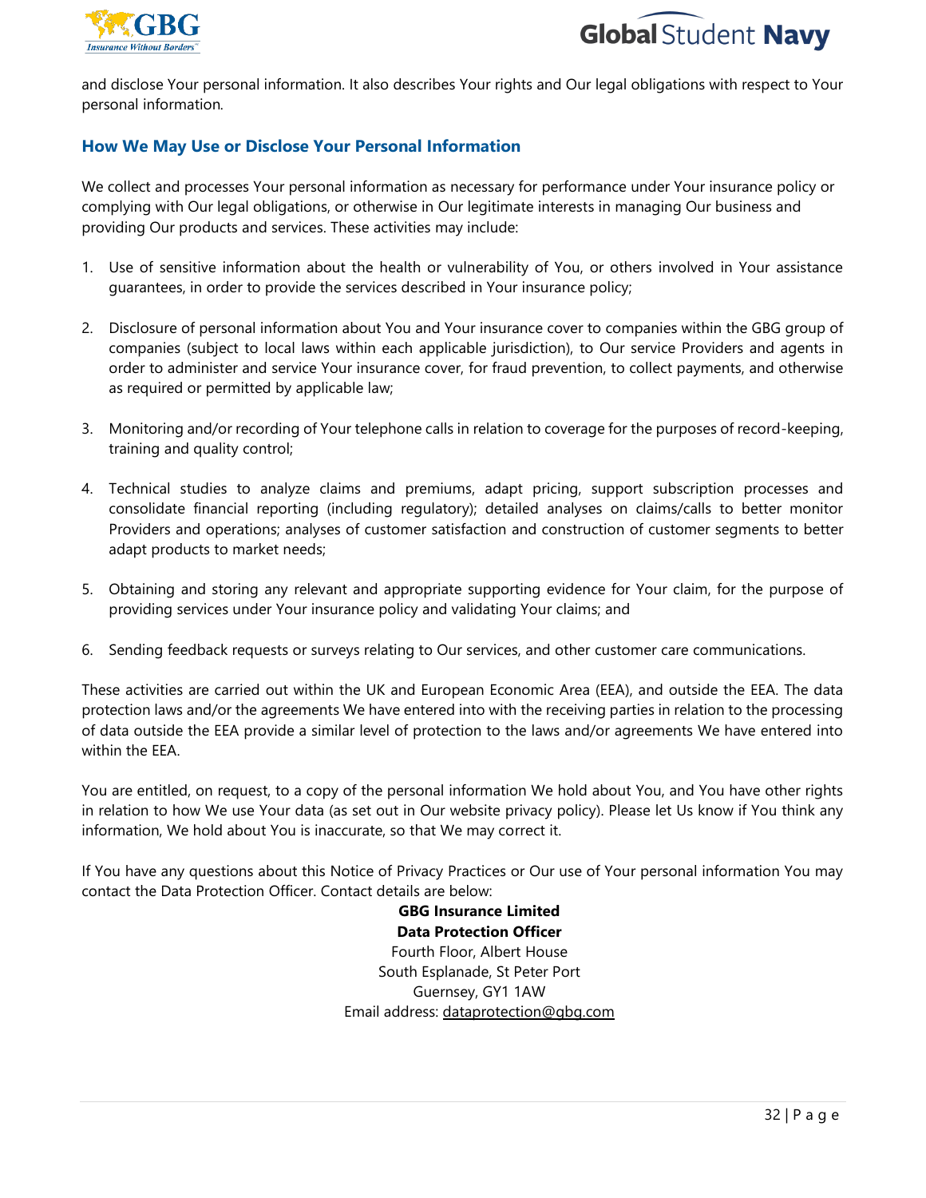and disclose Your personal information. It also describes Your rights and Our legal obligations with respect to Your personal information.

## How We May Use or Disclose Your Personal Information

We collect and processes Your personal information as necessary for performance under Your insurance policy or complying with Our legal obligations, or otherwise in Our legitimate interests in managing Our business and providing Our products and services. These activities may include:

1. Use of sensitive information about the health or vulnerability of You, or others involved in Your assistance guarantees, in order to provide the services described in Your insurance policy;

2. Disclosure of personal information about You and Your insurance cover to companies within the GBG group of companies (subject to local laws within each applicable jurisdiction), to Our service Providers and agents in order to administer and service Your insurance cover, for fraud prevention, to collect payments, and otherwise as required or permitted by applicable law;

3. Monitoring and/or recording of Your telephone calls in relation to coverage for the purposes of record-keeping, training and quality control;

4. Technical studies to analyze claims and premiums, adapt pricing, support subscription processes and consolidate financial reporting (including regulatory); detailed analyses on claims/calls to better monitor Providers and operations; analyses of customer satisfaction and construction of customer segments to better adapt products to market needs;

5. Obtaining and storing any relevant and appropriate supporting evidence for Your claim, for the purpose of providing services under Your insurance policy and validating Your claims; and

6. Sending feedback requests or surveys relating to Our services, and other customer care communications.

These activities are carried out within the UK and European Economic Area (EEA), and outside the EEA. The data protection laws and/or the agreements We have entered into with the receiving parties in relation to the processing of data outside the EEA provide a similar level of protection to the laws and/or agreements We have entered into within the EEA.

You are entitled, on request, to a copy of the personal information We hold about You, and You have other rights in relation to how We use Your data (as set out in Our website privacy policy). Please let Us know if You think any information, We hold about You is inaccurate, so that We may correct it.

If You have any questions about this Notice of Privacy Practices or Our use of Your personal information You may contact the Data Protection Officer. Contact details are below:

**GBG Insurance Limited**
**Data Protection Officer**
Fourth Floor, Albert House
South Esplanade, St Peter Port
Guernsey, GY1 1AW
Email address: dataprotection@gbg.com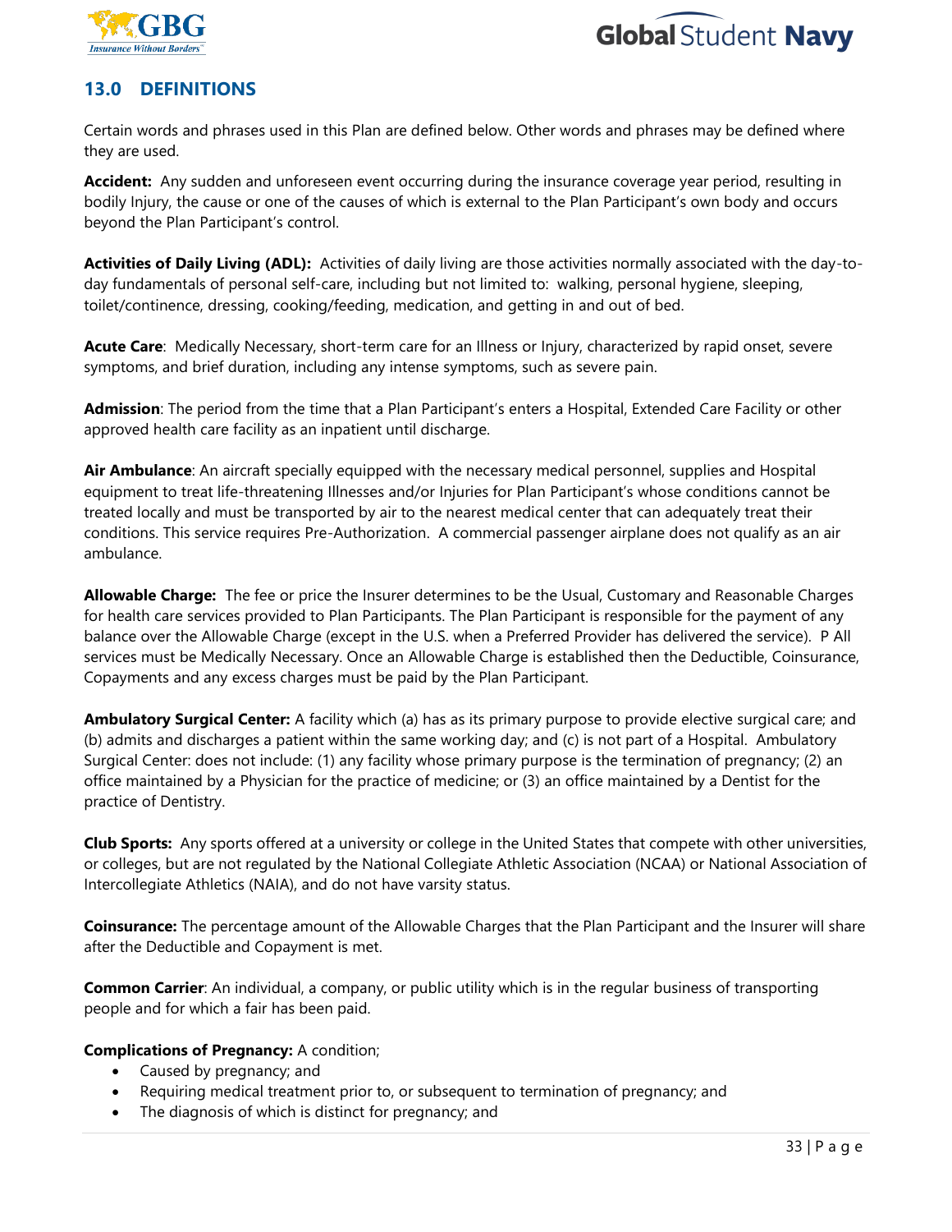## 13.0 DEFINITIONS

Certain words and phrases used in this Plan are defined below. Other words and phrases may be defined where they are used.

**Accident:** Any sudden and unforeseen event occurring during the insurance coverage year period, resulting in bodily Injury, the cause or one of the causes of which is external to the Plan Participant's own body and occurs beyond the Plan Participant's control.

**Activities of Daily Living (ADL):** Activities of daily living are those activities normally associated with the day-to-day fundamentals of personal self-care, including but not limited to: walking, personal hygiene, sleeping, toilet/continence, dressing, cooking/feeding, medication, and getting in and out of bed.

**Acute Care**: Medically Necessary, short-term care for an Illness or Injury, characterized by rapid onset, severe symptoms, and brief duration, including any intense symptoms, such as severe pain.

**Admission**: The period from the time that a Plan Participant's enters a Hospital, Extended Care Facility or other approved health care facility as an inpatient until discharge.

**Air Ambulance**: An aircraft specially equipped with the necessary medical personnel, supplies and Hospital equipment to treat life-threatening Illnesses and/or Injuries for Plan Participant's whose conditions cannot be treated locally and must be transported by air to the nearest medical center that can adequately treat their conditions. This service requires Pre-Authorization. A commercial passenger airplane does not qualify as an air ambulance.

**Allowable Charge:** The fee or price the Insurer determines to be the Usual, Customary and Reasonable Charges for health care services provided to Plan Participants. The Plan Participant is responsible for the payment of any balance over the Allowable Charge (except in the U.S. when a Preferred Provider has delivered the service). P All services must be Medically Necessary. Once an Allowable Charge is established then the Deductible, Coinsurance, Copayments and any excess charges must be paid by the Plan Participant.

**Ambulatory Surgical Center:** A facility which (a) has as its primary purpose to provide elective surgical care; and (b) admits and discharges a patient within the same working day; and (c) is not part of a Hospital. Ambulatory Surgical Center: does not include: (1) any facility whose primary purpose is the termination of pregnancy; (2) an office maintained by a Physician for the practice of medicine; or (3) an office maintained by a Dentist for the practice of Dentistry.

**Club Sports:** Any sports offered at a university or college in the United States that compete with other universities, or colleges, but are not regulated by the National Collegiate Athletic Association (NCAA) or National Association of Intercollegiate Athletics (NAIA), and do not have varsity status.

**Coinsurance:** The percentage amount of the Allowable Charges that the Plan Participant and the Insurer will share after the Deductible and Copayment is met.

**Common Carrier**: An individual, a company, or public utility which is in the regular business of transporting people and for which a fair has been paid.

**Complications of Pregnancy:** A condition;

- Caused by pregnancy; and
- Requiring medical treatment prior to, or subsequent to termination of pregnancy; and
- The diagnosis of which is distinct for pregnancy; and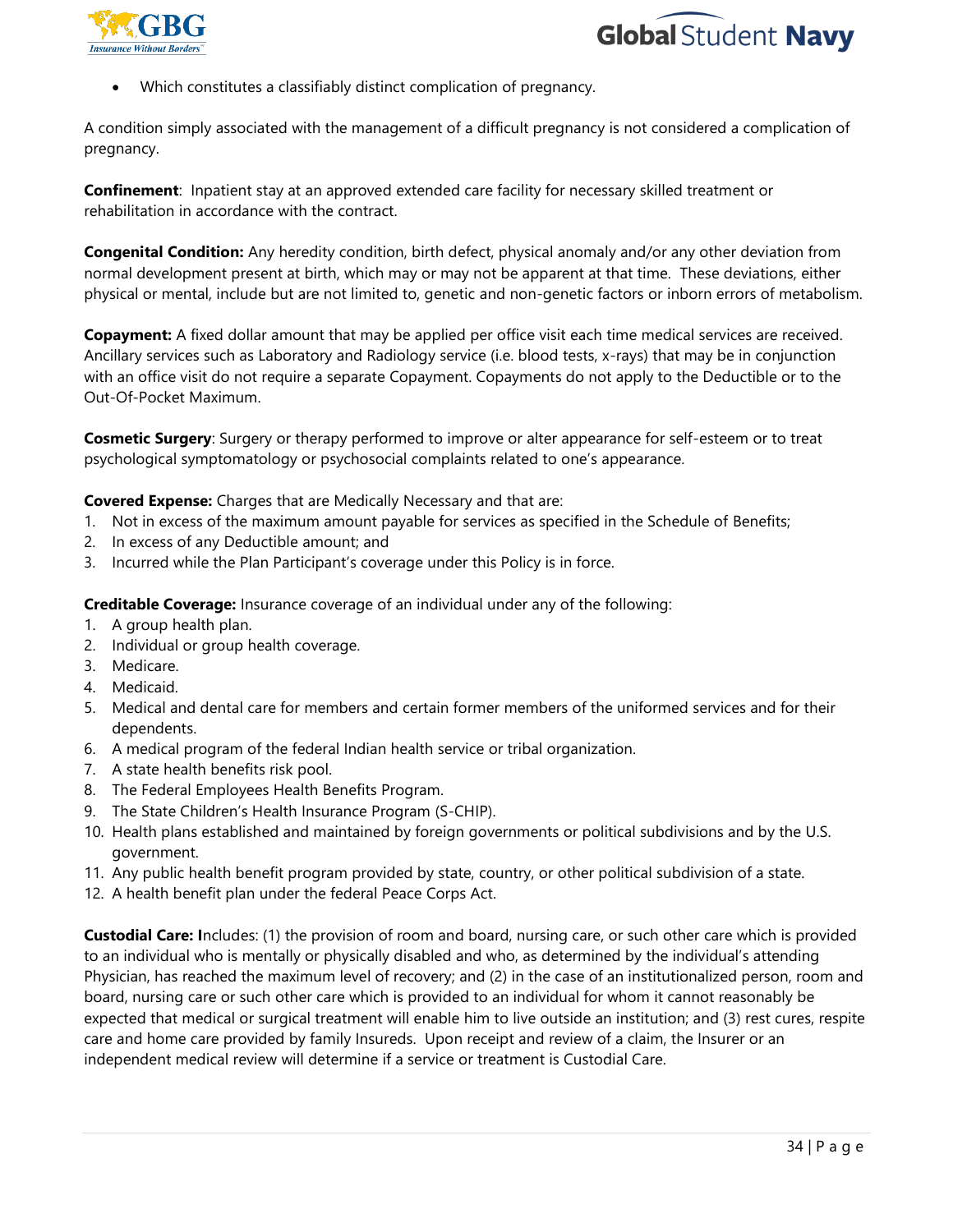- Which constitutes a classifiably distinct complication of pregnancy.

A condition simply associated with the management of a difficult pregnancy is not considered a complication of pregnancy.

**Confinement**: Inpatient stay at an approved extended care facility for necessary skilled treatment or rehabilitation in accordance with the contract.

**Congenital Condition:** Any heredity condition, birth defect, physical anomaly and/or any other deviation from normal development present at birth, which may or may not be apparent at that time. These deviations, either physical or mental, include but are not limited to, genetic and non-genetic factors or inborn errors of metabolism.

**Copayment:** A fixed dollar amount that may be applied per office visit each time medical services are received. Ancillary services such as Laboratory and Radiology service (i.e. blood tests, x-rays) that may be in conjunction with an office visit do not require a separate Copayment. Copayments do not apply to the Deductible or to the Out-Of-Pocket Maximum.

**Cosmetic Surgery**: Surgery or therapy performed to improve or alter appearance for self-esteem or to treat psychological symptomatology or psychosocial complaints related to one's appearance.

**Covered Expense:** Charges that are Medically Necessary and that are:

1. Not in excess of the maximum amount payable for services as specified in the Schedule of Benefits;
2. In excess of any Deductible amount; and
3. Incurred while the Plan Participant's coverage under this Policy is in force.

**Creditable Coverage:** Insurance coverage of an individual under any of the following:

1. A group health plan.
2. Individual or group health coverage.
3. Medicare.
4. Medicaid.
5. Medical and dental care for members and certain former members of the uniformed services and for their dependents.
6. A medical program of the federal Indian health service or tribal organization.
7. A state health benefits risk pool.
8. The Federal Employees Health Benefits Program.
9. The State Children's Health Insurance Program (S-CHIP).
10. Health plans established and maintained by foreign governments or political subdivisions and by the U.S. government.
11. Any public health benefit program provided by state, country, or other political subdivision of a state.
12. A health benefit plan under the federal Peace Corps Act.

**Custodial Care: I**ncludes: (1) the provision of room and board, nursing care, or such other care which is provided to an individual who is mentally or physically disabled and who, as determined by the individual's attending Physician, has reached the maximum level of recovery; and (2) in the case of an institutionalized person, room and board, nursing care or such other care which is provided to an individual for whom it cannot reasonably be expected that medical or surgical treatment will enable him to live outside an institution; and (3) rest cures, respite care and home care provided by family Insureds. Upon receipt and review of a claim, the Insurer or an independent medical review will determine if a service or treatment is Custodial Care.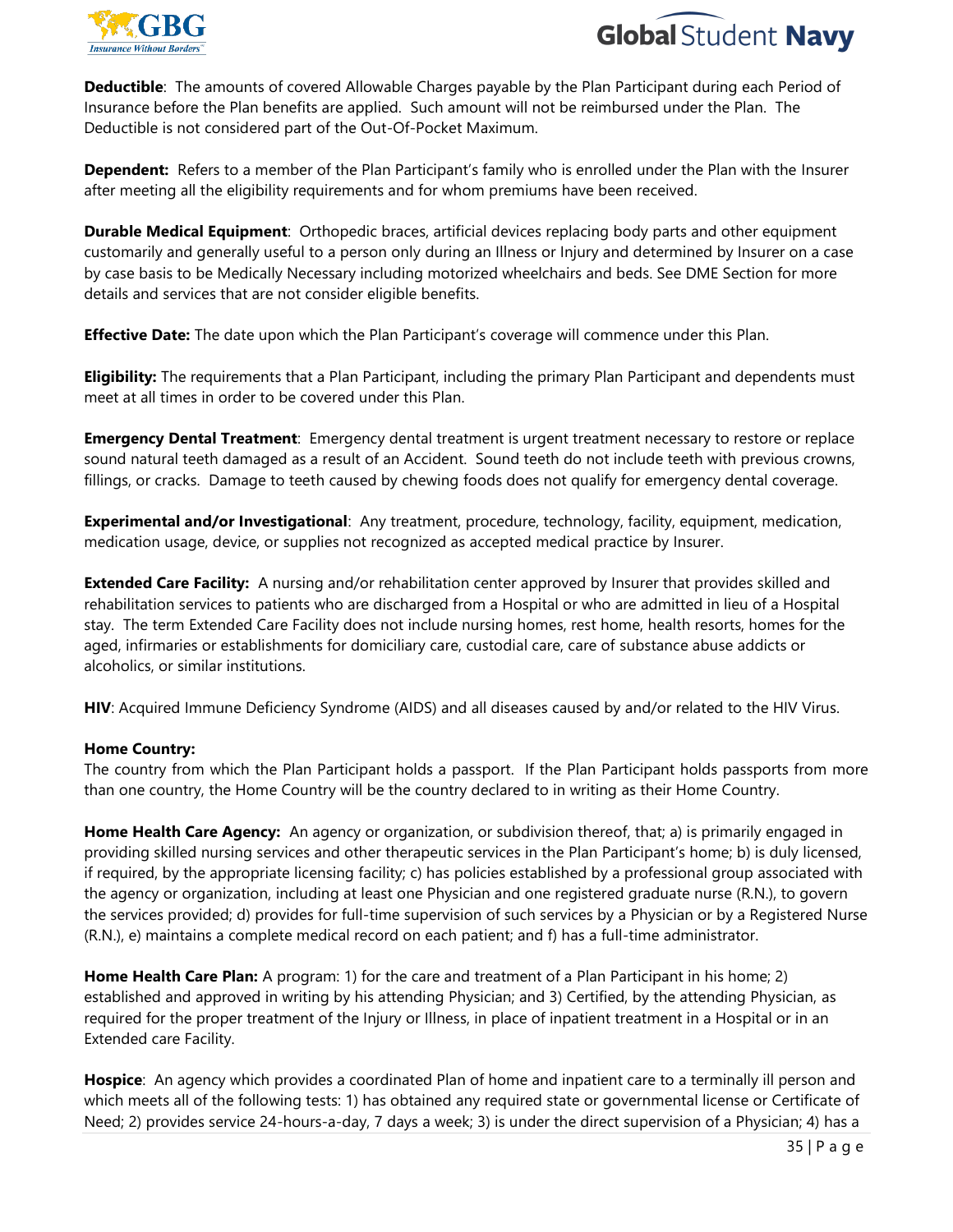**Deductible**: The amounts of covered Allowable Charges payable by the Plan Participant during each Period of Insurance before the Plan benefits are applied. Such amount will not be reimbursed under the Plan. The Deductible is not considered part of the Out-Of-Pocket Maximum.

**Dependent:** Refers to a member of the Plan Participant's family who is enrolled under the Plan with the Insurer after meeting all the eligibility requirements and for whom premiums have been received.

**Durable Medical Equipment**: Orthopedic braces, artificial devices replacing body parts and other equipment customarily and generally useful to a person only during an Illness or Injury and determined by Insurer on a case by case basis to be Medically Necessary including motorized wheelchairs and beds. See DME Section for more details and services that are not consider eligible benefits.

**Effective Date:** The date upon which the Plan Participant's coverage will commence under this Plan.

**Eligibility:** The requirements that a Plan Participant, including the primary Plan Participant and dependents must meet at all times in order to be covered under this Plan.

**Emergency Dental Treatment**: Emergency dental treatment is urgent treatment necessary to restore or replace sound natural teeth damaged as a result of an Accident. Sound teeth do not include teeth with previous crowns, fillings, or cracks. Damage to teeth caused by chewing foods does not qualify for emergency dental coverage.

**Experimental and/or Investigational**: Any treatment, procedure, technology, facility, equipment, medication, medication usage, device, or supplies not recognized as accepted medical practice by Insurer.

**Extended Care Facility:** A nursing and/or rehabilitation center approved by Insurer that provides skilled and rehabilitation services to patients who are discharged from a Hospital or who are admitted in lieu of a Hospital stay. The term Extended Care Facility does not include nursing homes, rest home, health resorts, homes for the aged, infirmaries or establishments for domiciliary care, custodial care, care of substance abuse addicts or alcoholics, or similar institutions.

**HIV**: Acquired Immune Deficiency Syndrome (AIDS) and all diseases caused by and/or related to the HIV Virus.

**Home Country:**
The country from which the Plan Participant holds a passport. If the Plan Participant holds passports from more than one country, the Home Country will be the country declared to in writing as their Home Country.

**Home Health Care Agency:** An agency or organization, or subdivision thereof, that; a) is primarily engaged in providing skilled nursing services and other therapeutic services in the Plan Participant's home; b) is duly licensed, if required, by the appropriate licensing facility; c) has policies established by a professional group associated with the agency or organization, including at least one Physician and one registered graduate nurse (R.N.), to govern the services provided; d) provides for full-time supervision of such services by a Physician or by a Registered Nurse (R.N.), e) maintains a complete medical record on each patient; and f) has a full-time administrator.

**Home Health Care Plan:** A program: 1) for the care and treatment of a Plan Participant in his home; 2) established and approved in writing by his attending Physician; and 3) Certified, by the attending Physician, as required for the proper treatment of the Injury or Illness, in place of inpatient treatment in a Hospital or in an Extended care Facility.

**Hospice**: An agency which provides a coordinated Plan of home and inpatient care to a terminally ill person and which meets all of the following tests: 1) has obtained any required state or governmental license or Certificate of Need; 2) provides service 24-hours-a-day, 7 days a week; 3) is under the direct supervision of a Physician; 4) has a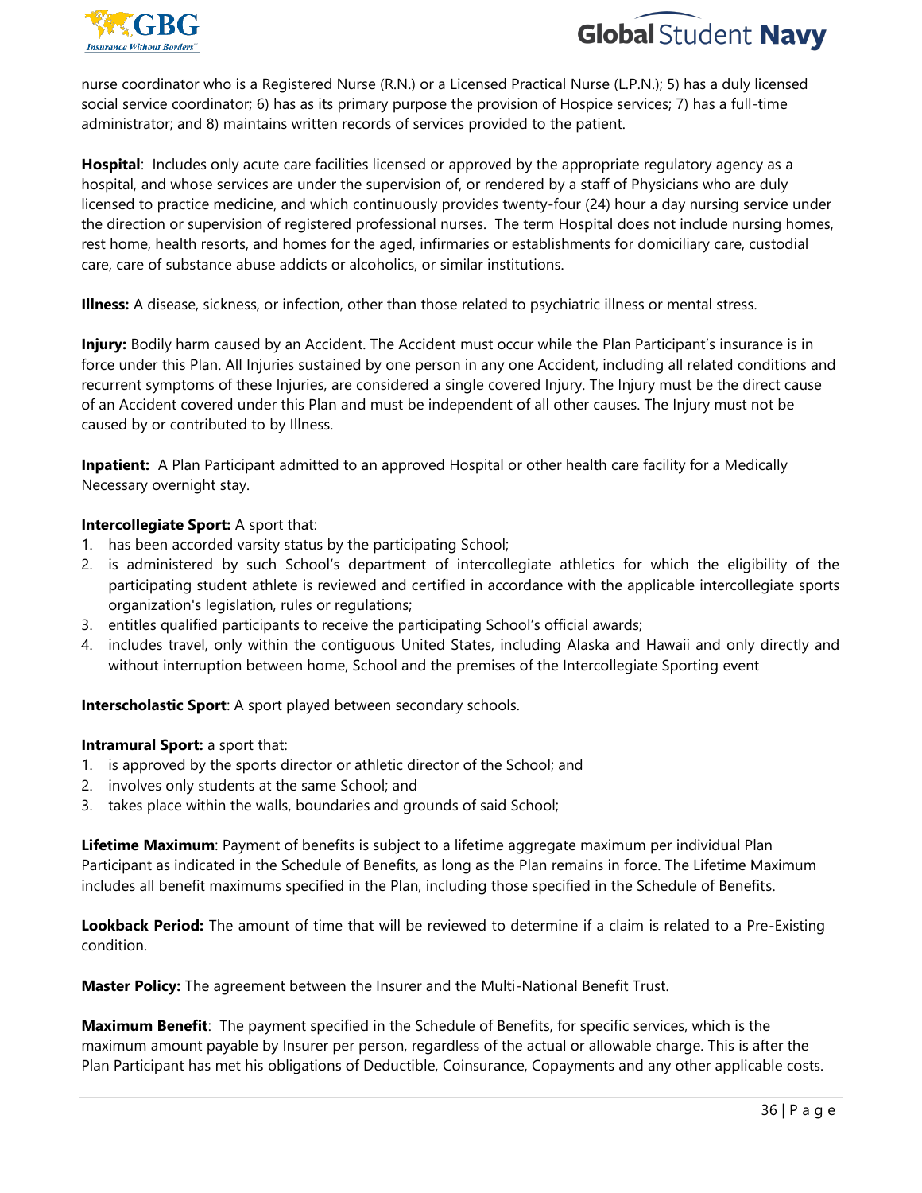nurse coordinator who is a Registered Nurse (R.N.) or a Licensed Practical Nurse (L.P.N.); 5) has a duly licensed social service coordinator; 6) has as its primary purpose the provision of Hospice services; 7) has a full-time administrator; and 8) maintains written records of services provided to the patient.

**Hospital**: Includes only acute care facilities licensed or approved by the appropriate regulatory agency as a hospital, and whose services are under the supervision of, or rendered by a staff of Physicians who are duly licensed to practice medicine, and which continuously provides twenty-four (24) hour a day nursing service under the direction or supervision of registered professional nurses. The term Hospital does not include nursing homes, rest home, health resorts, and homes for the aged, infirmaries or establishments for domiciliary care, custodial care, care of substance abuse addicts or alcoholics, or similar institutions.

**Illness:** A disease, sickness, or infection, other than those related to psychiatric illness or mental stress.

**Injury:** Bodily harm caused by an Accident. The Accident must occur while the Plan Participant's insurance is in force under this Plan. All Injuries sustained by one person in any one Accident, including all related conditions and recurrent symptoms of these Injuries, are considered a single covered Injury. The Injury must be the direct cause of an Accident covered under this Plan and must be independent of all other causes. The Injury must not be caused by or contributed to by Illness.

**Inpatient:** A Plan Participant admitted to an approved Hospital or other health care facility for a Medically Necessary overnight stay.

**Intercollegiate Sport:** A sport that:

1. has been accorded varsity status by the participating School;
2. is administered by such School's department of intercollegiate athletics for which the eligibility of the participating student athlete is reviewed and certified in accordance with the applicable intercollegiate sports organization's legislation, rules or regulations;
3. entitles qualified participants to receive the participating School's official awards;
4. includes travel, only within the contiguous United States, including Alaska and Hawaii and only directly and without interruption between home, School and the premises of the Intercollegiate Sporting event

**Interscholastic Sport**: A sport played between secondary schools.

**Intramural Sport:** a sport that:

1. is approved by the sports director or athletic director of the School; and
2. involves only students at the same School; and
3. takes place within the walls, boundaries and grounds of said School;

**Lifetime Maximum**: Payment of benefits is subject to a lifetime aggregate maximum per individual Plan Participant as indicated in the Schedule of Benefits, as long as the Plan remains in force. The Lifetime Maximum includes all benefit maximums specified in the Plan, including those specified in the Schedule of Benefits.

**Lookback Period:** The amount of time that will be reviewed to determine if a claim is related to a Pre-Existing condition.

**Master Policy:** The agreement between the Insurer and the Multi-National Benefit Trust.

**Maximum Benefit**: The payment specified in the Schedule of Benefits, for specific services, which is the maximum amount payable by Insurer per person, regardless of the actual or allowable charge. This is after the Plan Participant has met his obligations of Deductible, Coinsurance, Copayments and any other applicable costs.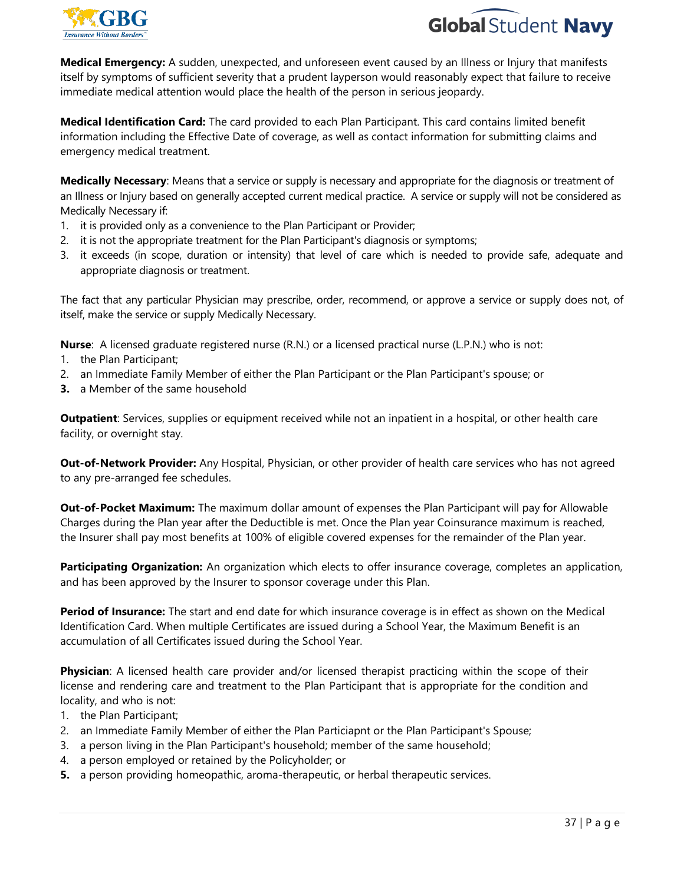**Medical Emergency:** A sudden, unexpected, and unforeseen event caused by an Illness or Injury that manifests itself by symptoms of sufficient severity that a prudent layperson would reasonably expect that failure to receive immediate medical attention would place the health of the person in serious jeopardy.

**Medical Identification Card:** The card provided to each Plan Participant. This card contains limited benefit information including the Effective Date of coverage, as well as contact information for submitting claims and emergency medical treatment.

**Medically Necessary**: Means that a service or supply is necessary and appropriate for the diagnosis or treatment of an Illness or Injury based on generally accepted current medical practice. A service or supply will not be considered as Medically Necessary if:

1. it is provided only as a convenience to the Plan Participant or Provider;
2. it is not the appropriate treatment for the Plan Participant's diagnosis or symptoms;
3. it exceeds (in scope, duration or intensity) that level of care which is needed to provide safe, adequate and appropriate diagnosis or treatment.

The fact that any particular Physician may prescribe, order, recommend, or approve a service or supply does not, of itself, make the service or supply Medically Necessary.

**Nurse**: A licensed graduate registered nurse (R.N.) or a licensed practical nurse (L.P.N.) who is not:

1. the Plan Participant;
2. an Immediate Family Member of either the Plan Participant or the Plan Participant's spouse; or
3. a Member of the same household

**Outpatient**: Services, supplies or equipment received while not an inpatient in a hospital, or other health care facility, or overnight stay.

**Out-of-Network Provider:** Any Hospital, Physician, or other provider of health care services who has not agreed to any pre-arranged fee schedules.

**Out-of-Pocket Maximum:** The maximum dollar amount of expenses the Plan Participant will pay for Allowable Charges during the Plan year after the Deductible is met. Once the Plan year Coinsurance maximum is reached, the Insurer shall pay most benefits at 100% of eligible covered expenses for the remainder of the Plan year.

**Participating Organization:** An organization which elects to offer insurance coverage, completes an application, and has been approved by the Insurer to sponsor coverage under this Plan.

**Period of Insurance:** The start and end date for which insurance coverage is in effect as shown on the Medical Identification Card. When multiple Certificates are issued during a School Year, the Maximum Benefit is an accumulation of all Certificates issued during the School Year.

**Physician**: A licensed health care provider and/or licensed therapist practicing within the scope of their license and rendering care and treatment to the Plan Participant that is appropriate for the condition and locality, and who is not:

1. the Plan Participant;
2. an Immediate Family Member of either the Plan Particiapnt or the Plan Participant's Spouse;
3. a person living in the Plan Participant's household; member of the same household;
4. a person employed or retained by the Policyholder; or
5. a person providing homeopathic, aroma-therapeutic, or herbal therapeutic services.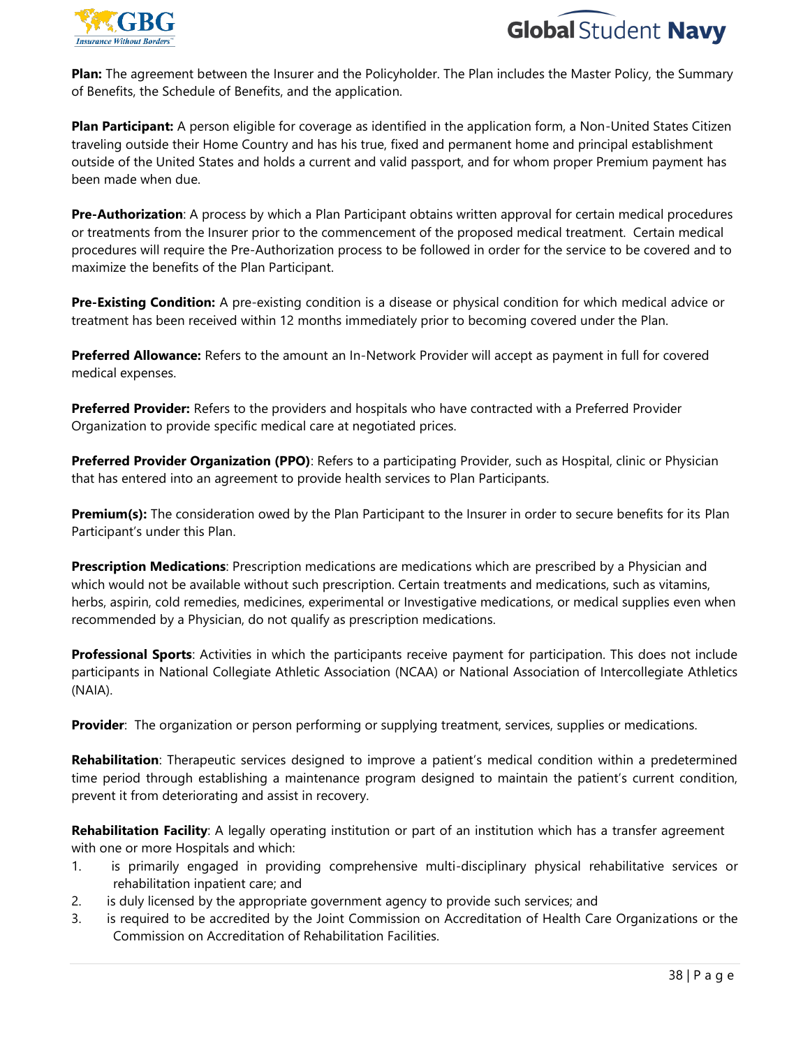**Plan:** The agreement between the Insurer and the Policyholder. The Plan includes the Master Policy, the Summary of Benefits, the Schedule of Benefits, and the application.

**Plan Participant:** A person eligible for coverage as identified in the application form, a Non-United States Citizen traveling outside their Home Country and has his true, fixed and permanent home and principal establishment outside of the United States and holds a current and valid passport, and for whom proper Premium payment has been made when due.

**Pre-Authorization**: A process by which a Plan Participant obtains written approval for certain medical procedures or treatments from the Insurer prior to the commencement of the proposed medical treatment. Certain medical procedures will require the Pre-Authorization process to be followed in order for the service to be covered and to maximize the benefits of the Plan Participant.

**Pre-Existing Condition:** A pre-existing condition is a disease or physical condition for which medical advice or treatment has been received within 12 months immediately prior to becoming covered under the Plan.

**Preferred Allowance:** Refers to the amount an In-Network Provider will accept as payment in full for covered medical expenses.

**Preferred Provider:** Refers to the providers and hospitals who have contracted with a Preferred Provider Organization to provide specific medical care at negotiated prices.

**Preferred Provider Organization (PPO)**: Refers to a participating Provider, such as Hospital, clinic or Physician that has entered into an agreement to provide health services to Plan Participants.

**Premium(s):** The consideration owed by the Plan Participant to the Insurer in order to secure benefits for its Plan Participant's under this Plan.

**Prescription Medications**: Prescription medications are medications which are prescribed by a Physician and which would not be available without such prescription. Certain treatments and medications, such as vitamins, herbs, aspirin, cold remedies, medicines, experimental or Investigative medications, or medical supplies even when recommended by a Physician, do not qualify as prescription medications.

**Professional Sports**: Activities in which the participants receive payment for participation. This does not include participants in National Collegiate Athletic Association (NCAA) or National Association of Intercollegiate Athletics (NAIA).

**Provider**: The organization or person performing or supplying treatment, services, supplies or medications.

**Rehabilitation**: Therapeutic services designed to improve a patient's medical condition within a predetermined time period through establishing a maintenance program designed to maintain the patient's current condition, prevent it from deteriorating and assist in recovery.

**Rehabilitation Facility**: A legally operating institution or part of an institution which has a transfer agreement with one or more Hospitals and which:

1. is primarily engaged in providing comprehensive multi-disciplinary physical rehabilitative services or rehabilitation inpatient care; and
2. is duly licensed by the appropriate government agency to provide such services; and
3. is required to be accredited by the Joint Commission on Accreditation of Health Care Organizations or the Commission on Accreditation of Rehabilitation Facilities.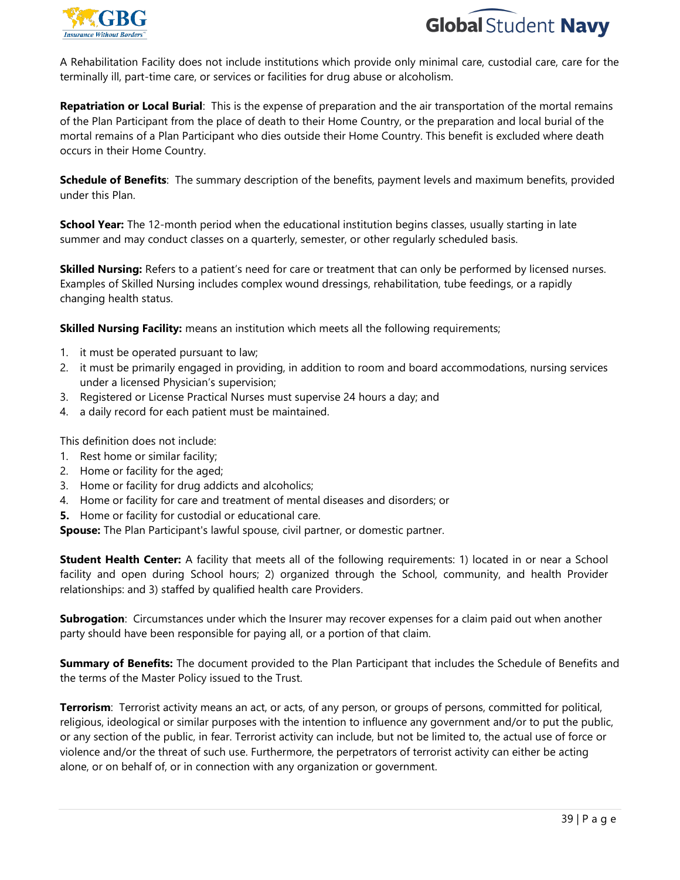A Rehabilitation Facility does not include institutions which provide only minimal care, custodial care, care for the terminally ill, part-time care, or services or facilities for drug abuse or alcoholism.

**Repatriation or Local Burial**: This is the expense of preparation and the air transportation of the mortal remains of the Plan Participant from the place of death to their Home Country, or the preparation and local burial of the mortal remains of a Plan Participant who dies outside their Home Country. This benefit is excluded where death occurs in their Home Country.

**Schedule of Benefits**: The summary description of the benefits, payment levels and maximum benefits, provided under this Plan.

**School Year:** The 12-month period when the educational institution begins classes, usually starting in late summer and may conduct classes on a quarterly, semester, or other regularly scheduled basis.

**Skilled Nursing:** Refers to a patient's need for care or treatment that can only be performed by licensed nurses. Examples of Skilled Nursing includes complex wound dressings, rehabilitation, tube feedings, or a rapidly changing health status.

**Skilled Nursing Facility:** means an institution which meets all the following requirements;

1. it must be operated pursuant to law;
2. it must be primarily engaged in providing, in addition to room and board accommodations, nursing services under a licensed Physician's supervision;
3. Registered or License Practical Nurses must supervise 24 hours a day; and
4. a daily record for each patient must be maintained.

This definition does not include:

1. Rest home or similar facility;
2. Home or facility for the aged;
3. Home or facility for drug addicts and alcoholics;
4. Home or facility for care and treatment of mental diseases and disorders; or
5. Home or facility for custodial or educational care.

**Spouse:** The Plan Participant's lawful spouse, civil partner, or domestic partner.

**Student Health Center:** A facility that meets all of the following requirements: 1) located in or near a School facility and open during School hours; 2) organized through the School, community, and health Provider relationships: and 3) staffed by qualified health care Providers.

**Subrogation**: Circumstances under which the Insurer may recover expenses for a claim paid out when another party should have been responsible for paying all, or a portion of that claim.

**Summary of Benefits:** The document provided to the Plan Participant that includes the Schedule of Benefits and the terms of the Master Policy issued to the Trust.

**Terrorism**: Terrorist activity means an act, or acts, of any person, or groups of persons, committed for political, religious, ideological or similar purposes with the intention to influence any government and/or to put the public, or any section of the public, in fear. Terrorist activity can include, but not be limited to, the actual use of force or violence and/or the threat of such use. Furthermore, the perpetrators of terrorist activity can either be acting alone, or on behalf of, or in connection with any organization or government.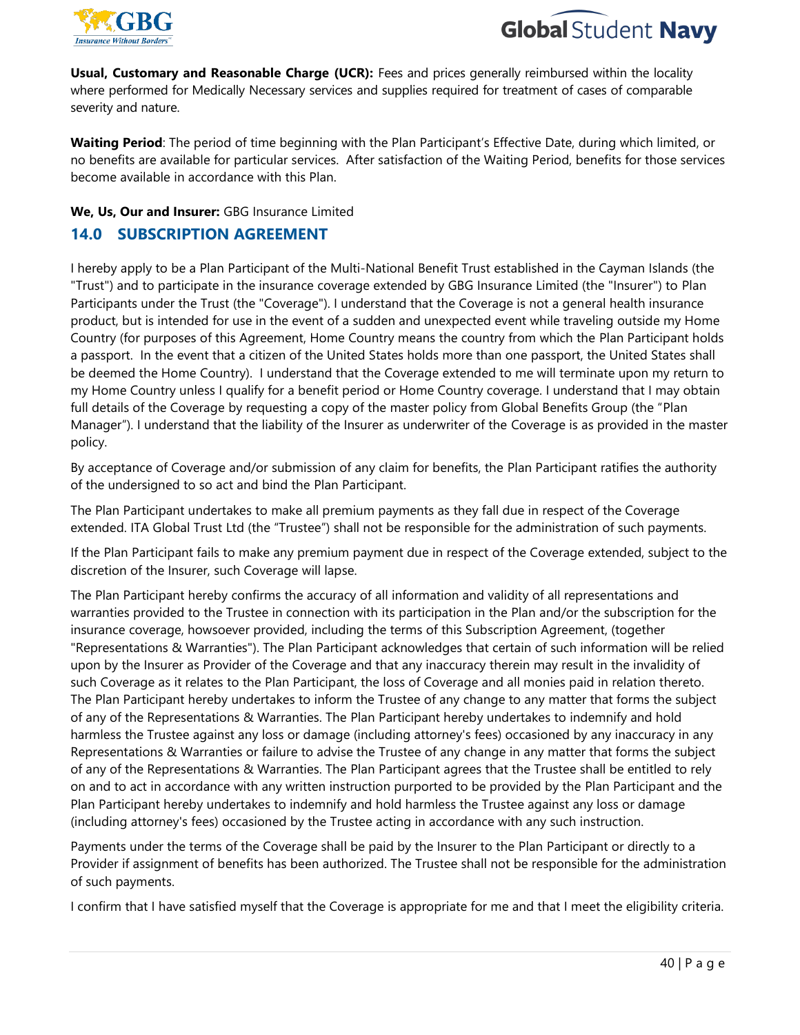**Usual, Customary and Reasonable Charge (UCR):** Fees and prices generally reimbursed within the locality where performed for Medically Necessary services and supplies required for treatment of cases of comparable severity and nature.

**Waiting Period**: The period of time beginning with the Plan Participant's Effective Date, during which limited, or no benefits are available for particular services. After satisfaction of the Waiting Period, benefits for those services become available in accordance with this Plan.

**We, Us, Our and Insurer:** GBG Insurance Limited

## 14.0 SUBSCRIPTION AGREEMENT

I hereby apply to be a Plan Participant of the Multi-National Benefit Trust established in the Cayman Islands (the "Trust") and to participate in the insurance coverage extended by GBG Insurance Limited (the "Insurer") to Plan Participants under the Trust (the "Coverage"). I understand that the Coverage is not a general health insurance product, but is intended for use in the event of a sudden and unexpected event while traveling outside my Home Country (for purposes of this Agreement, Home Country means the country from which the Plan Participant holds a passport. In the event that a citizen of the United States holds more than one passport, the United States shall be deemed the Home Country). I understand that the Coverage extended to me will terminate upon my return to my Home Country unless I qualify for a benefit period or Home Country coverage. I understand that I may obtain full details of the Coverage by requesting a copy of the master policy from Global Benefits Group (the "Plan Manager"). I understand that the liability of the Insurer as underwriter of the Coverage is as provided in the master policy.

By acceptance of Coverage and/or submission of any claim for benefits, the Plan Participant ratifies the authority of the undersigned to so act and bind the Plan Participant.

The Plan Participant undertakes to make all premium payments as they fall due in respect of the Coverage extended. ITA Global Trust Ltd (the "Trustee") shall not be responsible for the administration of such payments.

If the Plan Participant fails to make any premium payment due in respect of the Coverage extended, subject to the discretion of the Insurer, such Coverage will lapse.

The Plan Participant hereby confirms the accuracy of all information and validity of all representations and warranties provided to the Trustee in connection with its participation in the Plan and/or the subscription for the insurance coverage, howsoever provided, including the terms of this Subscription Agreement, (together "Representations & Warranties"). The Plan Participant acknowledges that certain of such information will be relied upon by the Insurer as Provider of the Coverage and that any inaccuracy therein may result in the invalidity of such Coverage as it relates to the Plan Participant, the loss of Coverage and all monies paid in relation thereto. The Plan Participant hereby undertakes to inform the Trustee of any change to any matter that forms the subject of any of the Representations & Warranties. The Plan Participant hereby undertakes to indemnify and hold harmless the Trustee against any loss or damage (including attorney's fees) occasioned by any inaccuracy in any Representations & Warranties or failure to advise the Trustee of any change in any matter that forms the subject of any of the Representations & Warranties. The Plan Participant agrees that the Trustee shall be entitled to rely on and to act in accordance with any written instruction purported to be provided by the Plan Participant and the Plan Participant hereby undertakes to indemnify and hold harmless the Trustee against any loss or damage (including attorney's fees) occasioned by the Trustee acting in accordance with any such instruction.

Payments under the terms of the Coverage shall be paid by the Insurer to the Plan Participant or directly to a Provider if assignment of benefits has been authorized. The Trustee shall not be responsible for the administration of such payments.

I confirm that I have satisfied myself that the Coverage is appropriate for me and that I meet the eligibility criteria.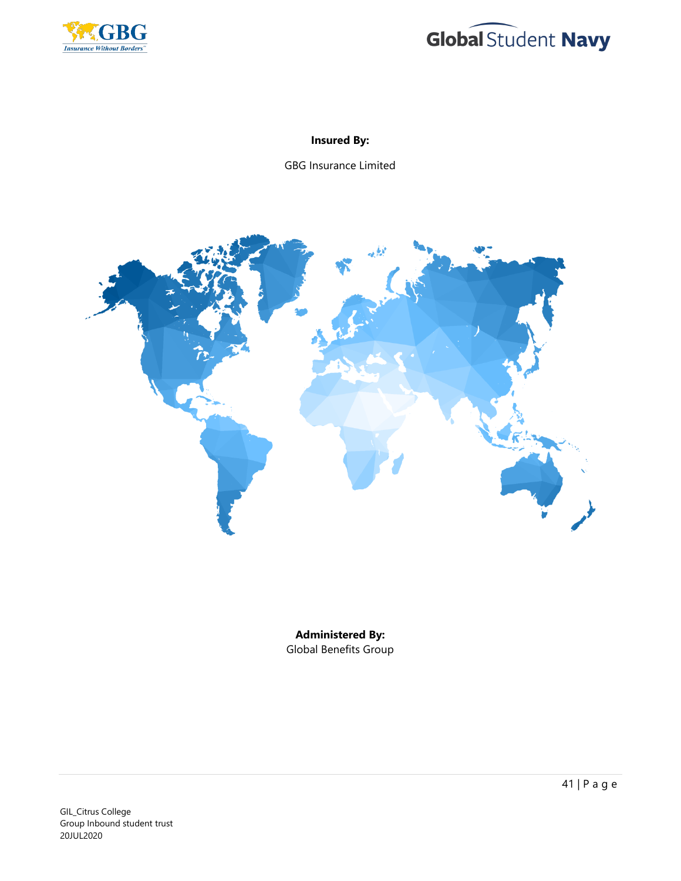**Insured By:**

GBG Insurance Limited

**Administered By:**

Global Benefits Group